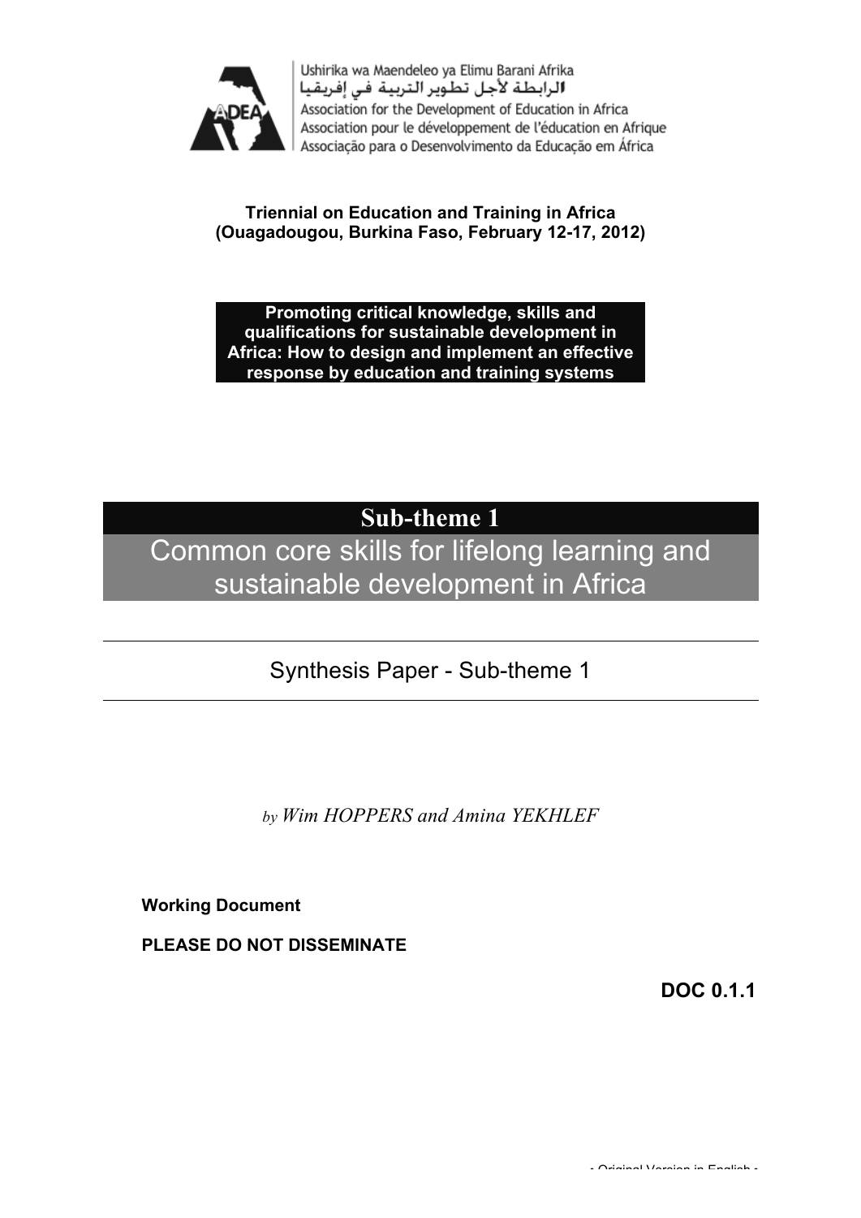Ushirika wa Maendeleo ya Elimu Barani Afrika
الرابطة لأجل تطوير التربية في إفريقيا
Association for the Development of Education in Africa
Association pour le développement de l'éducation en Afrique
Associação para o Desenvolvimento da Educação em África

**Triennial on Education and Training in Africa**
**(Ouagadougou, Burkina Faso, February 12-17, 2012)**

**Promoting critical knowledge, skills and qualifications for sustainable development in Africa: How to design and implement an effective response by education and training systems**

# Sub-theme 1

# Common core skills for lifelong learning and sustainable development in Africa

## Synthesis Paper - Sub-theme 1

by *Wim HOPPERS and Amina YEKHLEF*

**Working Document**

**PLEASE DO NOT DISSEMINATE**

**DOC 0.1.1**

- Original Version in English -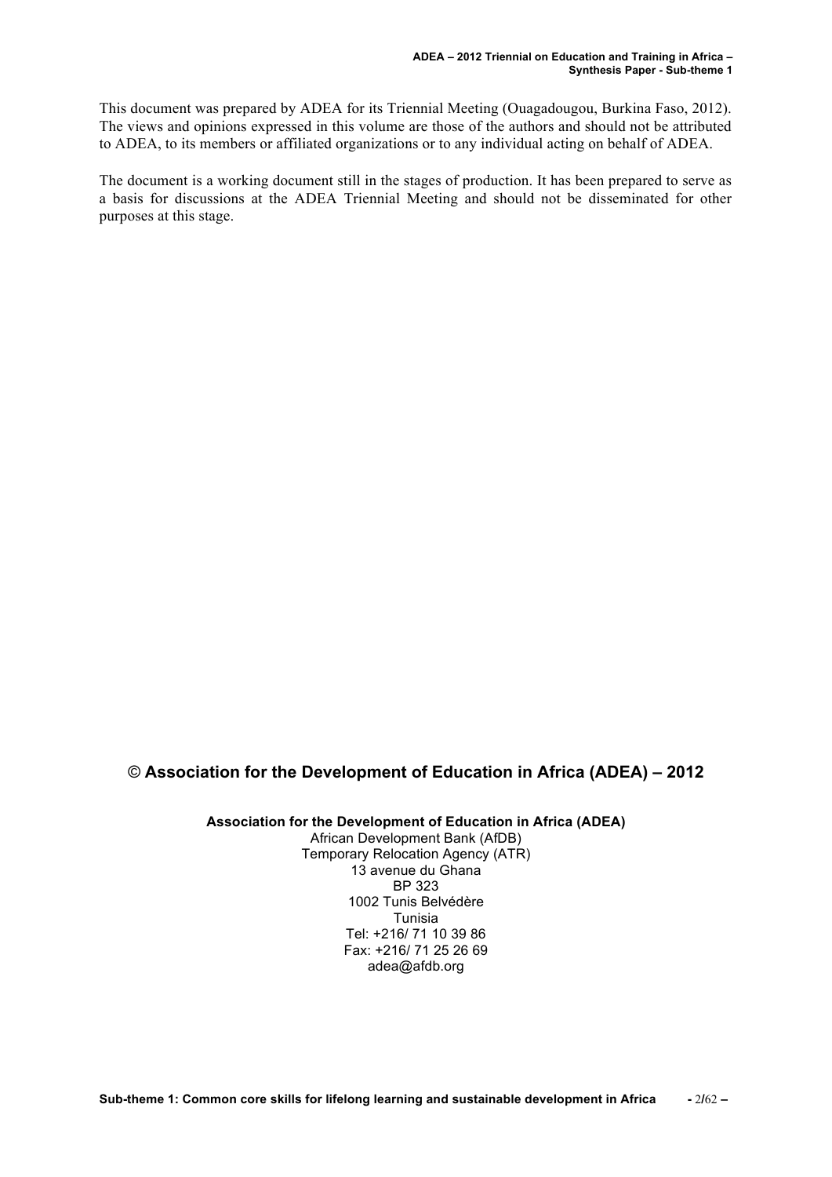This document was prepared by ADEA for its Triennial Meeting (Ouagadougou, Burkina Faso, 2012). The views and opinions expressed in this volume are those of the authors and should not be attributed to ADEA, to its members or affiliated organizations or to any individual acting on behalf of ADEA.

The document is a working document still in the stages of production. It has been prepared to serve as a basis for discussions at the ADEA Triennial Meeting and should not be disseminated for other purposes at this stage.

## © Association for the Development of Education in Africa (ADEA) – 2012

**Association for the Development of Education in Africa (ADEA)**
African Development Bank (AfDB)
Temporary Relocation Agency (ATR)
13 avenue du Ghana
BP 323
1002 Tunis Belvédère
Tunisia
Tel: +216/ 71 10 39 86
Fax: +216/ 71 25 26 69
adea@afdb.org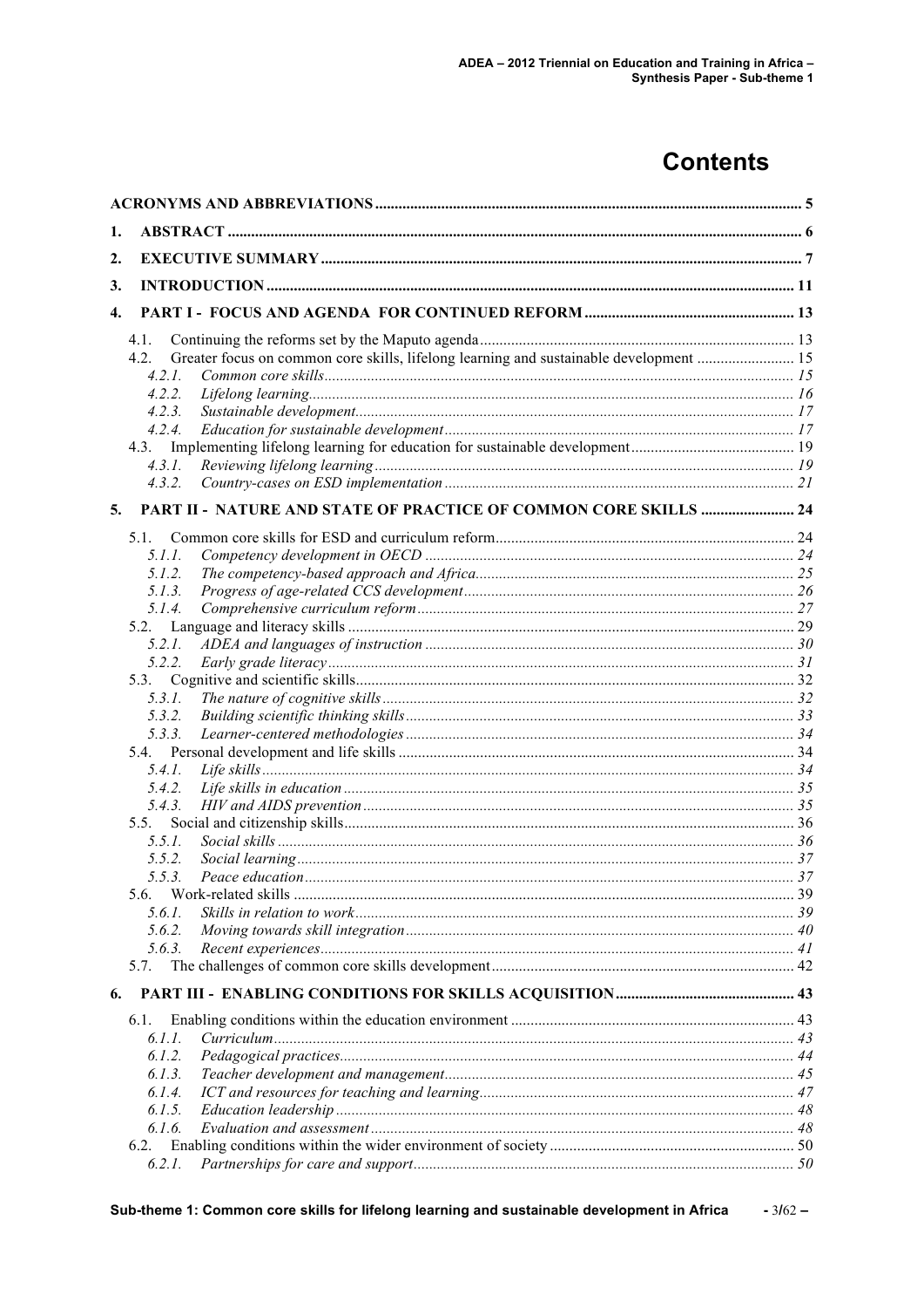# Contents

| | |
|---|---|
| **ACRONYMS AND ABBREVIATIONS** | **5** |
| **1. ABSTRACT** | **6** |
| **2. EXECUTIVE SUMMARY** | **7** |
| **3. INTRODUCTION** | **11** |
| **4. PART I - FOCUS AND AGENDA FOR CONTINUED REFORM** | **13** |
| 4.1. Continuing the reforms set by the Maputo agenda | 13 |
| 4.2. Greater focus on common core skills, lifelong learning and sustainable development | 15 |
| *4.2.1. Common core skills* | *15* |
| *4.2.2. Lifelong learning* | *16* |
| *4.2.3. Sustainable development* | *17* |
| *4.2.4. Education for sustainable development* | *17* |
| 4.3. Implementing lifelong learning for education for sustainable development | 19 |
| *4.3.1. Reviewing lifelong learning* | *19* |
| *4.3.2. Country-cases on ESD implementation* | *21* |
| **5. PART II - NATURE AND STATE OF PRACTICE OF COMMON CORE SKILLS** | **24** |
| 5.1. Common core skills for ESD and curriculum reform | 24 |
| *5.1.1. Competency development in OECD* | *24* |
| *5.1.2. The competency-based approach and Africa* | *25* |
| *5.1.3. Progress of age-related CCS development* | *26* |
| *5.1.4. Comprehensive curriculum reform* | *27* |
| 5.2. Language and literacy skills | 29 |
| *5.2.1. ADEA and languages of instruction* | *30* |
| *5.2.2. Early grade literacy* | *31* |
| 5.3. Cognitive and scientific skills | 32 |
| *5.3.1. The nature of cognitive skills* | *32* |
| *5.3.2. Building scientific thinking skills* | *33* |
| *5.3.3. Learner-centered methodologies* | *34* |
| 5.4. Personal development and life skills | 34 |
| *5.4.1. Life skills* | *34* |
| *5.4.2. Life skills in education* | *35* |
| *5.4.3. HIV and AIDS prevention* | *35* |
| 5.5. Social and citizenship skills | 36 |
| *5.5.1. Social skills* | *36* |
| *5.5.2. Social learning* | *37* |
| *5.5.3. Peace education* | *37* |
| 5.6. Work-related skills | 39 |
| *5.6.1. Skills in relation to work* | *39* |
| *5.6.2. Moving towards skill integration* | *40* |
| *5.6.3. Recent experiences* | *41* |
| 5.7. The challenges of common core skills development | 42 |
| **6. PART III - ENABLING CONDITIONS FOR SKILLS ACQUISITION** | **43** |
| 6.1. Enabling conditions within the education environment | 43 |
| *6.1.1. Curriculum* | *43* |
| *6.1.2. Pedagogical practices* | *44* |
| *6.1.3. Teacher development and management* | *45* |
| *6.1.4. ICT and resources for teaching and learning* | *47* |
| *6.1.5. Education leadership* | *48* |
| *6.1.6. Evaluation and assessment* | *48* |
| 6.2. Enabling conditions within the wider environment of society | 50 |
| *6.2.1. Partnerships for care and support* | *50* |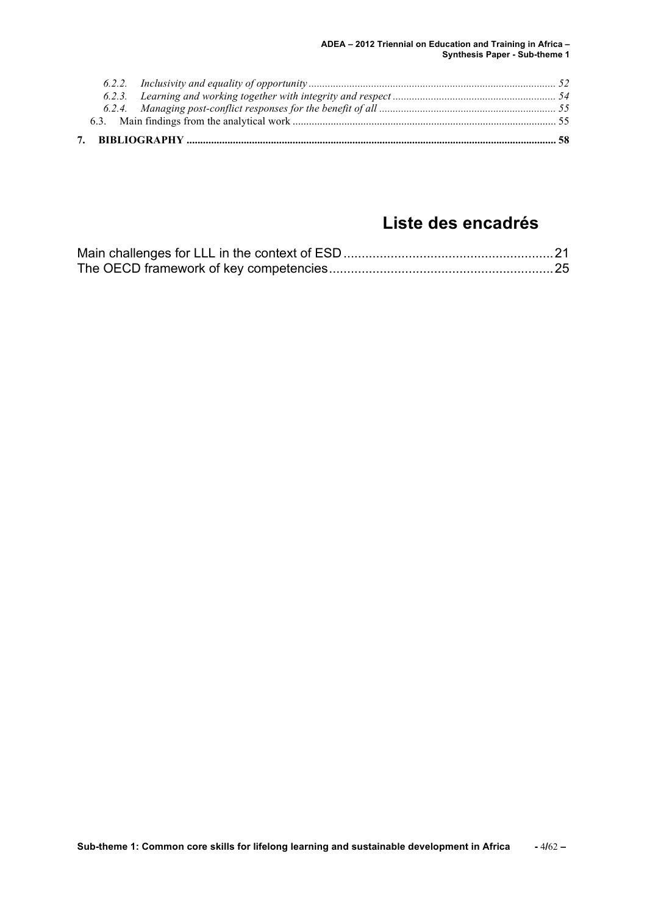- *6.2.2. Inclusivity and equality of opportunity* ..... 52
- *6.2.3. Learning and working together with integrity and respect* ..... 54
- *6.2.4. Managing post-conflict responses for the benefit of all* ..... 55
- 6.3. Main findings from the analytical work ..... 55

**7. BIBLIOGRAPHY ..... 58**

# Liste des encadrés

Main challenges for LLL in the context of ESD ..... 21
The OECD framework of key competencies ..... 25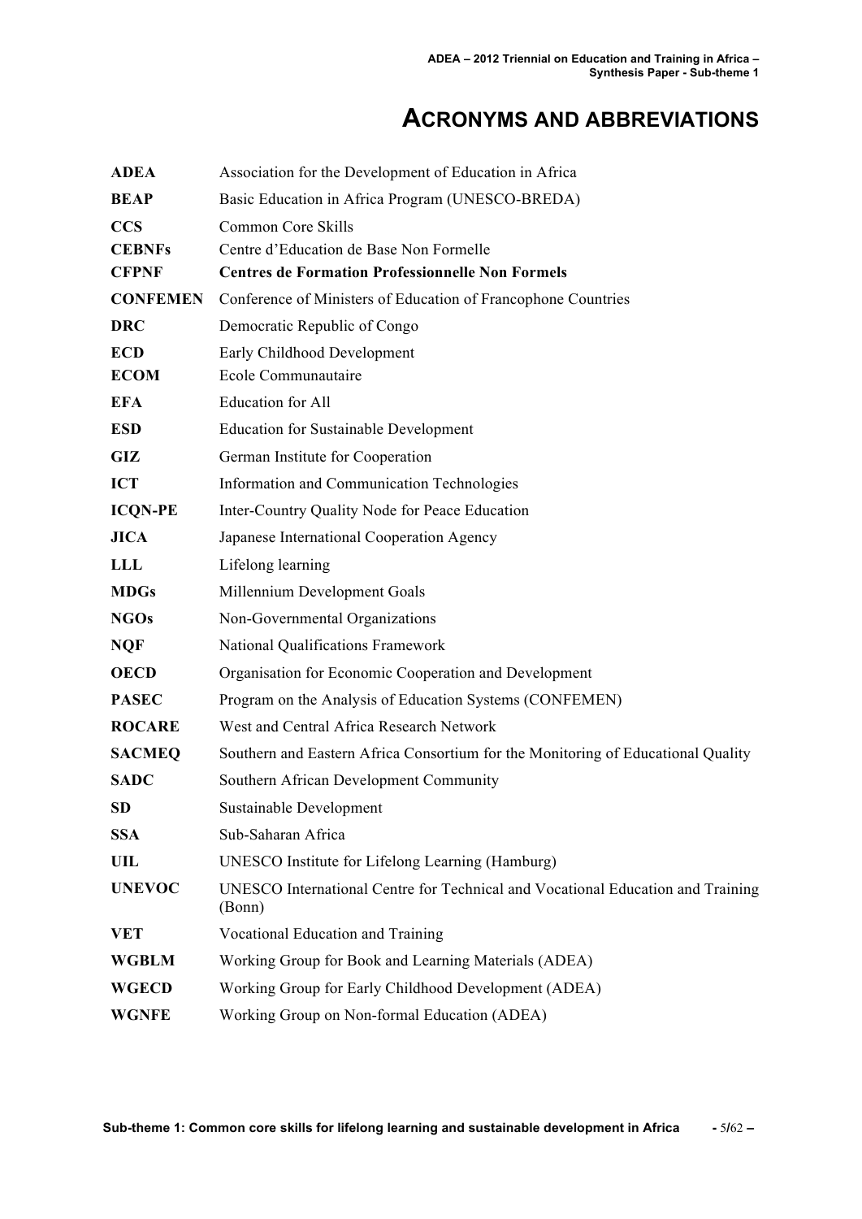# ACRONYMS AND ABBREVIATIONS

| | |
|---|---|
| **ADEA** | Association for the Development of Education in Africa |
| **BEAP** | Basic Education in Africa Program (UNESCO-BREDA) |
| **CCS** | Common Core Skills |
| **CEBNFs** | Centre d'Education de Base Non Formelle |
| **CFPNF** | **Centres de Formation Professionnelle Non Formels** |
| **CONFEMEN** | Conference of Ministers of Education of Francophone Countries |
| **DRC** | Democratic Republic of Congo |
| **ECD** | Early Childhood Development |
| **ECOM** | Ecole Communautaire |
| **EFA** | Education for All |
| **ESD** | Education for Sustainable Development |
| **GIZ** | German Institute for Cooperation |
| **ICT** | Information and Communication Technologies |
| **ICQN-PE** | Inter-Country Quality Node for Peace Education |
| **JICA** | Japanese International Cooperation Agency |
| **LLL** | Lifelong learning |
| **MDGs** | Millennium Development Goals |
| **NGOs** | Non-Governmental Organizations |
| **NQF** | National Qualifications Framework |
| **OECD** | Organisation for Economic Cooperation and Development |
| **PASEC** | Program on the Analysis of Education Systems (CONFEMEN) |
| **ROCARE** | West and Central Africa Research Network |
| **SACMEQ** | Southern and Eastern Africa Consortium for the Monitoring of Educational Quality |
| **SADC** | Southern African Development Community |
| **SD** | Sustainable Development |
| **SSA** | Sub-Saharan Africa |
| **UIL** | UNESCO Institute for Lifelong Learning (Hamburg) |
| **UNEVOC** | UNESCO International Centre for Technical and Vocational Education and Training (Bonn) |
| **VET** | Vocational Education and Training |
| **WGBLM** | Working Group for Book and Learning Materials (ADEA) |
| **WGECD** | Working Group for Early Childhood Development (ADEA) |
| **WGNFE** | Working Group on Non-formal Education (ADEA) |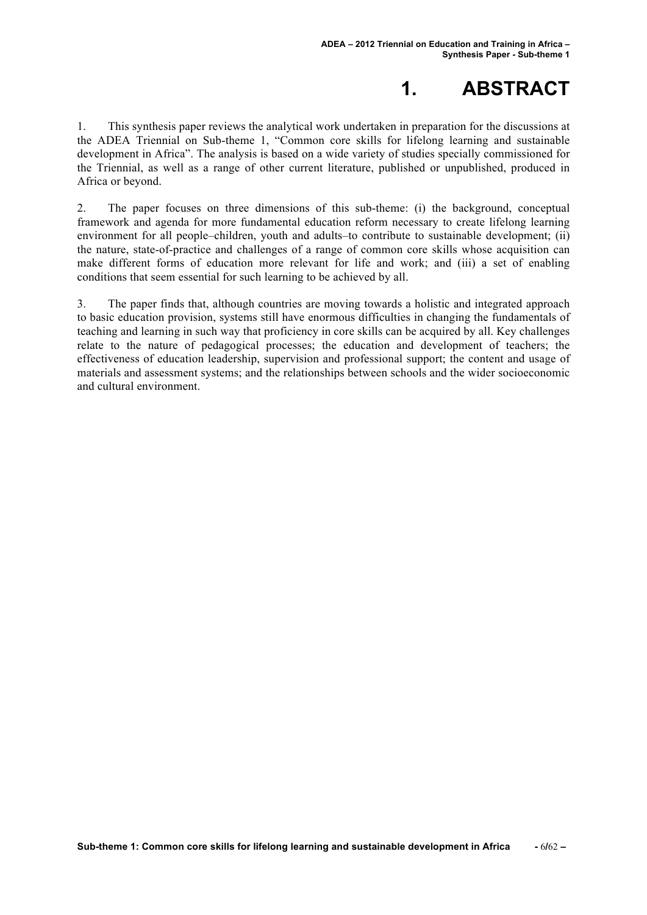# 1. ABSTRACT

1. This synthesis paper reviews the analytical work undertaken in preparation for the discussions at the ADEA Triennial on Sub-theme 1, "Common core skills for lifelong learning and sustainable development in Africa". The analysis is based on a wide variety of studies specially commissioned for the Triennial, as well as a range of other current literature, published or unpublished, produced in Africa or beyond.

2. The paper focuses on three dimensions of this sub-theme: (i) the background, conceptual framework and agenda for more fundamental education reform necessary to create lifelong learning environment for all people–children, youth and adults–to contribute to sustainable development; (ii) the nature, state-of-practice and challenges of a range of common core skills whose acquisition can make different forms of education more relevant for life and work; and (iii) a set of enabling conditions that seem essential for such learning to be achieved by all.

3. The paper finds that, although countries are moving towards a holistic and integrated approach to basic education provision, systems still have enormous difficulties in changing the fundamentals of teaching and learning in such way that proficiency in core skills can be acquired by all. Key challenges relate to the nature of pedagogical processes; the education and development of teachers; the effectiveness of education leadership, supervision and professional support; the content and usage of materials and assessment systems; and the relationships between schools and the wider socioeconomic and cultural environment.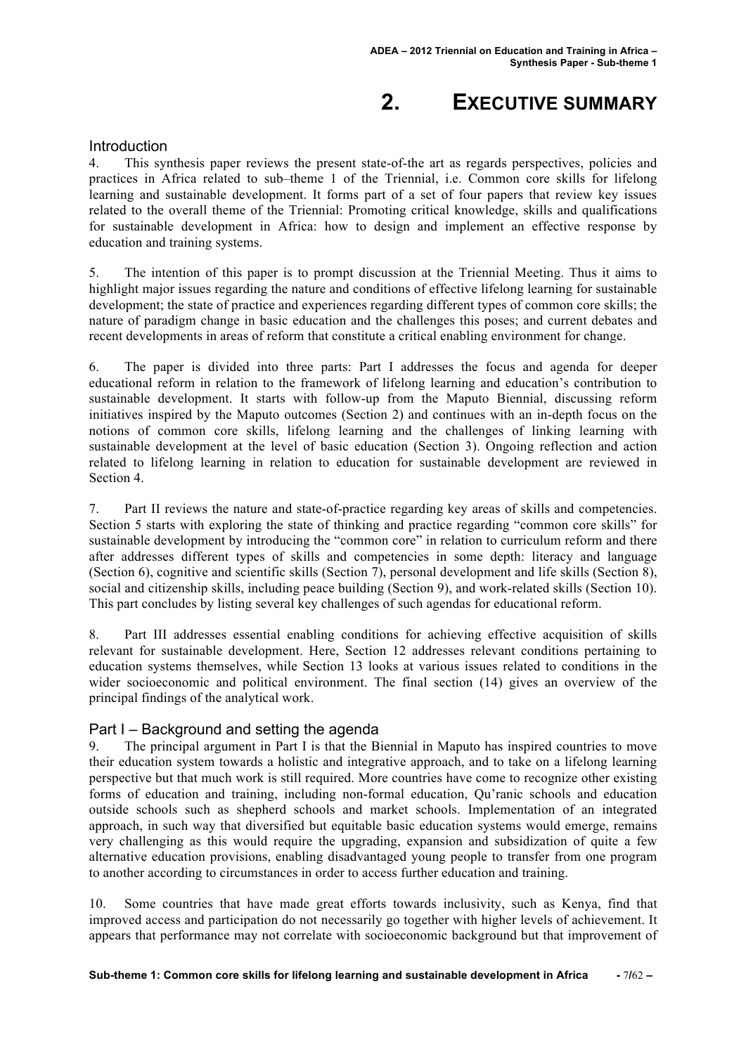# 2. EXECUTIVE SUMMARY

## Introduction

4. This synthesis paper reviews the present state-of-the art as regards perspectives, policies and practices in Africa related to sub–theme 1 of the Triennial, i.e. Common core skills for lifelong learning and sustainable development. It forms part of a set of four papers that review key issues related to the overall theme of the Triennial: Promoting critical knowledge, skills and qualifications for sustainable development in Africa: how to design and implement an effective response by education and training systems.

5. The intention of this paper is to prompt discussion at the Triennial Meeting. Thus it aims to highlight major issues regarding the nature and conditions of effective lifelong learning for sustainable development; the state of practice and experiences regarding different types of common core skills; the nature of paradigm change in basic education and the challenges this poses; and current debates and recent developments in areas of reform that constitute a critical enabling environment for change.

6. The paper is divided into three parts: Part I addresses the focus and agenda for deeper educational reform in relation to the framework of lifelong learning and education's contribution to sustainable development. It starts with follow-up from the Maputo Biennial, discussing reform initiatives inspired by the Maputo outcomes (Section 2) and continues with an in-depth focus on the notions of common core skills, lifelong learning and the challenges of linking learning with sustainable development at the level of basic education (Section 3). Ongoing reflection and action related to lifelong learning in relation to education for sustainable development are reviewed in Section 4.

7. Part II reviews the nature and state-of-practice regarding key areas of skills and competencies. Section 5 starts with exploring the state of thinking and practice regarding "common core skills" for sustainable development by introducing the "common core" in relation to curriculum reform and there after addresses different types of skills and competencies in some depth: literacy and language (Section 6), cognitive and scientific skills (Section 7), personal development and life skills (Section 8), social and citizenship skills, including peace building (Section 9), and work-related skills (Section 10). This part concludes by listing several key challenges of such agendas for educational reform.

8. Part III addresses essential enabling conditions for achieving effective acquisition of skills relevant for sustainable development. Here, Section 12 addresses relevant conditions pertaining to education systems themselves, while Section 13 looks at various issues related to conditions in the wider socioeconomic and political environment. The final section (14) gives an overview of the principal findings of the analytical work.

## Part I – Background and setting the agenda

9. The principal argument in Part I is that the Biennial in Maputo has inspired countries to move their education system towards a holistic and integrative approach, and to take on a lifelong learning perspective but that much work is still required. More countries have come to recognize other existing forms of education and training, including non-formal education, Qu'ranic schools and education outside schools such as shepherd schools and market schools. Implementation of an integrated approach, in such way that diversified but equitable basic education systems would emerge, remains very challenging as this would require the upgrading, expansion and subsidization of quite a few alternative education provisions, enabling disadvantaged young people to transfer from one program to another according to circumstances in order to access further education and training.

10. Some countries that have made great efforts towards inclusivity, such as Kenya, find that improved access and participation do not necessarily go together with higher levels of achievement. It appears that performance may not correlate with socioeconomic background but that improvement of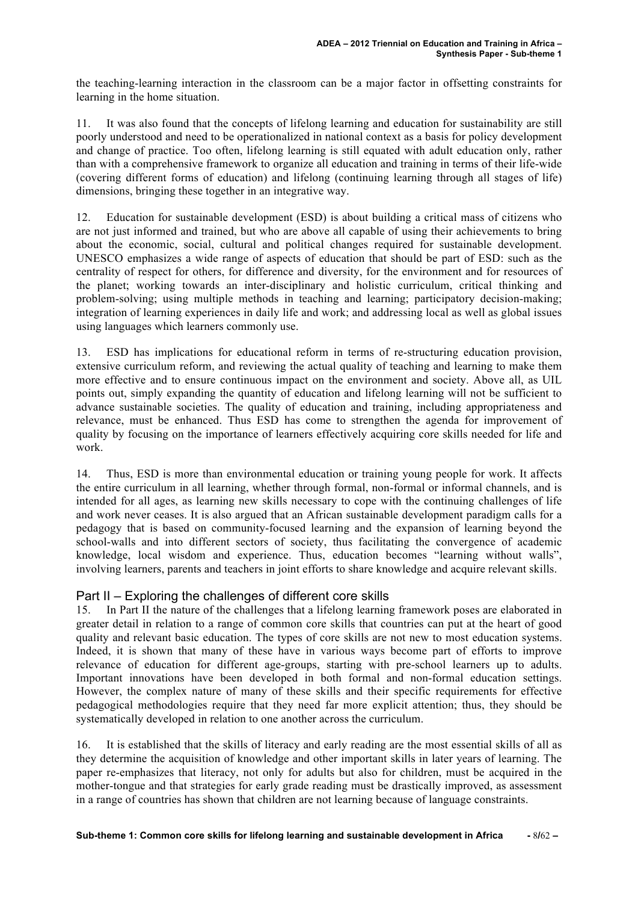the teaching-learning interaction in the classroom can be a major factor in offsetting constraints for learning in the home situation.

11. It was also found that the concepts of lifelong learning and education for sustainability are still poorly understood and need to be operationalized in national context as a basis for policy development and change of practice. Too often, lifelong learning is still equated with adult education only, rather than with a comprehensive framework to organize all education and training in terms of their life-wide (covering different forms of education) and lifelong (continuing learning through all stages of life) dimensions, bringing these together in an integrative way.

12. Education for sustainable development (ESD) is about building a critical mass of citizens who are not just informed and trained, but who are above all capable of using their achievements to bring about the economic, social, cultural and political changes required for sustainable development. UNESCO emphasizes a wide range of aspects of education that should be part of ESD: such as the centrality of respect for others, for difference and diversity, for the environment and for resources of the planet; working towards an inter-disciplinary and holistic curriculum, critical thinking and problem-solving; using multiple methods in teaching and learning; participatory decision-making; integration of learning experiences in daily life and work; and addressing local as well as global issues using languages which learners commonly use.

13. ESD has implications for educational reform in terms of re-structuring education provision, extensive curriculum reform, and reviewing the actual quality of teaching and learning to make them more effective and to ensure continuous impact on the environment and society. Above all, as UIL points out, simply expanding the quantity of education and lifelong learning will not be sufficient to advance sustainable societies. The quality of education and training, including appropriateness and relevance, must be enhanced. Thus ESD has come to strengthen the agenda for improvement of quality by focusing on the importance of learners effectively acquiring core skills needed for life and work.

14. Thus, ESD is more than environmental education or training young people for work. It affects the entire curriculum in all learning, whether through formal, non-formal or informal channels, and is intended for all ages, as learning new skills necessary to cope with the continuing challenges of life and work never ceases. It is also argued that an African sustainable development paradigm calls for a pedagogy that is based on community-focused learning and the expansion of learning beyond the school-walls and into different sectors of society, thus facilitating the convergence of academic knowledge, local wisdom and experience. Thus, education becomes "learning without walls", involving learners, parents and teachers in joint efforts to share knowledge and acquire relevant skills.

## Part II – Exploring the challenges of different core skills

15. In Part II the nature of the challenges that a lifelong learning framework poses are elaborated in greater detail in relation to a range of common core skills that countries can put at the heart of good quality and relevant basic education. The types of core skills are not new to most education systems. Indeed, it is shown that many of these have in various ways become part of efforts to improve relevance of education for different age-groups, starting with pre-school learners up to adults. Important innovations have been developed in both formal and non-formal education settings. However, the complex nature of many of these skills and their specific requirements for effective pedagogical methodologies require that they need far more explicit attention; thus, they should be systematically developed in relation to one another across the curriculum.

16. It is established that the skills of literacy and early reading are the most essential skills of all as they determine the acquisition of knowledge and other important skills in later years of learning. The paper re-emphasizes that literacy, not only for adults but also for children, must be acquired in the mother-tongue and that strategies for early grade reading must be drastically improved, as assessment in a range of countries has shown that children are not learning because of language constraints.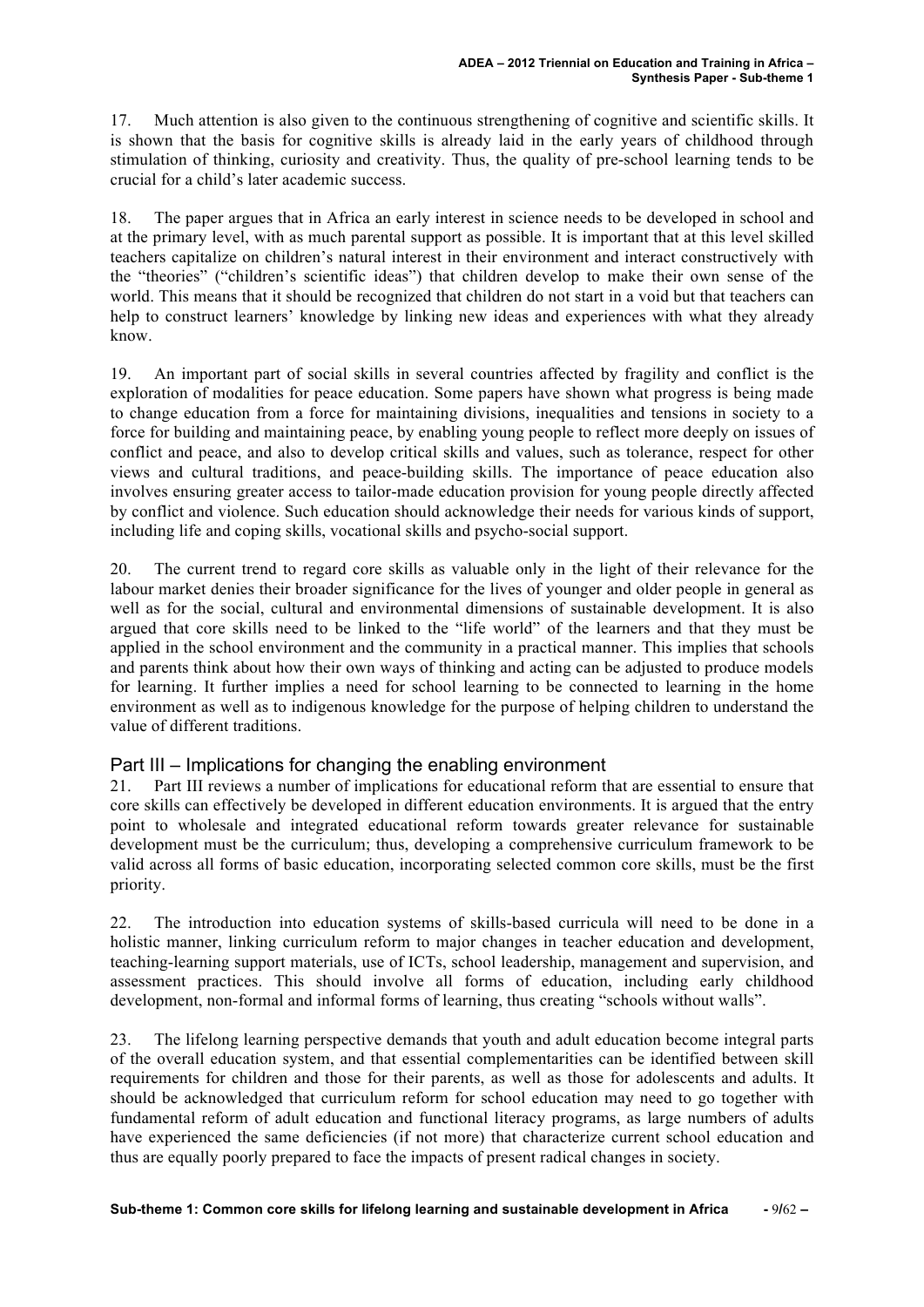17. Much attention is also given to the continuous strengthening of cognitive and scientific skills. It is shown that the basis for cognitive skills is already laid in the early years of childhood through stimulation of thinking, curiosity and creativity. Thus, the quality of pre-school learning tends to be crucial for a child's later academic success.

18. The paper argues that in Africa an early interest in science needs to be developed in school and at the primary level, with as much parental support as possible. It is important that at this level skilled teachers capitalize on children's natural interest in their environment and interact constructively with the "theories" ("children's scientific ideas") that children develop to make their own sense of the world. This means that it should be recognized that children do not start in a void but that teachers can help to construct learners' knowledge by linking new ideas and experiences with what they already know.

19. An important part of social skills in several countries affected by fragility and conflict is the exploration of modalities for peace education. Some papers have shown what progress is being made to change education from a force for maintaining divisions, inequalities and tensions in society to a force for building and maintaining peace, by enabling young people to reflect more deeply on issues of conflict and peace, and also to develop critical skills and values, such as tolerance, respect for other views and cultural traditions, and peace-building skills. The importance of peace education also involves ensuring greater access to tailor-made education provision for young people directly affected by conflict and violence. Such education should acknowledge their needs for various kinds of support, including life and coping skills, vocational skills and psycho-social support.

20. The current trend to regard core skills as valuable only in the light of their relevance for the labour market denies their broader significance for the lives of younger and older people in general as well as for the social, cultural and environmental dimensions of sustainable development. It is also argued that core skills need to be linked to the "life world" of the learners and that they must be applied in the school environment and the community in a practical manner. This implies that schools and parents think about how their own ways of thinking and acting can be adjusted to produce models for learning. It further implies a need for school learning to be connected to learning in the home environment as well as to indigenous knowledge for the purpose of helping children to understand the value of different traditions.

## Part III – Implications for changing the enabling environment

21. Part III reviews a number of implications for educational reform that are essential to ensure that core skills can effectively be developed in different education environments. It is argued that the entry point to wholesale and integrated educational reform towards greater relevance for sustainable development must be the curriculum; thus, developing a comprehensive curriculum framework to be valid across all forms of basic education, incorporating selected common core skills, must be the first priority.

22. The introduction into education systems of skills-based curricula will need to be done in a holistic manner, linking curriculum reform to major changes in teacher education and development, teaching-learning support materials, use of ICTs, school leadership, management and supervision, and assessment practices. This should involve all forms of education, including early childhood development, non-formal and informal forms of learning, thus creating "schools without walls".

23. The lifelong learning perspective demands that youth and adult education become integral parts of the overall education system, and that essential complementarities can be identified between skill requirements for children and those for their parents, as well as those for adolescents and adults. It should be acknowledged that curriculum reform for school education may need to go together with fundamental reform of adult education and functional literacy programs, as large numbers of adults have experienced the same deficiencies (if not more) that characterize current school education and thus are equally poorly prepared to face the impacts of present radical changes in society.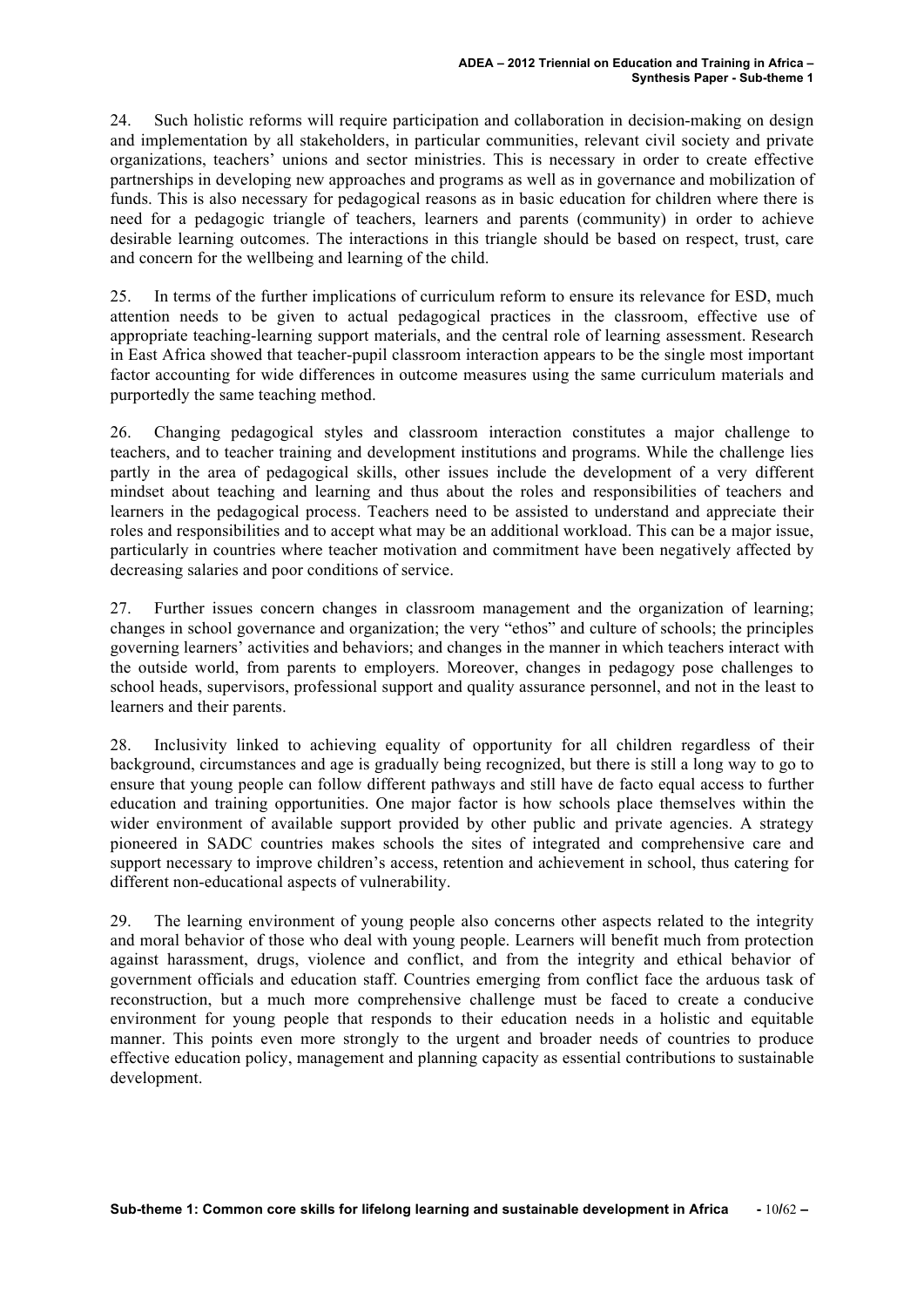24. Such holistic reforms will require participation and collaboration in decision-making on design and implementation by all stakeholders, in particular communities, relevant civil society and private organizations, teachers' unions and sector ministries. This is necessary in order to create effective partnerships in developing new approaches and programs as well as in governance and mobilization of funds. This is also necessary for pedagogical reasons as in basic education for children where there is need for a pedagogic triangle of teachers, learners and parents (community) in order to achieve desirable learning outcomes. The interactions in this triangle should be based on respect, trust, care and concern for the wellbeing and learning of the child.

25. In terms of the further implications of curriculum reform to ensure its relevance for ESD, much attention needs to be given to actual pedagogical practices in the classroom, effective use of appropriate teaching-learning support materials, and the central role of learning assessment. Research in East Africa showed that teacher-pupil classroom interaction appears to be the single most important factor accounting for wide differences in outcome measures using the same curriculum materials and purportedly the same teaching method.

26. Changing pedagogical styles and classroom interaction constitutes a major challenge to teachers, and to teacher training and development institutions and programs. While the challenge lies partly in the area of pedagogical skills, other issues include the development of a very different mindset about teaching and learning and thus about the roles and responsibilities of teachers and learners in the pedagogical process. Teachers need to be assisted to understand and appreciate their roles and responsibilities and to accept what may be an additional workload. This can be a major issue, particularly in countries where teacher motivation and commitment have been negatively affected by decreasing salaries and poor conditions of service.

27. Further issues concern changes in classroom management and the organization of learning; changes in school governance and organization; the very "ethos" and culture of schools; the principles governing learners' activities and behaviors; and changes in the manner in which teachers interact with the outside world, from parents to employers. Moreover, changes in pedagogy pose challenges to school heads, supervisors, professional support and quality assurance personnel, and not in the least to learners and their parents.

28. Inclusivity linked to achieving equality of opportunity for all children regardless of their background, circumstances and age is gradually being recognized, but there is still a long way to go to ensure that young people can follow different pathways and still have de facto equal access to further education and training opportunities. One major factor is how schools place themselves within the wider environment of available support provided by other public and private agencies. A strategy pioneered in SADC countries makes schools the sites of integrated and comprehensive care and support necessary to improve children's access, retention and achievement in school, thus catering for different non-educational aspects of vulnerability.

29. The learning environment of young people also concerns other aspects related to the integrity and moral behavior of those who deal with young people. Learners will benefit much from protection against harassment, drugs, violence and conflict, and from the integrity and ethical behavior of government officials and education staff. Countries emerging from conflict face the arduous task of reconstruction, but a much more comprehensive challenge must be faced to create a conducive environment for young people that responds to their education needs in a holistic and equitable manner. This points even more strongly to the urgent and broader needs of countries to produce effective education policy, management and planning capacity as essential contributions to sustainable development.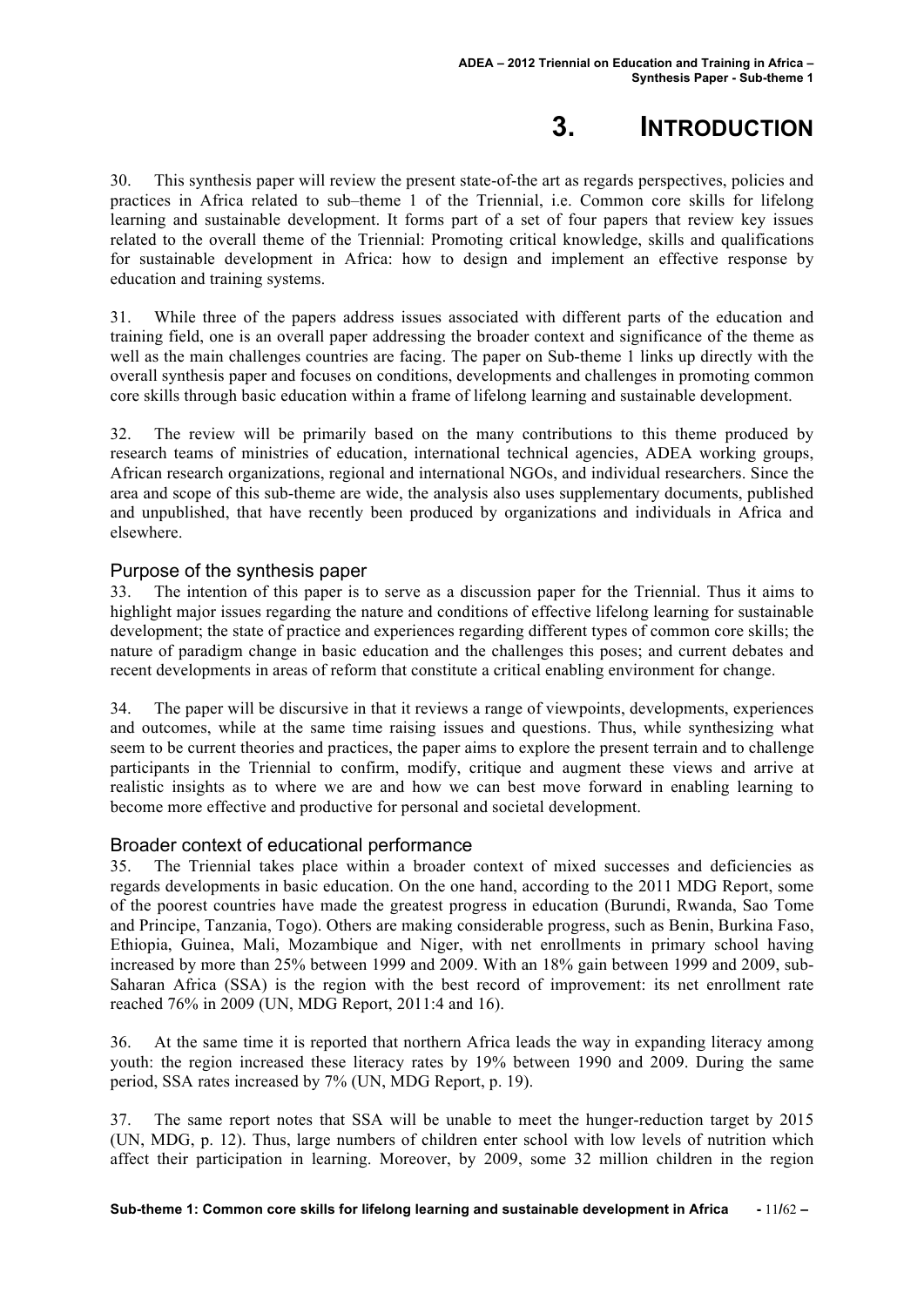# 3. INTRODUCTION

30. This synthesis paper will review the present state-of-the art as regards perspectives, policies and practices in Africa related to sub–theme 1 of the Triennial, i.e. Common core skills for lifelong learning and sustainable development. It forms part of a set of four papers that review key issues related to the overall theme of the Triennial: Promoting critical knowledge, skills and qualifications for sustainable development in Africa: how to design and implement an effective response by education and training systems.

31. While three of the papers address issues associated with different parts of the education and training field, one is an overall paper addressing the broader context and significance of the theme as well as the main challenges countries are facing. The paper on Sub-theme 1 links up directly with the overall synthesis paper and focuses on conditions, developments and challenges in promoting common core skills through basic education within a frame of lifelong learning and sustainable development.

32. The review will be primarily based on the many contributions to this theme produced by research teams of ministries of education, international technical agencies, ADEA working groups, African research organizations, regional and international NGOs, and individual researchers. Since the area and scope of this sub-theme are wide, the analysis also uses supplementary documents, published and unpublished, that have recently been produced by organizations and individuals in Africa and elsewhere.

## Purpose of the synthesis paper

33. The intention of this paper is to serve as a discussion paper for the Triennial. Thus it aims to highlight major issues regarding the nature and conditions of effective lifelong learning for sustainable development; the state of practice and experiences regarding different types of common core skills; the nature of paradigm change in basic education and the challenges this poses; and current debates and recent developments in areas of reform that constitute a critical enabling environment for change.

34. The paper will be discursive in that it reviews a range of viewpoints, developments, experiences and outcomes, while at the same time raising issues and questions. Thus, while synthesizing what seem to be current theories and practices, the paper aims to explore the present terrain and to challenge participants in the Triennial to confirm, modify, critique and augment these views and arrive at realistic insights as to where we are and how we can best move forward in enabling learning to become more effective and productive for personal and societal development.

## Broader context of educational performance

35. The Triennial takes place within a broader context of mixed successes and deficiencies as regards developments in basic education. On the one hand, according to the 2011 MDG Report, some of the poorest countries have made the greatest progress in education (Burundi, Rwanda, Sao Tome and Principe, Tanzania, Togo). Others are making considerable progress, such as Benin, Burkina Faso, Ethiopia, Guinea, Mali, Mozambique and Niger, with net enrollments in primary school having increased by more than 25% between 1999 and 2009. With an 18% gain between 1999 and 2009, sub-Saharan Africa (SSA) is the region with the best record of improvement: its net enrollment rate reached 76% in 2009 (UN, MDG Report, 2011:4 and 16).

36. At the same time it is reported that northern Africa leads the way in expanding literacy among youth: the region increased these literacy rates by 19% between 1990 and 2009. During the same period, SSA rates increased by 7% (UN, MDG Report, p. 19).

37. The same report notes that SSA will be unable to meet the hunger-reduction target by 2015 (UN, MDG, p. 12). Thus, large numbers of children enter school with low levels of nutrition which affect their participation in learning. Moreover, by 2009, some 32 million children in the region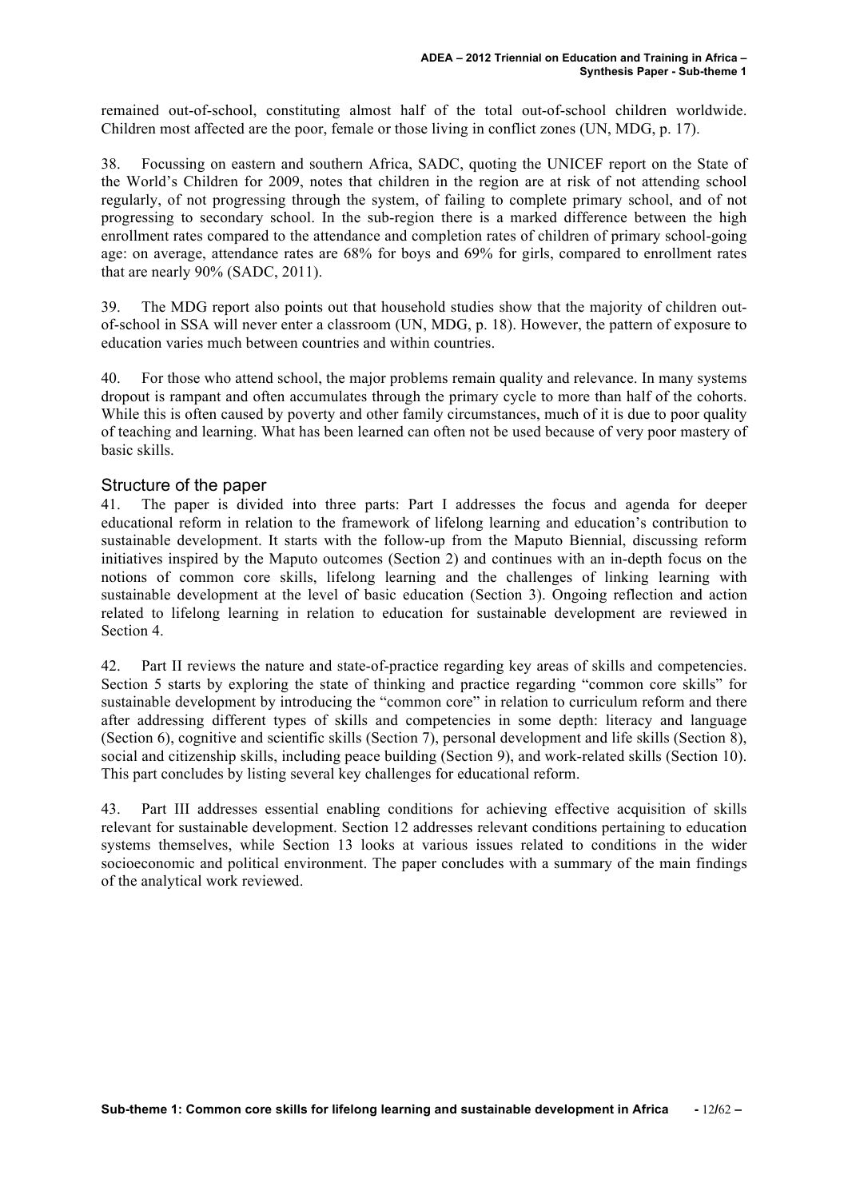remained out-of-school, constituting almost half of the total out-of-school children worldwide. Children most affected are the poor, female or those living in conflict zones (UN, MDG, p. 17).

38. Focussing on eastern and southern Africa, SADC, quoting the UNICEF report on the State of the World's Children for 2009, notes that children in the region are at risk of not attending school regularly, of not progressing through the system, of failing to complete primary school, and of not progressing to secondary school. In the sub-region there is a marked difference between the high enrollment rates compared to the attendance and completion rates of children of primary school-going age: on average, attendance rates are 68% for boys and 69% for girls, compared to enrollment rates that are nearly 90% (SADC, 2011).

39. The MDG report also points out that household studies show that the majority of children out-of-school in SSA will never enter a classroom (UN, MDG, p. 18). However, the pattern of exposure to education varies much between countries and within countries.

40. For those who attend school, the major problems remain quality and relevance. In many systems dropout is rampant and often accumulates through the primary cycle to more than half of the cohorts. While this is often caused by poverty and other family circumstances, much of it is due to poor quality of teaching and learning. What has been learned can often not be used because of very poor mastery of basic skills.

## Structure of the paper

41. The paper is divided into three parts: Part I addresses the focus and agenda for deeper educational reform in relation to the framework of lifelong learning and education's contribution to sustainable development. It starts with the follow-up from the Maputo Biennial, discussing reform initiatives inspired by the Maputo outcomes (Section 2) and continues with an in-depth focus on the notions of common core skills, lifelong learning and the challenges of linking learning with sustainable development at the level of basic education (Section 3). Ongoing reflection and action related to lifelong learning in relation to education for sustainable development are reviewed in Section 4.

42. Part II reviews the nature and state-of-practice regarding key areas of skills and competencies. Section 5 starts by exploring the state of thinking and practice regarding "common core skills" for sustainable development by introducing the "common core" in relation to curriculum reform and there after addressing different types of skills and competencies in some depth: literacy and language (Section 6), cognitive and scientific skills (Section 7), personal development and life skills (Section 8), social and citizenship skills, including peace building (Section 9), and work-related skills (Section 10). This part concludes by listing several key challenges for educational reform.

43. Part III addresses essential enabling conditions for achieving effective acquisition of skills relevant for sustainable development. Section 12 addresses relevant conditions pertaining to education systems themselves, while Section 13 looks at various issues related to conditions in the wider socioeconomic and political environment. The paper concludes with a summary of the main findings of the analytical work reviewed.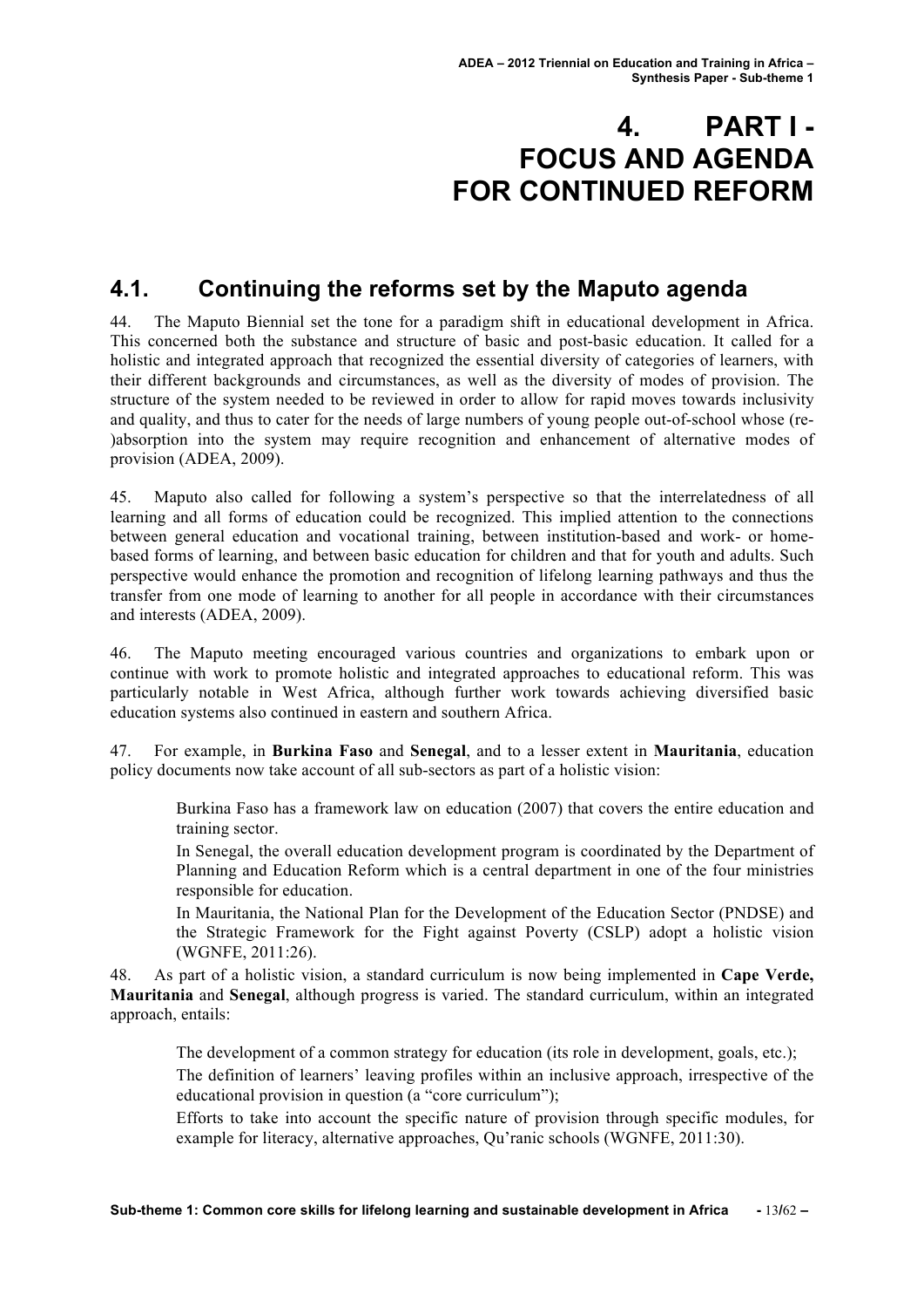# 4. PART I - FOCUS AND AGENDA FOR CONTINUED REFORM

## 4.1. Continuing the reforms set by the Maputo agenda

44. The Maputo Biennial set the tone for a paradigm shift in educational development in Africa. This concerned both the substance and structure of basic and post-basic education. It called for a holistic and integrated approach that recognized the essential diversity of categories of learners, with their different backgrounds and circumstances, as well as the diversity of modes of provision. The structure of the system needed to be reviewed in order to allow for rapid moves towards inclusivity and quality, and thus to cater for the needs of large numbers of young people out-of-school whose (re-)absorption into the system may require recognition and enhancement of alternative modes of provision (ADEA, 2009).

45. Maputo also called for following a system's perspective so that the interrelatedness of all learning and all forms of education could be recognized. This implied attention to the connections between general education and vocational training, between institution-based and work- or home-based forms of learning, and between basic education for children and that for youth and adults. Such perspective would enhance the promotion and recognition of lifelong learning pathways and thus the transfer from one mode of learning to another for all people in accordance with their circumstances and interests (ADEA, 2009).

46. The Maputo meeting encouraged various countries and organizations to embark upon or continue with work to promote holistic and integrated approaches to educational reform. This was particularly notable in West Africa, although further work towards achieving diversified basic education systems also continued in eastern and southern Africa.

47. For example, in **Burkina Faso** and **Senegal**, and to a lesser extent in **Mauritania**, education policy documents now take account of all sub-sectors as part of a holistic vision:

- Burkina Faso has a framework law on education (2007) that covers the entire education and training sector.
- In Senegal, the overall education development program is coordinated by the Department of Planning and Education Reform which is a central department in one of the four ministries responsible for education.
- In Mauritania, the National Plan for the Development of the Education Sector (PNDSE) and the Strategic Framework for the Fight against Poverty (CSLP) adopt a holistic vision (WGNFE, 2011:26).

48. As part of a holistic vision, a standard curriculum is now being implemented in **Cape Verde, Mauritania** and **Senegal**, although progress is varied. The standard curriculum, within an integrated approach, entails:

- The development of a common strategy for education (its role in development, goals, etc.);
- The definition of learners' leaving profiles within an inclusive approach, irrespective of the educational provision in question (a "core curriculum");
- Efforts to take into account the specific nature of provision through specific modules, for example for literacy, alternative approaches, Qu'ranic schools (WGNFE, 2011:30).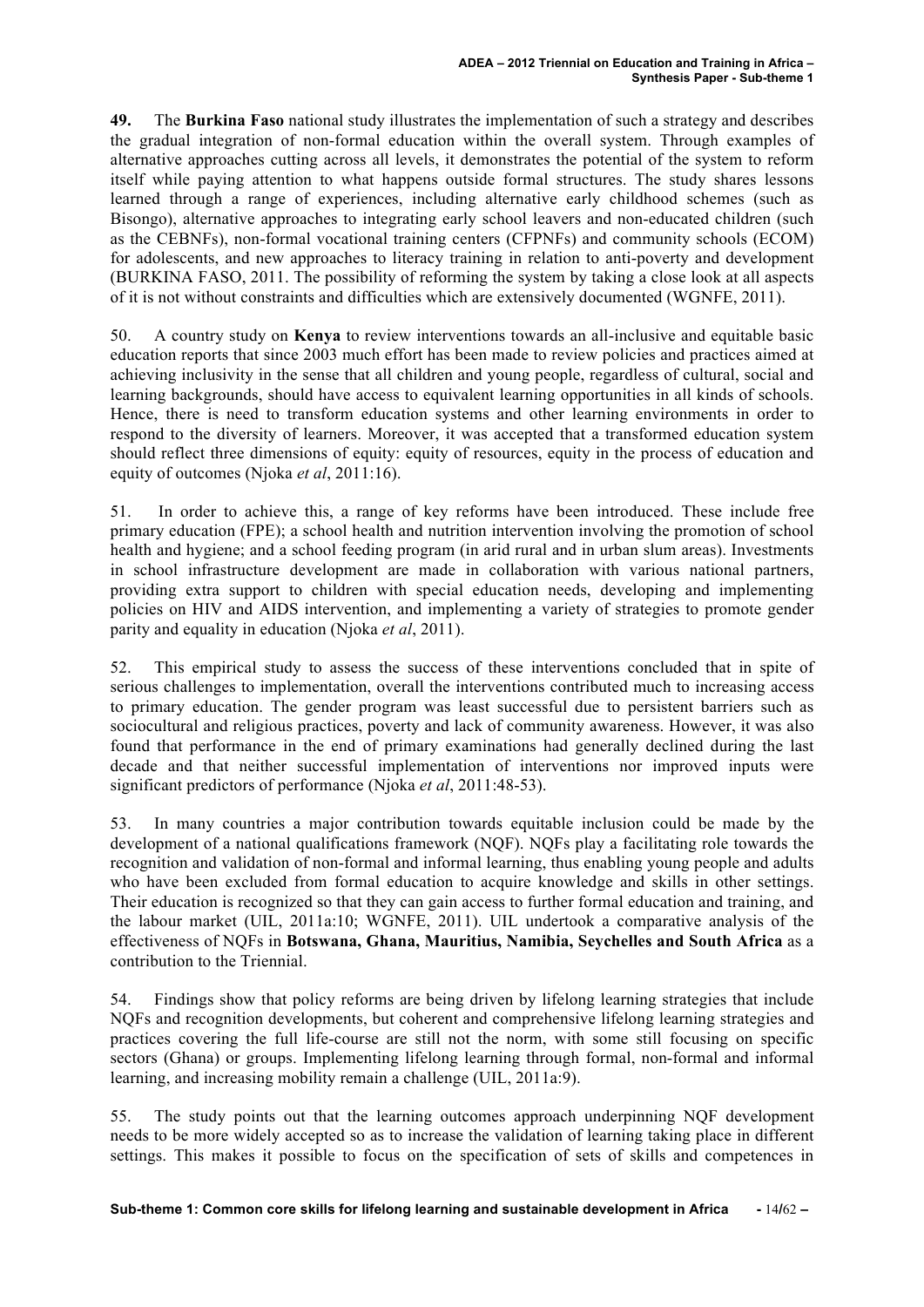**49.** The **Burkina Faso** national study illustrates the implementation of such a strategy and describes the gradual integration of non-formal education within the overall system. Through examples of alternative approaches cutting across all levels, it demonstrates the potential of the system to reform itself while paying attention to what happens outside formal structures. The study shares lessons learned through a range of experiences, including alternative early childhood schemes (such as Bisongo), alternative approaches to integrating early school leavers and non-educated children (such as the CEBNFs), non-formal vocational training centers (CFPNFs) and community schools (ECOM) for adolescents, and new approaches to literacy training in relation to anti-poverty and development (BURKINA FASO, 2011. The possibility of reforming the system by taking a close look at all aspects of it is not without constraints and difficulties which are extensively documented (WGNFE, 2011).

50. A country study on **Kenya** to review interventions towards an all-inclusive and equitable basic education reports that since 2003 much effort has been made to review policies and practices aimed at achieving inclusivity in the sense that all children and young people, regardless of cultural, social and learning backgrounds, should have access to equivalent learning opportunities in all kinds of schools. Hence, there is need to transform education systems and other learning environments in order to respond to the diversity of learners. Moreover, it was accepted that a transformed education system should reflect three dimensions of equity: equity of resources, equity in the process of education and equity of outcomes (Njoka *et al*, 2011:16).

51. In order to achieve this, a range of key reforms have been introduced. These include free primary education (FPE); a school health and nutrition intervention involving the promotion of school health and hygiene; and a school feeding program (in arid rural and in urban slum areas). Investments in school infrastructure development are made in collaboration with various national partners, providing extra support to children with special education needs, developing and implementing policies on HIV and AIDS intervention, and implementing a variety of strategies to promote gender parity and equality in education (Njoka *et al*, 2011).

52. This empirical study to assess the success of these interventions concluded that in spite of serious challenges to implementation, overall the interventions contributed much to increasing access to primary education. The gender program was least successful due to persistent barriers such as sociocultural and religious practices, poverty and lack of community awareness. However, it was also found that performance in the end of primary examinations had generally declined during the last decade and that neither successful implementation of interventions nor improved inputs were significant predictors of performance (Njoka *et al*, 2011:48-53).

53. In many countries a major contribution towards equitable inclusion could be made by the development of a national qualifications framework (NQF). NQFs play a facilitating role towards the recognition and validation of non-formal and informal learning, thus enabling young people and adults who have been excluded from formal education to acquire knowledge and skills in other settings. Their education is recognized so that they can gain access to further formal education and training, and the labour market (UIL, 2011a:10; WGNFE, 2011). UIL undertook a comparative analysis of the effectiveness of NQFs in **Botswana, Ghana, Mauritius, Namibia, Seychelles and South Africa** as a contribution to the Triennial.

54. Findings show that policy reforms are being driven by lifelong learning strategies that include NQFs and recognition developments, but coherent and comprehensive lifelong learning strategies and practices covering the full life-course are still not the norm, with some still focusing on specific sectors (Ghana) or groups. Implementing lifelong learning through formal, non-formal and informal learning, and increasing mobility remain a challenge (UIL, 2011a:9).

55. The study points out that the learning outcomes approach underpinning NQF development needs to be more widely accepted so as to increase the validation of learning taking place in different settings. This makes it possible to focus on the specification of sets of skills and competences in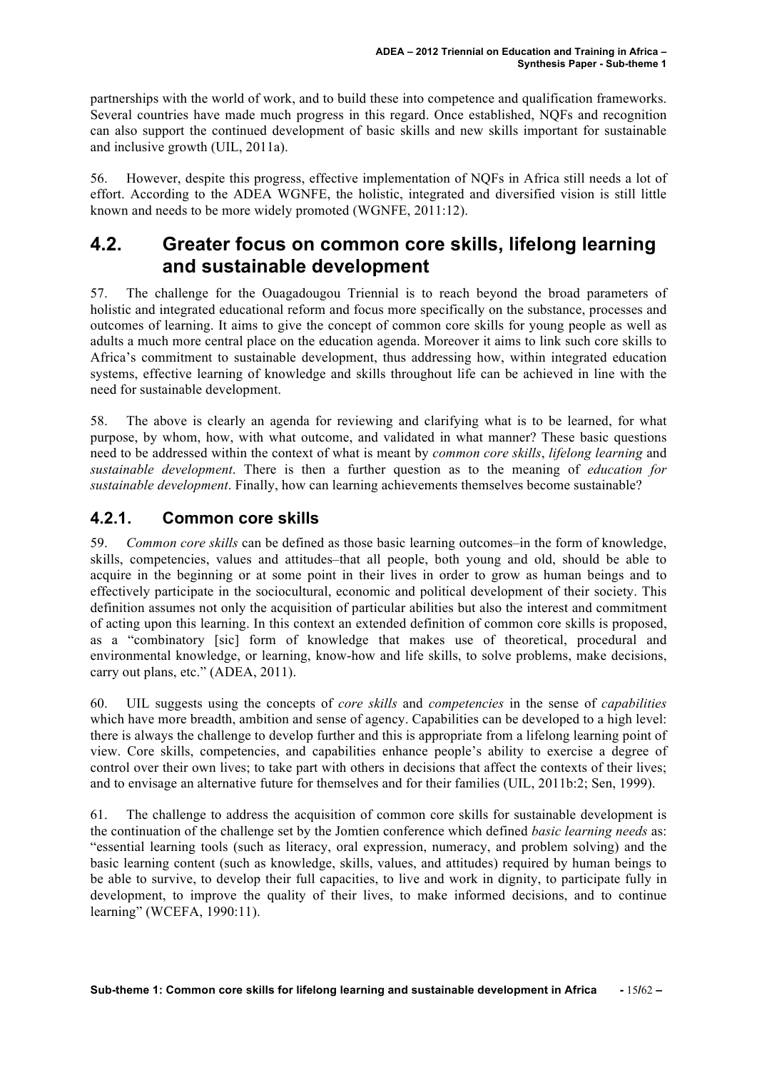partnerships with the world of work, and to build these into competence and qualification frameworks. Several countries have made much progress in this regard. Once established, NQFs and recognition can also support the continued development of basic skills and new skills important for sustainable and inclusive growth (UIL, 2011a).

56. However, despite this progress, effective implementation of NQFs in Africa still needs a lot of effort. According to the ADEA WGNFE, the holistic, integrated and diversified vision is still little known and needs to be more widely promoted (WGNFE, 2011:12).

## 4.2. Greater focus on common core skills, lifelong learning and sustainable development

57. The challenge for the Ouagadougou Triennial is to reach beyond the broad parameters of holistic and integrated educational reform and focus more specifically on the substance, processes and outcomes of learning. It aims to give the concept of common core skills for young people as well as adults a much more central place on the education agenda. Moreover it aims to link such core skills to Africa's commitment to sustainable development, thus addressing how, within integrated education systems, effective learning of knowledge and skills throughout life can be achieved in line with the need for sustainable development.

58. The above is clearly an agenda for reviewing and clarifying what is to be learned, for what purpose, by whom, how, with what outcome, and validated in what manner? These basic questions need to be addressed within the context of what is meant by *common core skills*, *lifelong learning* and *sustainable development*. There is then a further question as to the meaning of *education for sustainable development*. Finally, how can learning achievements themselves become sustainable?

### 4.2.1. Common core skills

59. *Common core skills* can be defined as those basic learning outcomes–in the form of knowledge, skills, competencies, values and attitudes–that all people, both young and old, should be able to acquire in the beginning or at some point in their lives in order to grow as human beings and to effectively participate in the sociocultural, economic and political development of their society. This definition assumes not only the acquisition of particular abilities but also the interest and commitment of acting upon this learning. In this context an extended definition of common core skills is proposed, as a "combinatory [sic] form of knowledge that makes use of theoretical, procedural and environmental knowledge, or learning, know-how and life skills, to solve problems, make decisions, carry out plans, etc." (ADEA, 2011).

60. UIL suggests using the concepts of *core skills* and *competencies* in the sense of *capabilities* which have more breadth, ambition and sense of agency. Capabilities can be developed to a high level: there is always the challenge to develop further and this is appropriate from a lifelong learning point of view. Core skills, competencies, and capabilities enhance people's ability to exercise a degree of control over their own lives; to take part with others in decisions that affect the contexts of their lives; and to envisage an alternative future for themselves and for their families (UIL, 2011b:2; Sen, 1999).

61. The challenge to address the acquisition of common core skills for sustainable development is the continuation of the challenge set by the Jomtien conference which defined *basic learning needs* as: "essential learning tools (such as literacy, oral expression, numeracy, and problem solving) and the basic learning content (such as knowledge, skills, values, and attitudes) required by human beings to be able to survive, to develop their full capacities, to live and work in dignity, to participate fully in development, to improve the quality of their lives, to make informed decisions, and to continue learning" (WCEFA, 1990:11).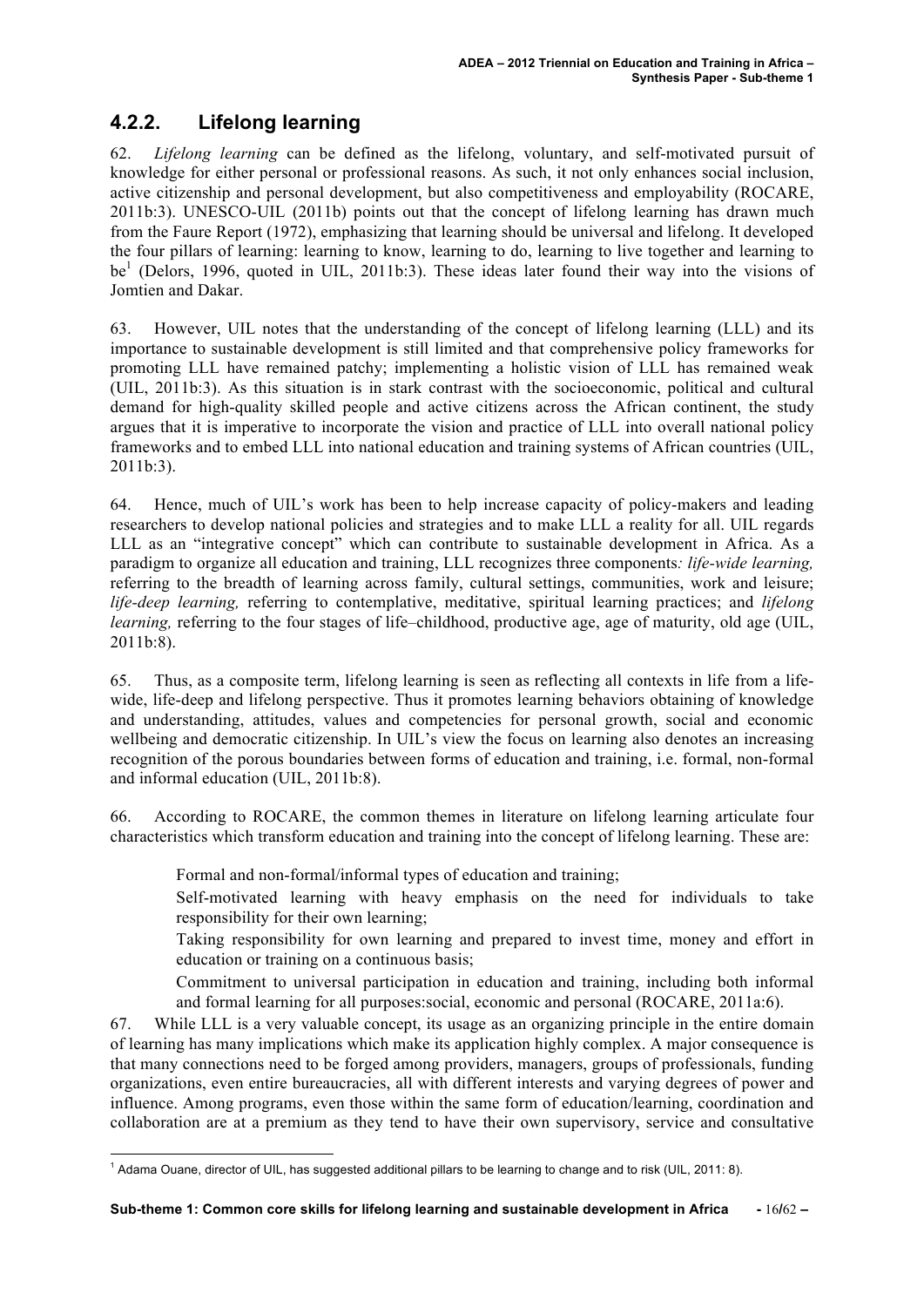### 4.2.2. Lifelong learning

62. *Lifelong learning* can be defined as the lifelong, voluntary, and self-motivated pursuit of knowledge for either personal or professional reasons. As such, it not only enhances social inclusion, active citizenship and personal development, but also competitiveness and employability (ROCARE, 2011b:3). UNESCO-UIL (2011b) points out that the concept of lifelong learning has drawn much from the Faure Report (1972), emphasizing that learning should be universal and lifelong. It developed the four pillars of learning: learning to know, learning to do, learning to live together and learning to be[1] (Delors, 1996, quoted in UIL, 2011b:3). These ideas later found their way into the visions of Jomtien and Dakar.

63. However, UIL notes that the understanding of the concept of lifelong learning (LLL) and its importance to sustainable development is still limited and that comprehensive policy frameworks for promoting LLL have remained patchy; implementing a holistic vision of LLL has remained weak (UIL, 2011b:3). As this situation is in stark contrast with the socioeconomic, political and cultural demand for high-quality skilled people and active citizens across the African continent, the study argues that it is imperative to incorporate the vision and practice of LLL into overall national policy frameworks and to embed LLL into national education and training systems of African countries (UIL, 2011b:3).

64. Hence, much of UIL's work has been to help increase capacity of policy-makers and leading researchers to develop national policies and strategies and to make LLL a reality for all. UIL regards LLL as an "integrative concept" which can contribute to sustainable development in Africa. As a paradigm to organize all education and training, LLL recognizes three components*: life-wide learning,* referring to the breadth of learning across family, cultural settings, communities, work and leisure; *life-deep learning,* referring to contemplative, meditative, spiritual learning practices; and *lifelong learning,* referring to the four stages of life–childhood, productive age, age of maturity, old age (UIL, 2011b:8).

65. Thus, as a composite term, lifelong learning is seen as reflecting all contexts in life from a life-wide, life-deep and lifelong perspective. Thus it promotes learning behaviors obtaining of knowledge and understanding, attitudes, values and competencies for personal growth, social and economic wellbeing and democratic citizenship. In UIL's view the focus on learning also denotes an increasing recognition of the porous boundaries between forms of education and training, i.e. formal, non-formal and informal education (UIL, 2011b:8).

66. According to ROCARE, the common themes in literature on lifelong learning articulate four characteristics which transform education and training into the concept of lifelong learning. These are:

- Formal and non-formal/informal types of education and training;
- Self-motivated learning with heavy emphasis on the need for individuals to take responsibility for their own learning;
- Taking responsibility for own learning and prepared to invest time, money and effort in education or training on a continuous basis;
- Commitment to universal participation in education and training, including both informal and formal learning for all purposes:social, economic and personal (ROCARE, 2011a:6).

67. While LLL is a very valuable concept, its usage as an organizing principle in the entire domain of learning has many implications which make its application highly complex. A major consequence is that many connections need to be forged among providers, managers, groups of professionals, funding organizations, even entire bureaucracies, all with different interests and varying degrees of power and influence. Among programs, even those within the same form of education/learning, coordination and collaboration are at a premium as they tend to have their own supervisory, service and consultative

[1] Adama Ouane, director of UIL, has suggested additional pillars to be learning to change and to risk (UIL, 2011: 8).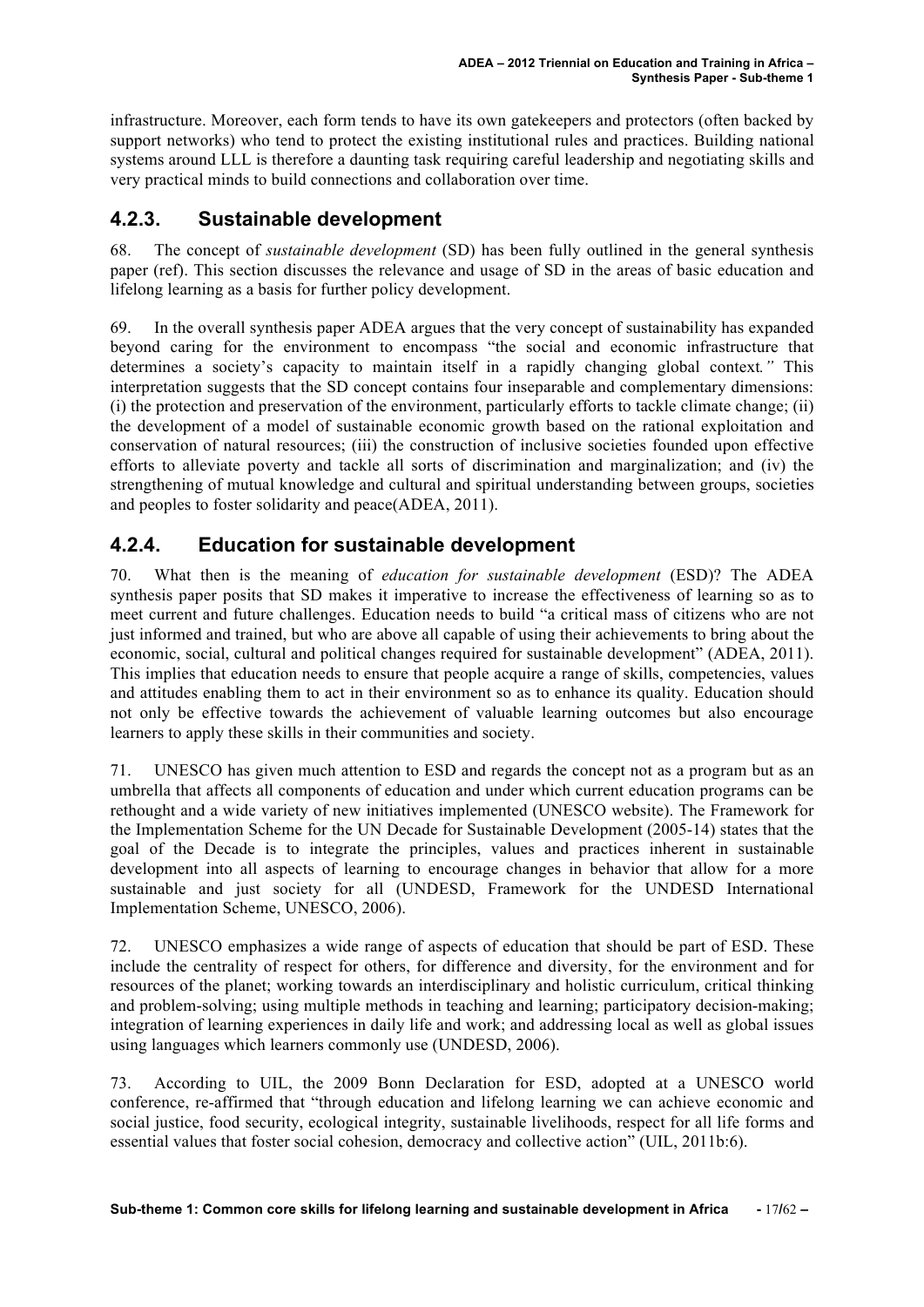infrastructure. Moreover, each form tends to have its own gatekeepers and protectors (often backed by support networks) who tend to protect the existing institutional rules and practices. Building national systems around LLL is therefore a daunting task requiring careful leadership and negotiating skills and very practical minds to build connections and collaboration over time.

### 4.2.3. Sustainable development

68. The concept of *sustainable development* (SD) has been fully outlined in the general synthesis paper (ref). This section discusses the relevance and usage of SD in the areas of basic education and lifelong learning as a basis for further policy development.

69. In the overall synthesis paper ADEA argues that the very concept of sustainability has expanded beyond caring for the environment to encompass "the social and economic infrastructure that determines a society's capacity to maintain itself in a rapidly changing global context*."* This interpretation suggests that the SD concept contains four inseparable and complementary dimensions: (i) the protection and preservation of the environment, particularly efforts to tackle climate change; (ii) the development of a model of sustainable economic growth based on the rational exploitation and conservation of natural resources; (iii) the construction of inclusive societies founded upon effective efforts to alleviate poverty and tackle all sorts of discrimination and marginalization; and (iv) the strengthening of mutual knowledge and cultural and spiritual understanding between groups, societies and peoples to foster solidarity and peace(ADEA, 2011).

### 4.2.4. Education for sustainable development

70. What then is the meaning of *education for sustainable development* (ESD)? The ADEA synthesis paper posits that SD makes it imperative to increase the effectiveness of learning so as to meet current and future challenges. Education needs to build "a critical mass of citizens who are not just informed and trained, but who are above all capable of using their achievements to bring about the economic, social, cultural and political changes required for sustainable development" (ADEA, 2011). This implies that education needs to ensure that people acquire a range of skills, competencies, values and attitudes enabling them to act in their environment so as to enhance its quality. Education should not only be effective towards the achievement of valuable learning outcomes but also encourage learners to apply these skills in their communities and society.

71. UNESCO has given much attention to ESD and regards the concept not as a program but as an umbrella that affects all components of education and under which current education programs can be rethought and a wide variety of new initiatives implemented (UNESCO website). The Framework for the Implementation Scheme for the UN Decade for Sustainable Development (2005-14) states that the goal of the Decade is to integrate the principles, values and practices inherent in sustainable development into all aspects of learning to encourage changes in behavior that allow for a more sustainable and just society for all (UNDESD, Framework for the UNDESD International Implementation Scheme, UNESCO, 2006).

72. UNESCO emphasizes a wide range of aspects of education that should be part of ESD. These include the centrality of respect for others, for difference and diversity, for the environment and for resources of the planet; working towards an interdisciplinary and holistic curriculum, critical thinking and problem-solving; using multiple methods in teaching and learning; participatory decision-making; integration of learning experiences in daily life and work; and addressing local as well as global issues using languages which learners commonly use (UNDESD, 2006).

73. According to UIL, the 2009 Bonn Declaration for ESD, adopted at a UNESCO world conference, re-affirmed that "through education and lifelong learning we can achieve economic and social justice, food security, ecological integrity, sustainable livelihoods, respect for all life forms and essential values that foster social cohesion, democracy and collective action" (UIL, 2011b:6).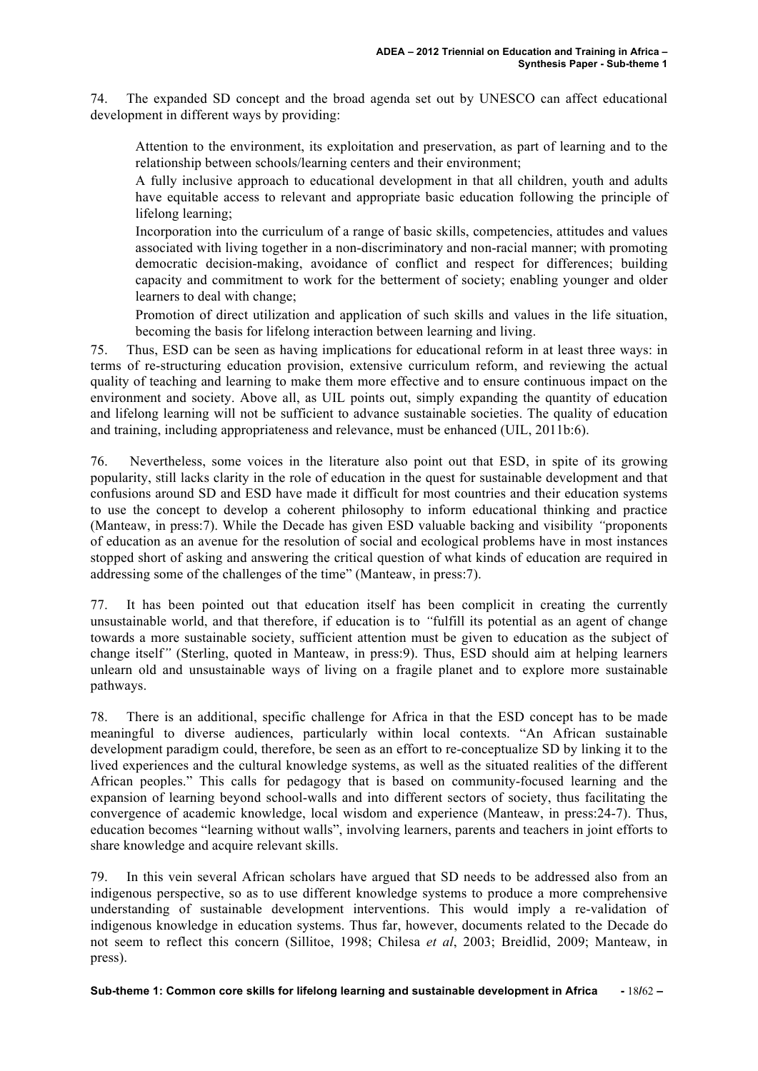74. The expanded SD concept and the broad agenda set out by UNESCO can affect educational development in different ways by providing:

- Attention to the environment, its exploitation and preservation, as part of learning and to the relationship between schools/learning centers and their environment;
- A fully inclusive approach to educational development in that all children, youth and adults have equitable access to relevant and appropriate basic education following the principle of lifelong learning;
- Incorporation into the curriculum of a range of basic skills, competencies, attitudes and values associated with living together in a non-discriminatory and non-racial manner; with promoting democratic decision-making, avoidance of conflict and respect for differences; building capacity and commitment to work for the betterment of society; enabling younger and older learners to deal with change;
- Promotion of direct utilization and application of such skills and values in the life situation, becoming the basis for lifelong interaction between learning and living.

75. Thus, ESD can be seen as having implications for educational reform in at least three ways: in terms of re-structuring education provision, extensive curriculum reform, and reviewing the actual quality of teaching and learning to make them more effective and to ensure continuous impact on the environment and society. Above all, as UIL points out, simply expanding the quantity of education and lifelong learning will not be sufficient to advance sustainable societies. The quality of education and training, including appropriateness and relevance, must be enhanced (UIL, 2011b:6).

76. Nevertheless, some voices in the literature also point out that ESD, in spite of its growing popularity, still lacks clarity in the role of education in the quest for sustainable development and that confusions around SD and ESD have made it difficult for most countries and their education systems to use the concept to develop a coherent philosophy to inform educational thinking and practice (Manteaw, in press:7). While the Decade has given ESD valuable backing and visibility *"*proponents of education as an avenue for the resolution of social and ecological problems have in most instances stopped short of asking and answering the critical question of what kinds of education are required in addressing some of the challenges of the time" (Manteaw, in press:7).

77. It has been pointed out that education itself has been complicit in creating the currently unsustainable world, and that therefore, if education is to *"*fulfill its potential as an agent of change towards a more sustainable society, sufficient attention must be given to education as the subject of change itself*"* (Sterling, quoted in Manteaw, in press:9). Thus, ESD should aim at helping learners unlearn old and unsustainable ways of living on a fragile planet and to explore more sustainable pathways.

78. There is an additional, specific challenge for Africa in that the ESD concept has to be made meaningful to diverse audiences, particularly within local contexts. "An African sustainable development paradigm could, therefore, be seen as an effort to re-conceptualize SD by linking it to the lived experiences and the cultural knowledge systems, as well as the situated realities of the different African peoples." This calls for pedagogy that is based on community-focused learning and the expansion of learning beyond school-walls and into different sectors of society, thus facilitating the convergence of academic knowledge, local wisdom and experience (Manteaw, in press:24-7). Thus, education becomes "learning without walls", involving learners, parents and teachers in joint efforts to share knowledge and acquire relevant skills.

79. In this vein several African scholars have argued that SD needs to be addressed also from an indigenous perspective, so as to use different knowledge systems to produce a more comprehensive understanding of sustainable development interventions. This would imply a re-validation of indigenous knowledge in education systems. Thus far, however, documents related to the Decade do not seem to reflect this concern (Sillitoe, 1998; Chilesa *et al*, 2003; Breidlid, 2009; Manteaw, in press).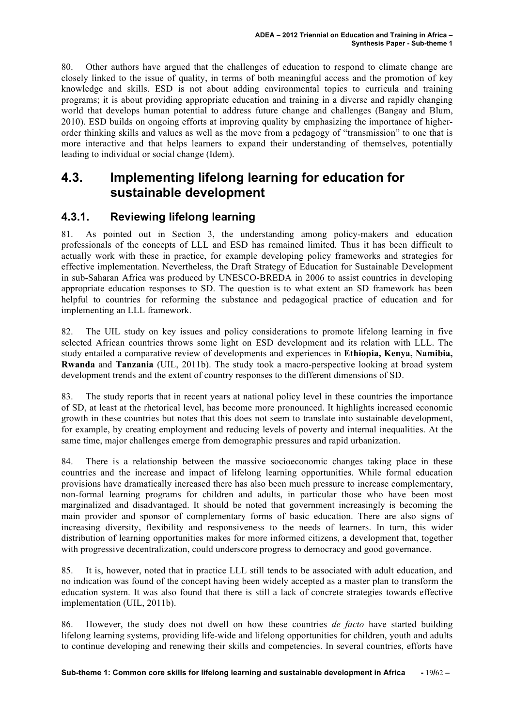80. Other authors have argued that the challenges of education to respond to climate change are closely linked to the issue of quality, in terms of both meaningful access and the promotion of key knowledge and skills. ESD is not about adding environmental topics to curricula and training programs; it is about providing appropriate education and training in a diverse and rapidly changing world that develops human potential to address future change and challenges (Bangay and Blum, 2010). ESD builds on ongoing efforts at improving quality by emphasizing the importance of higher-order thinking skills and values as well as the move from a pedagogy of "transmission" to one that is more interactive and that helps learners to expand their understanding of themselves, potentially leading to individual or social change (Idem).

## 4.3. Implementing lifelong learning for education for sustainable development

### 4.3.1. Reviewing lifelong learning

81. As pointed out in Section 3, the understanding among policy-makers and education professionals of the concepts of LLL and ESD has remained limited. Thus it has been difficult to actually work with these in practice, for example developing policy frameworks and strategies for effective implementation. Nevertheless, the Draft Strategy of Education for Sustainable Development in sub-Saharan Africa was produced by UNESCO-BREDA in 2006 to assist countries in developing appropriate education responses to SD. The question is to what extent an SD framework has been helpful to countries for reforming the substance and pedagogical practice of education and for implementing an LLL framework.

82. The UIL study on key issues and policy considerations to promote lifelong learning in five selected African countries throws some light on ESD development and its relation with LLL. The study entailed a comparative review of developments and experiences in **Ethiopia, Kenya, Namibia, Rwanda** and **Tanzania** (UIL, 2011b). The study took a macro-perspective looking at broad system development trends and the extent of country responses to the different dimensions of SD.

83. The study reports that in recent years at national policy level in these countries the importance of SD, at least at the rhetorical level, has become more pronounced. It highlights increased economic growth in these countries but notes that this does not seem to translate into sustainable development, for example, by creating employment and reducing levels of poverty and internal inequalities. At the same time, major challenges emerge from demographic pressures and rapid urbanization.

84. There is a relationship between the massive socioeconomic changes taking place in these countries and the increase and impact of lifelong learning opportunities. While formal education provisions have dramatically increased there has also been much pressure to increase complementary, non-formal learning programs for children and adults, in particular those who have been most marginalized and disadvantaged. It should be noted that government increasingly is becoming the main provider and sponsor of complementary forms of basic education. There are also signs of increasing diversity, flexibility and responsiveness to the needs of learners. In turn, this wider distribution of learning opportunities makes for more informed citizens, a development that, together with progressive decentralization, could underscore progress to democracy and good governance.

85. It is, however, noted that in practice LLL still tends to be associated with adult education, and no indication was found of the concept having been widely accepted as a master plan to transform the education system. It was also found that there is still a lack of concrete strategies towards effective implementation (UIL, 2011b).

86. However, the study does not dwell on how these countries *de facto* have started building lifelong learning systems, providing life-wide and lifelong opportunities for children, youth and adults to continue developing and renewing their skills and competencies. In several countries, efforts have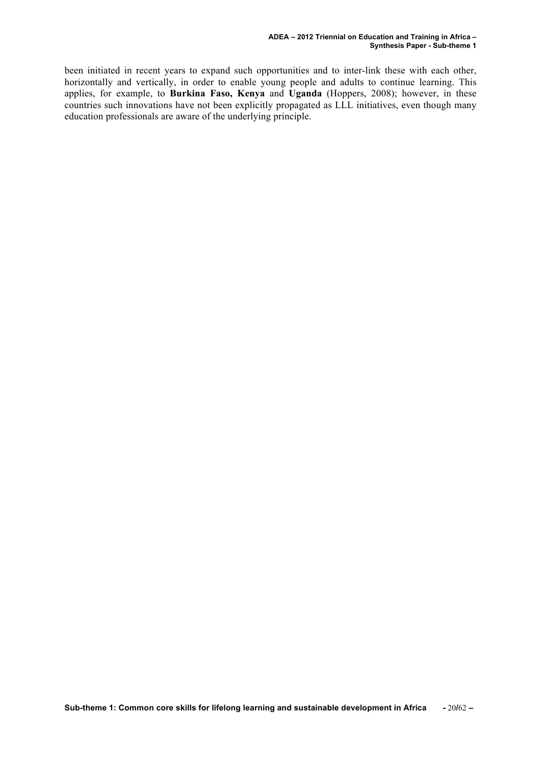been initiated in recent years to expand such opportunities and to inter-link these with each other, horizontally and vertically, in order to enable young people and adults to continue learning. This applies, for example, to **Burkina Faso, Kenya** and **Uganda** (Hoppers, 2008); however, in these countries such innovations have not been explicitly propagated as LLL initiatives, even though many education professionals are aware of the underlying principle.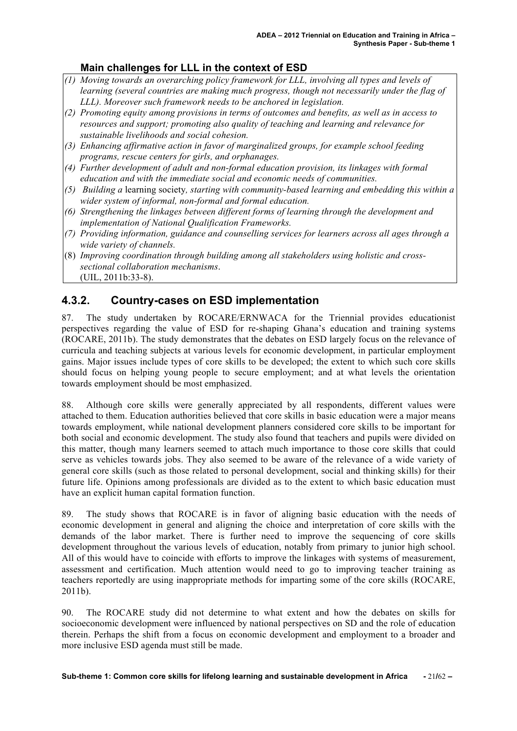### Main challenges for LLL in the context of ESD

*(1) Moving towards an overarching policy framework for LLL, involving all types and levels of learning (several countries are making much progress, though not necessarily under the flag of LLL). Moreover such framework needs to be anchored in legislation.*

*(2) Promoting equity among provisions in terms of outcomes and benefits, as well as in access to resources and support; promoting also quality of teaching and learning and relevance for sustainable livelihoods and social cohesion.*

*(3) Enhancing affirmative action in favor of marginalized groups, for example school feeding programs, rescue centers for girls, and orphanages.*

*(4) Further development of adult and non-formal education provision, its linkages with formal education and with the immediate social and economic needs of communities.*

*(5) Building a* learning society*, starting with community-based learning and embedding this within a wider system of informal, non-formal and formal education.*

*(6) Strengthening the linkages between different forms of learning through the development and implementation of National Qualification Frameworks.*

*(7) Providing information, guidance and counselling services for learners across all ages through a wide variety of channels.*

(8) *Improving coordination through building among all stakeholders using holistic and cross-sectional collaboration mechanisms*.

(UIL, 2011b:33-8).

## 4.3.2. Country-cases on ESD implementation

87. The study undertaken by ROCARE/ERNWACA for the Triennial provides educationist perspectives regarding the value of ESD for re-shaping Ghana's education and training systems (ROCARE, 2011b). The study demonstrates that the debates on ESD largely focus on the relevance of curricula and teaching subjects at various levels for economic development, in particular employment gains. Major issues include types of core skills to be developed; the extent to which such core skills should focus on helping young people to secure employment; and at what levels the orientation towards employment should be most emphasized.

88. Although core skills were generally appreciated by all respondents, different values were attached to them. Education authorities believed that core skills in basic education were a major means towards employment, while national development planners considered core skills to be important for both social and economic development. The study also found that teachers and pupils were divided on this matter, though many learners seemed to attach much importance to those core skills that could serve as vehicles towards jobs. They also seemed to be aware of the relevance of a wide variety of general core skills (such as those related to personal development, social and thinking skills) for their future life. Opinions among professionals are divided as to the extent to which basic education must have an explicit human capital formation function.

89. The study shows that ROCARE is in favor of aligning basic education with the needs of economic development in general and aligning the choice and interpretation of core skills with the demands of the labor market. There is further need to improve the sequencing of core skills development throughout the various levels of education, notably from primary to junior high school. All of this would have to coincide with efforts to improve the linkages with systems of measurement, assessment and certification. Much attention would need to go to improving teacher training as teachers reportedly are using inappropriate methods for imparting some of the core skills (ROCARE, 2011b).

90. The ROCARE study did not determine to what extent and how the debates on skills for socioeconomic development were influenced by national perspectives on SD and the role of education therein. Perhaps the shift from a focus on economic development and employment to a broader and more inclusive ESD agenda must still be made.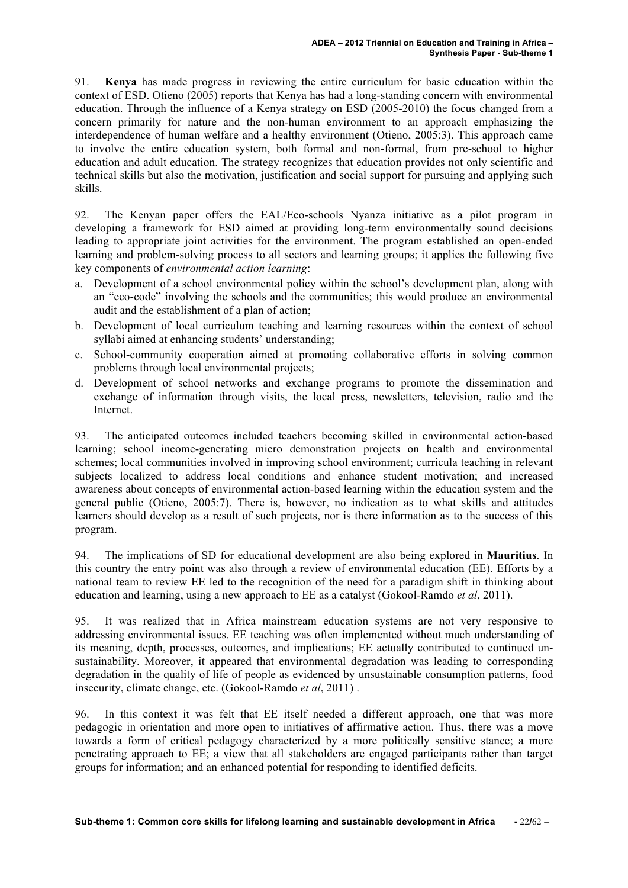91. **Kenya** has made progress in reviewing the entire curriculum for basic education within the context of ESD. Otieno (2005) reports that Kenya has had a long-standing concern with environmental education. Through the influence of a Kenya strategy on ESD (2005-2010) the focus changed from a concern primarily for nature and the non-human environment to an approach emphasizing the interdependence of human welfare and a healthy environment (Otieno, 2005:3). This approach came to involve the entire education system, both formal and non-formal, from pre-school to higher education and adult education. The strategy recognizes that education provides not only scientific and technical skills but also the motivation, justification and social support for pursuing and applying such skills.

92. The Kenyan paper offers the EAL/Eco-schools Nyanza initiative as a pilot program in developing a framework for ESD aimed at providing long-term environmentally sound decisions leading to appropriate joint activities for the environment. The program established an open-ended learning and problem-solving process to all sectors and learning groups; it applies the following five key components of *environmental action learning*:

a. Development of a school environmental policy within the school's development plan, along with an "eco-code" involving the schools and the communities; this would produce an environmental audit and the establishment of a plan of action;
b. Development of local curriculum teaching and learning resources within the context of school syllabi aimed at enhancing students' understanding;
c. School-community cooperation aimed at promoting collaborative efforts in solving common problems through local environmental projects;
d. Development of school networks and exchange programs to promote the dissemination and exchange of information through visits, the local press, newsletters, television, radio and the Internet.

93. The anticipated outcomes included teachers becoming skilled in environmental action-based learning; school income-generating micro demonstration projects on health and environmental schemes; local communities involved in improving school environment; curricula teaching in relevant subjects localized to address local conditions and enhance student motivation; and increased awareness about concepts of environmental action-based learning within the education system and the general public (Otieno, 2005:7). There is, however, no indication as to what skills and attitudes learners should develop as a result of such projects, nor is there information as to the success of this program.

94. The implications of SD for educational development are also being explored in **Mauritius**. In this country the entry point was also through a review of environmental education (EE). Efforts by a national team to review EE led to the recognition of the need for a paradigm shift in thinking about education and learning, using a new approach to EE as a catalyst (Gokool-Ramdo *et al*, 2011).

95. It was realized that in Africa mainstream education systems are not very responsive to addressing environmental issues. EE teaching was often implemented without much understanding of its meaning, depth, processes, outcomes, and implications; EE actually contributed to continued un-sustainability. Moreover, it appeared that environmental degradation was leading to corresponding degradation in the quality of life of people as evidenced by unsustainable consumption patterns, food insecurity, climate change, etc. (Gokool-Ramdo *et al*, 2011) .

96. In this context it was felt that EE itself needed a different approach, one that was more pedagogic in orientation and more open to initiatives of affirmative action. Thus, there was a move towards a form of critical pedagogy characterized by a more politically sensitive stance; a more penetrating approach to EE; a view that all stakeholders are engaged participants rather than target groups for information; and an enhanced potential for responding to identified deficits.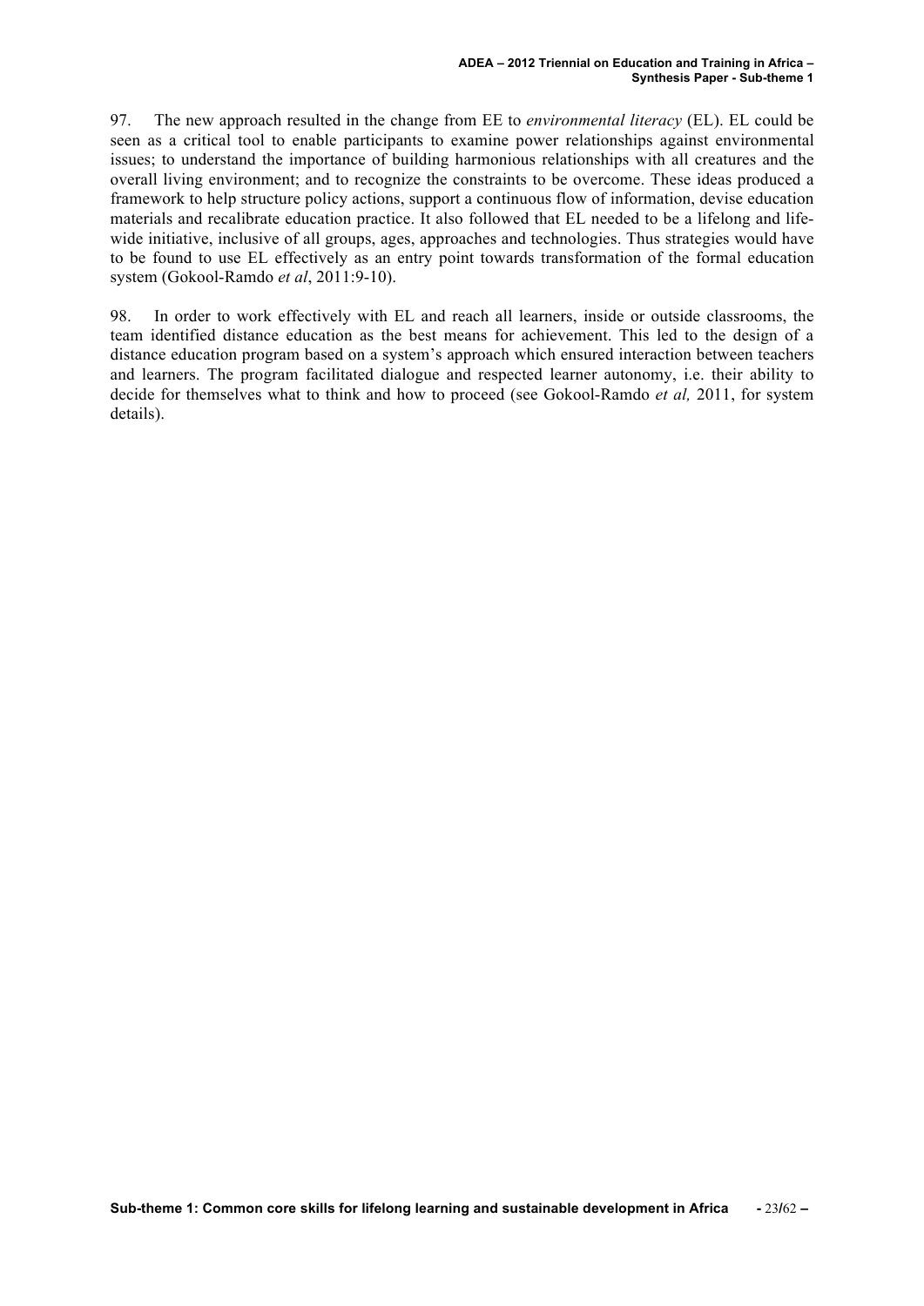97. The new approach resulted in the change from EE to *environmental literacy* (EL). EL could be seen as a critical tool to enable participants to examine power relationships against environmental issues; to understand the importance of building harmonious relationships with all creatures and the overall living environment; and to recognize the constraints to be overcome. These ideas produced a framework to help structure policy actions, support a continuous flow of information, devise education materials and recalibrate education practice. It also followed that EL needed to be a lifelong and life-wide initiative, inclusive of all groups, ages, approaches and technologies. Thus strategies would have to be found to use EL effectively as an entry point towards transformation of the formal education system (Gokool-Ramdo *et al*, 2011:9-10).

98. In order to work effectively with EL and reach all learners, inside or outside classrooms, the team identified distance education as the best means for achievement. This led to the design of a distance education program based on a system's approach which ensured interaction between teachers and learners. The program facilitated dialogue and respected learner autonomy, i.e. their ability to decide for themselves what to think and how to proceed (see Gokool-Ramdo *et al,* 2011, for system details).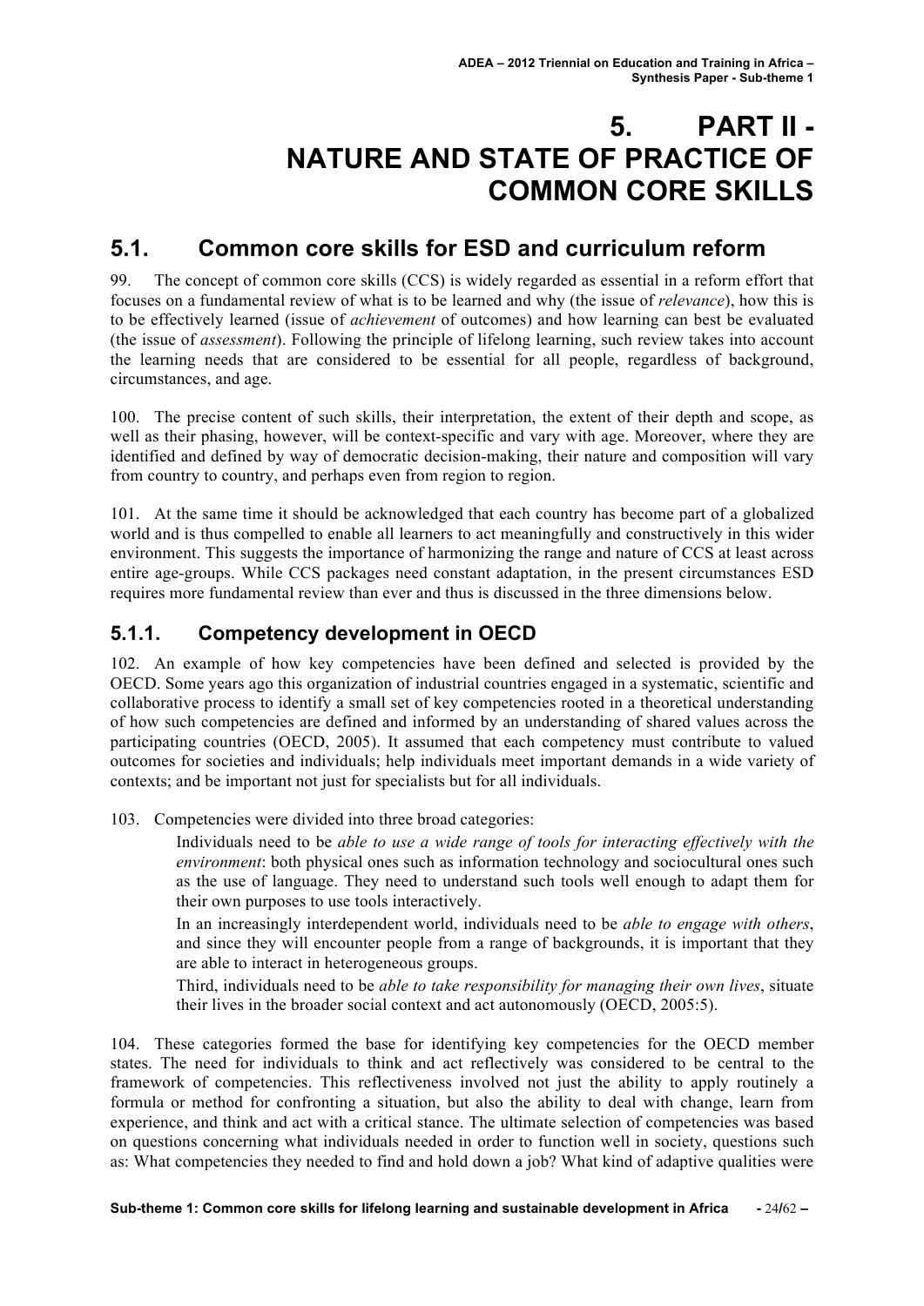# 5. PART II - NATURE AND STATE OF PRACTICE OF COMMON CORE SKILLS

## 5.1. Common core skills for ESD and curriculum reform

99. The concept of common core skills (CCS) is widely regarded as essential in a reform effort that focuses on a fundamental review of what is to be learned and why (the issue of *relevance*), how this is to be effectively learned (issue of *achievement* of outcomes) and how learning can best be evaluated (the issue of *assessment*). Following the principle of lifelong learning, such review takes into account the learning needs that are considered to be essential for all people, regardless of background, circumstances, and age.

100. The precise content of such skills, their interpretation, the extent of their depth and scope, as well as their phasing, however, will be context-specific and vary with age. Moreover, where they are identified and defined by way of democratic decision-making, their nature and composition will vary from country to country, and perhaps even from region to region.

101. At the same time it should be acknowledged that each country has become part of a globalized world and is thus compelled to enable all learners to act meaningfully and constructively in this wider environment. This suggests the importance of harmonizing the range and nature of CCS at least across entire age-groups. While CCS packages need constant adaptation, in the present circumstances ESD requires more fundamental review than ever and thus is discussed in the three dimensions below.

### 5.1.1. Competency development in OECD

102. An example of how key competencies have been defined and selected is provided by the OECD. Some years ago this organization of industrial countries engaged in a systematic, scientific and collaborative process to identify a small set of key competencies rooted in a theoretical understanding of how such competencies are defined and informed by an understanding of shared values across the participating countries (OECD, 2005). It assumed that each competency must contribute to valued outcomes for societies and individuals; help individuals meet important demands in a wide variety of contexts; and be important not just for specialists but for all individuals.

103. Competencies were divided into three broad categories:

Individuals need to be *able to use a wide range of tools for interacting effectively with the environment*: both physical ones such as information technology and sociocultural ones such as the use of language. They need to understand such tools well enough to adapt them for their own purposes to use tools interactively.

In an increasingly interdependent world, individuals need to be *able to engage with others*, and since they will encounter people from a range of backgrounds, it is important that they are able to interact in heterogeneous groups.

Third, individuals need to be *able to take responsibility for managing their own lives*, situate their lives in the broader social context and act autonomously (OECD, 2005:5).

104. These categories formed the base for identifying key competencies for the OECD member states. The need for individuals to think and act reflectively was considered to be central to the framework of competencies. This reflectiveness involved not just the ability to apply routinely a formula or method for confronting a situation, but also the ability to deal with change, learn from experience, and think and act with a critical stance. The ultimate selection of competencies was based on questions concerning what individuals needed in order to function well in society, questions such as: What competencies they needed to find and hold down a job? What kind of adaptive qualities were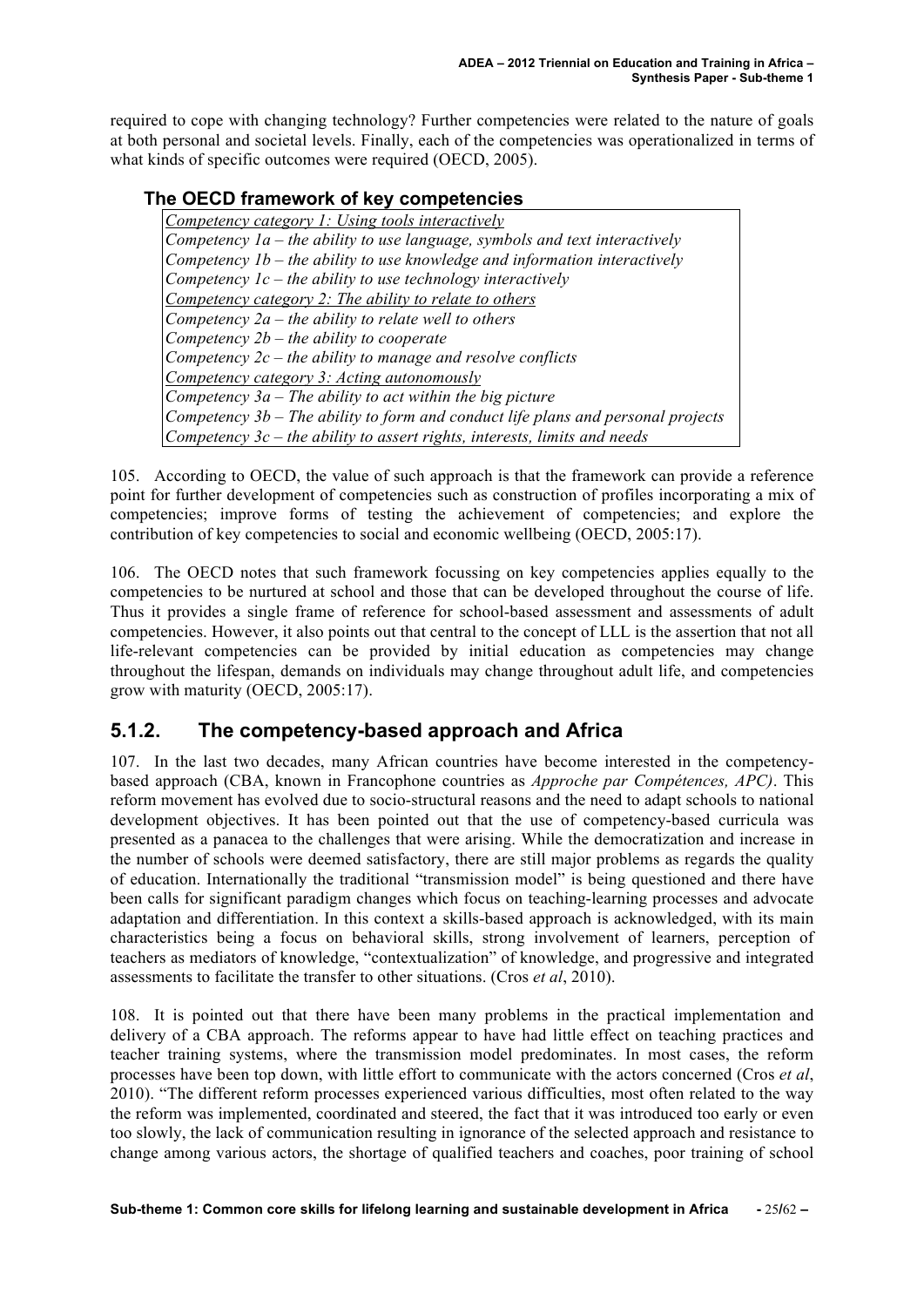required to cope with changing technology? Further competencies were related to the nature of goals at both personal and societal levels. Finally, each of the competencies was operationalized in terms of what kinds of specific outcomes were required (OECD, 2005).

### The OECD framework of key competencies

| |
|---|
| *Competency category 1: Using tools interactively* |
| *Competency 1a – the ability to use language, symbols and text interactively* |
| *Competency 1b – the ability to use knowledge and information interactively* |
| *Competency 1c – the ability to use technology interactively* |
| *Competency category 2: The ability to relate to others* |
| *Competency 2a – the ability to relate well to others* |
| *Competency 2b – the ability to cooperate* |
| *Competency 2c – the ability to manage and resolve conflicts* |
| *Competency category 3: Acting autonomously* |
| *Competency 3a – The ability to act within the big picture* |
| *Competency 3b – The ability to form and conduct life plans and personal projects* |
| *Competency 3c – the ability to assert rights, interests, limits and needs* |

105. According to OECD, the value of such approach is that the framework can provide a reference point for further development of competencies such as construction of profiles incorporating a mix of competencies; improve forms of testing the achievement of competencies; and explore the contribution of key competencies to social and economic wellbeing (OECD, 2005:17).

106. The OECD notes that such framework focussing on key competencies applies equally to the competencies to be nurtured at school and those that can be developed throughout the course of life. Thus it provides a single frame of reference for school-based assessment and assessments of adult competencies. However, it also points out that central to the concept of LLL is the assertion that not all life-relevant competencies can be provided by initial education as competencies may change throughout the lifespan, demands on individuals may change throughout adult life, and competencies grow with maturity (OECD, 2005:17).

## 5.1.2. The competency-based approach and Africa

107. In the last two decades, many African countries have become interested in the competency-based approach (CBA, known in Francophone countries as *Approche par Compétences, APC)*. This reform movement has evolved due to socio-structural reasons and the need to adapt schools to national development objectives. It has been pointed out that the use of competency-based curricula was presented as a panacea to the challenges that were arising. While the democratization and increase in the number of schools were deemed satisfactory, there are still major problems as regards the quality of education. Internationally the traditional "transmission model" is being questioned and there have been calls for significant paradigm changes which focus on teaching-learning processes and advocate adaptation and differentiation. In this context a skills-based approach is acknowledged, with its main characteristics being a focus on behavioral skills, strong involvement of learners, perception of teachers as mediators of knowledge, "contextualization" of knowledge, and progressive and integrated assessments to facilitate the transfer to other situations. (Cros *et al*, 2010).

108. It is pointed out that there have been many problems in the practical implementation and delivery of a CBA approach. The reforms appear to have had little effect on teaching practices and teacher training systems, where the transmission model predominates. In most cases, the reform processes have been top down, with little effort to communicate with the actors concerned (Cros *et al*, 2010). "The different reform processes experienced various difficulties, most often related to the way the reform was implemented, coordinated and steered, the fact that it was introduced too early or even too slowly, the lack of communication resulting in ignorance of the selected approach and resistance to change among various actors, the shortage of qualified teachers and coaches, poor training of school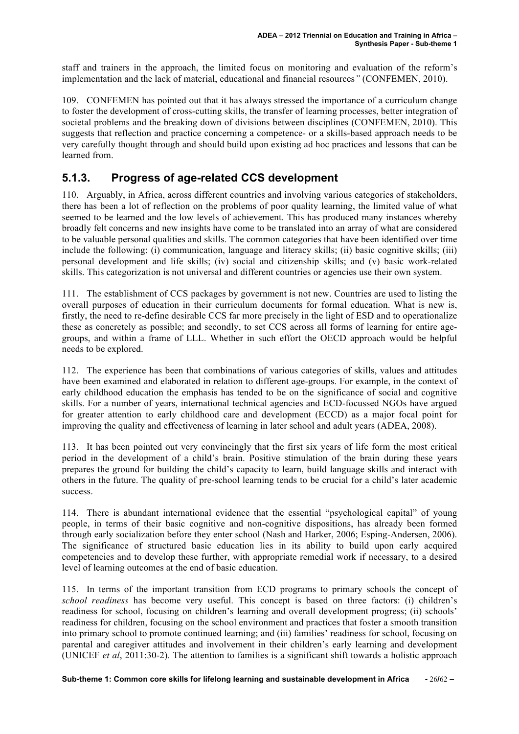staff and trainers in the approach, the limited focus on monitoring and evaluation of the reform's implementation and the lack of material, educational and financial resources*"* (CONFEMEN, 2010).

109. CONFEMEN has pointed out that it has always stressed the importance of a curriculum change to foster the development of cross-cutting skills, the transfer of learning processes, better integration of societal problems and the breaking down of divisions between disciplines (CONFEMEN, 2010). This suggests that reflection and practice concerning a competence- or a skills-based approach needs to be very carefully thought through and should build upon existing ad hoc practices and lessons that can be learned from.

## 5.1.3. Progress of age-related CCS development

110. Arguably, in Africa, across different countries and involving various categories of stakeholders, there has been a lot of reflection on the problems of poor quality learning, the limited value of what seemed to be learned and the low levels of achievement. This has produced many instances whereby broadly felt concerns and new insights have come to be translated into an array of what are considered to be valuable personal qualities and skills. The common categories that have been identified over time include the following: (i) communication, language and literacy skills; (ii) basic cognitive skills; (iii) personal development and life skills; (iv) social and citizenship skills; and (v) basic work-related skills. This categorization is not universal and different countries or agencies use their own system.

111. The establishment of CCS packages by government is not new. Countries are used to listing the overall purposes of education in their curriculum documents for formal education. What is new is, firstly, the need to re-define desirable CCS far more precisely in the light of ESD and to operationalize these as concretely as possible; and secondly, to set CCS across all forms of learning for entire age-groups, and within a frame of LLL. Whether in such effort the OECD approach would be helpful needs to be explored.

112. The experience has been that combinations of various categories of skills, values and attitudes have been examined and elaborated in relation to different age-groups. For example, in the context of early childhood education the emphasis has tended to be on the significance of social and cognitive skills. For a number of years, international technical agencies and ECD-focussed NGOs have argued for greater attention to early childhood care and development (ECCD) as a major focal point for improving the quality and effectiveness of learning in later school and adult years (ADEA, 2008).

113. It has been pointed out very convincingly that the first six years of life form the most critical period in the development of a child's brain. Positive stimulation of the brain during these years prepares the ground for building the child's capacity to learn, build language skills and interact with others in the future. The quality of pre-school learning tends to be crucial for a child's later academic success.

114. There is abundant international evidence that the essential "psychological capital" of young people, in terms of their basic cognitive and non-cognitive dispositions, has already been formed through early socialization before they enter school (Nash and Harker, 2006; Esping-Andersen, 2006). The significance of structured basic education lies in its ability to build upon early acquired competencies and to develop these further, with appropriate remedial work if necessary, to a desired level of learning outcomes at the end of basic education.

115. In terms of the important transition from ECD programs to primary schools the concept of *school readiness* has become very useful. This concept is based on three factors: (i) children's readiness for school, focusing on children's learning and overall development progress; (ii) schools' readiness for children, focusing on the school environment and practices that foster a smooth transition into primary school to promote continued learning; and (iii) families' readiness for school, focusing on parental and caregiver attitudes and involvement in their children's early learning and development (UNICEF *et al*, 2011:30-2). The attention to families is a significant shift towards a holistic approach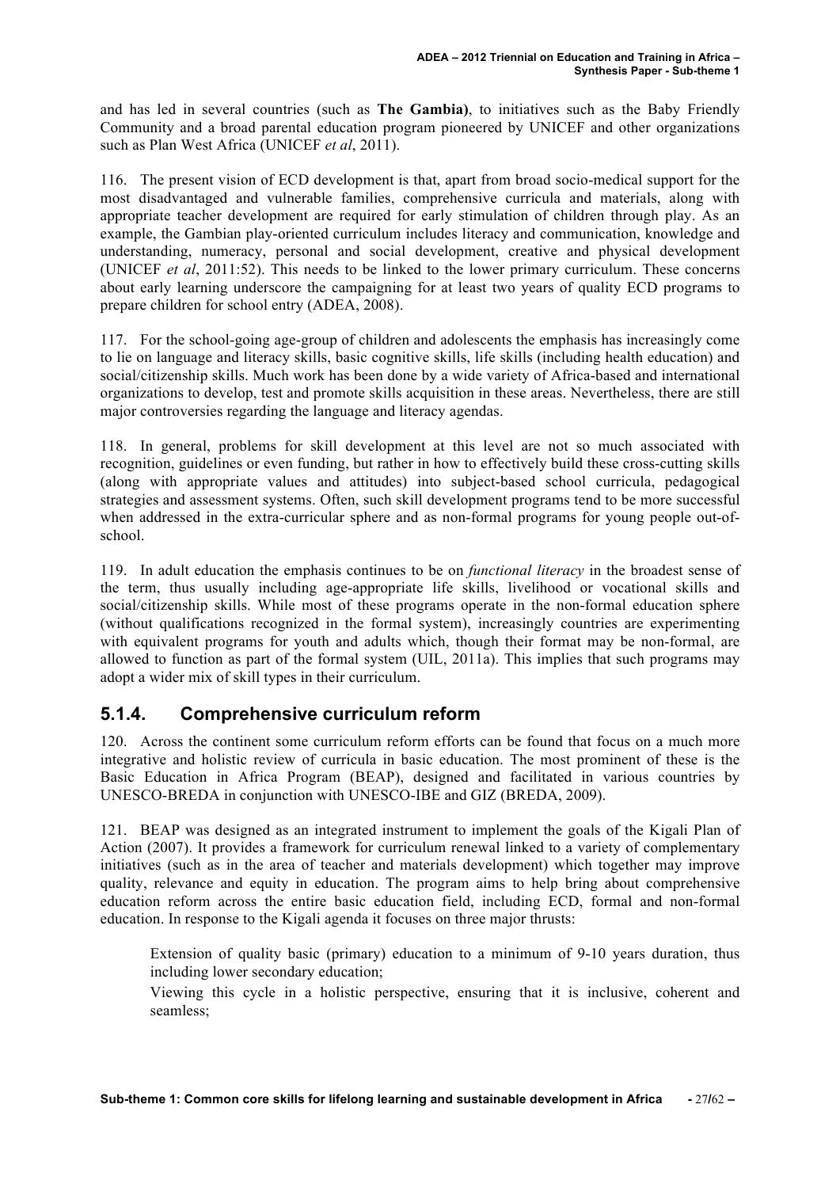and has led in several countries (such as **The Gambia)**, to initiatives such as the Baby Friendly Community and a broad parental education program pioneered by UNICEF and other organizations such as Plan West Africa (UNICEF *et al*, 2011).

116. The present vision of ECD development is that, apart from broad socio-medical support for the most disadvantaged and vulnerable families, comprehensive curricula and materials, along with appropriate teacher development are required for early stimulation of children through play. As an example, the Gambian play-oriented curriculum includes literacy and communication, knowledge and understanding, numeracy, personal and social development, creative and physical development (UNICEF *et al*, 2011:52). This needs to be linked to the lower primary curriculum. These concerns about early learning underscore the campaigning for at least two years of quality ECD programs to prepare children for school entry (ADEA, 2008).

117. For the school-going age-group of children and adolescents the emphasis has increasingly come to lie on language and literacy skills, basic cognitive skills, life skills (including health education) and social/citizenship skills. Much work has been done by a wide variety of Africa-based and international organizations to develop, test and promote skills acquisition in these areas. Nevertheless, there are still major controversies regarding the language and literacy agendas.

118. In general, problems for skill development at this level are not so much associated with recognition, guidelines or even funding, but rather in how to effectively build these cross-cutting skills (along with appropriate values and attitudes) into subject-based school curricula, pedagogical strategies and assessment systems. Often, such skill development programs tend to be more successful when addressed in the extra-curricular sphere and as non-formal programs for young people out-of-school.

119. In adult education the emphasis continues to be on *functional literacy* in the broadest sense of the term, thus usually including age-appropriate life skills, livelihood or vocational skills and social/citizenship skills. While most of these programs operate in the non-formal education sphere (without qualifications recognized in the formal system), increasingly countries are experimenting with equivalent programs for youth and adults which, though their format may be non-formal, are allowed to function as part of the formal system (UIL, 2011a). This implies that such programs may adopt a wider mix of skill types in their curriculum.

### 5.1.4. Comprehensive curriculum reform

120. Across the continent some curriculum reform efforts can be found that focus on a much more integrative and holistic review of curricula in basic education. The most prominent of these is the Basic Education in Africa Program (BEAP), designed and facilitated in various countries by UNESCO-BREDA in conjunction with UNESCO-IBE and GIZ (BREDA, 2009).

121. BEAP was designed as an integrated instrument to implement the goals of the Kigali Plan of Action (2007). It provides a framework for curriculum renewal linked to a variety of complementary initiatives (such as in the area of teacher and materials development) which together may improve quality, relevance and equity in education. The program aims to help bring about comprehensive education reform across the entire basic education field, including ECD, formal and non-formal education. In response to the Kigali agenda it focuses on three major thrusts:

- Extension of quality basic (primary) education to a minimum of 9-10 years duration, thus including lower secondary education;
- Viewing this cycle in a holistic perspective, ensuring that it is inclusive, coherent and seamless;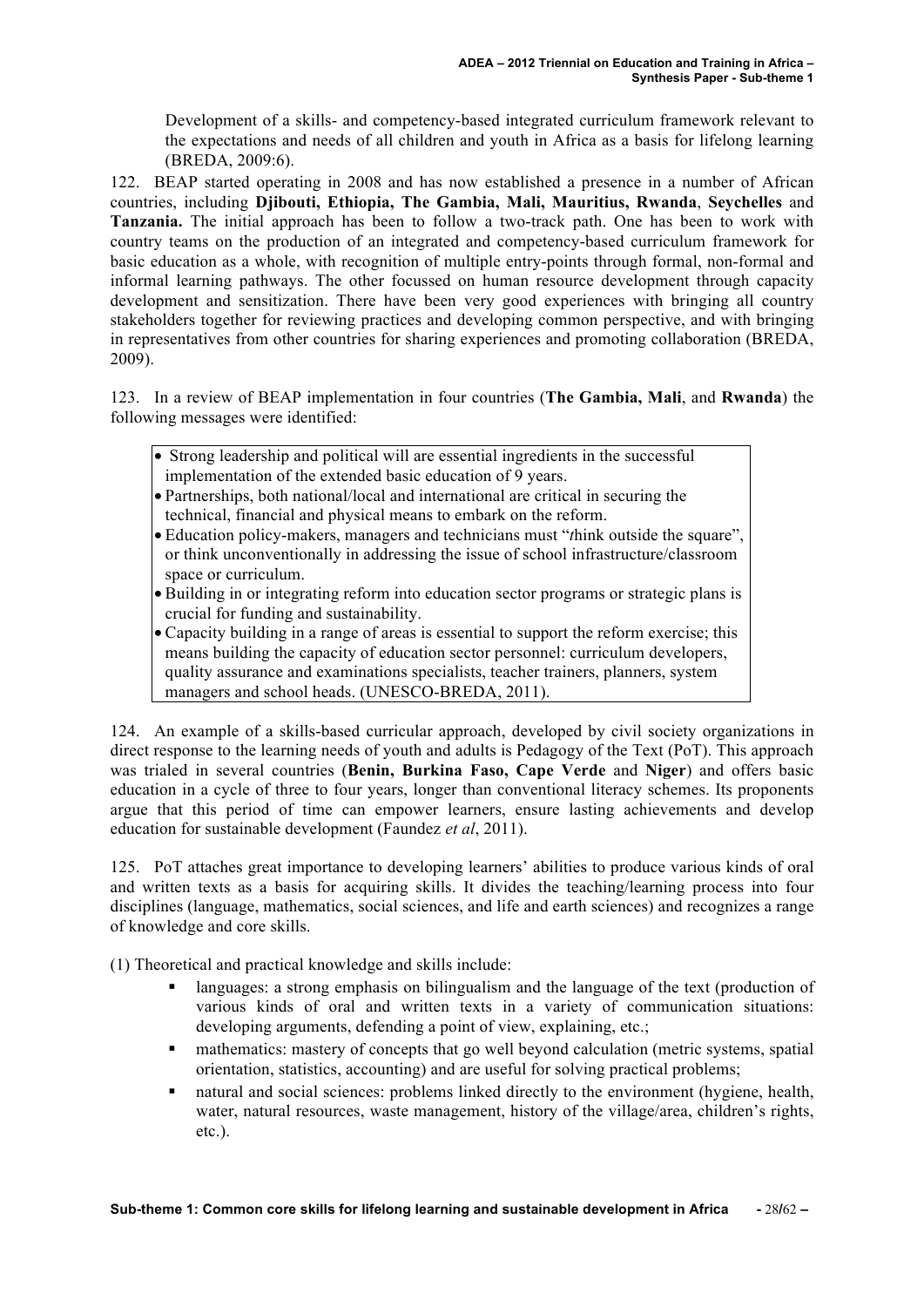Development of a skills- and competency-based integrated curriculum framework relevant to the expectations and needs of all children and youth in Africa as a basis for lifelong learning (BREDA, 2009:6).

122. BEAP started operating in 2008 and has now established a presence in a number of African countries, including **Djibouti, Ethiopia, The Gambia, Mali, Mauritius, Rwanda**, **Seychelles** and **Tanzania.** The initial approach has been to follow a two-track path. One has been to work with country teams on the production of an integrated and competency-based curriculum framework for basic education as a whole, with recognition of multiple entry-points through formal, non-formal and informal learning pathways. The other focussed on human resource development through capacity development and sensitization. There have been very good experiences with bringing all country stakeholders together for reviewing practices and developing common perspective, and with bringing in representatives from other countries for sharing experiences and promoting collaboration (BREDA, 2009).

123. In a review of BEAP implementation in four countries (**The Gambia, Mali**, and **Rwanda**) the following messages were identified:

- Strong leadership and political will are essential ingredients in the successful implementation of the extended basic education of 9 years.
- Partnerships, both national/local and international are critical in securing the technical, financial and physical means to embark on the reform.
- Education policy-makers, managers and technicians must "*t*hink outside the square", or think unconventionally in addressing the issue of school infrastructure/classroom space or curriculum.
- Building in or integrating reform into education sector programs or strategic plans is crucial for funding and sustainability.
- Capacity building in a range of areas is essential to support the reform exercise; this means building the capacity of education sector personnel: curriculum developers, quality assurance and examinations specialists, teacher trainers, planners, system managers and school heads. (UNESCO-BREDA, 2011).

124. An example of a skills-based curricular approach, developed by civil society organizations in direct response to the learning needs of youth and adults is Pedagogy of the Text (PoT). This approach was trialed in several countries (**Benin, Burkina Faso, Cape Verde** and **Niger**) and offers basic education in a cycle of three to four years, longer than conventional literacy schemes. Its proponents argue that this period of time can empower learners, ensure lasting achievements and develop education for sustainable development (Faundez *et al*, 2011).

125. PoT attaches great importance to developing learners' abilities to produce various kinds of oral and written texts as a basis for acquiring skills. It divides the teaching/learning process into four disciplines (language, mathematics, social sciences, and life and earth sciences) and recognizes a range of knowledge and core skills.

(1) Theoretical and practical knowledge and skills include:

- languages: a strong emphasis on bilingualism and the language of the text (production of various kinds of oral and written texts in a variety of communication situations: developing arguments, defending a point of view, explaining, etc.;
- mathematics: mastery of concepts that go well beyond calculation (metric systems, spatial orientation, statistics, accounting) and are useful for solving practical problems;
- natural and social sciences: problems linked directly to the environment (hygiene, health, water, natural resources, waste management, history of the village/area, children's rights, etc.).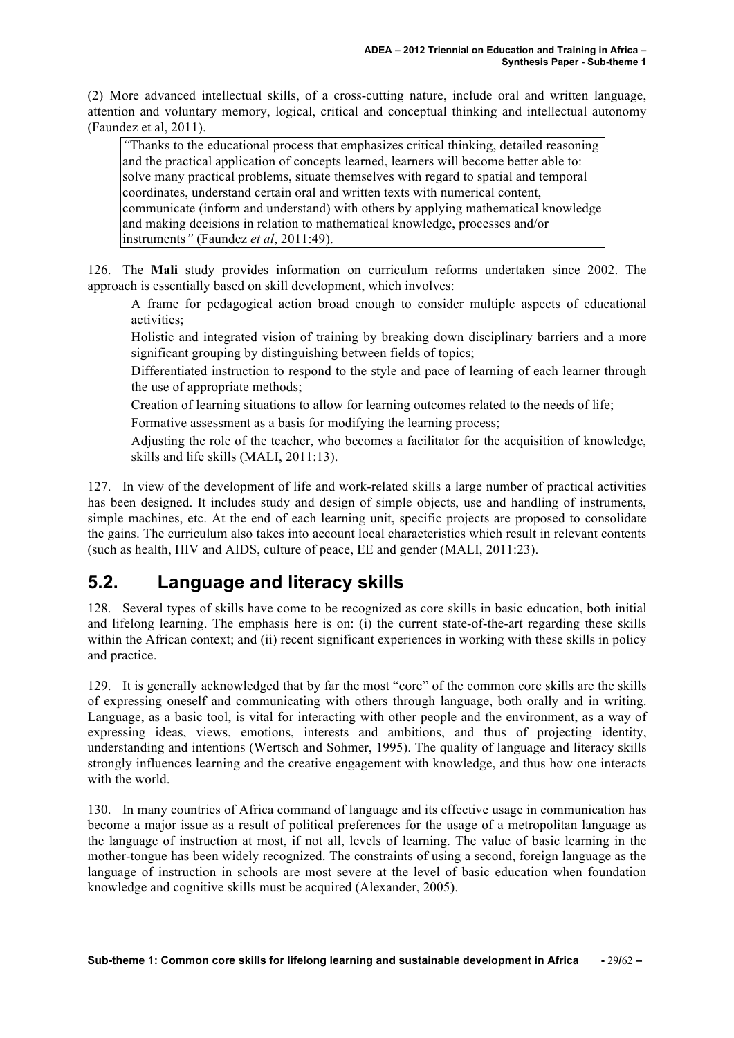(2) More advanced intellectual skills, of a cross-cutting nature, include oral and written language, attention and voluntary memory, logical, critical and conceptual thinking and intellectual autonomy (Faundez et al, 2011).

> *"*Thanks to the educational process that emphasizes critical thinking, detailed reasoning and the practical application of concepts learned, learners will become better able to: solve many practical problems, situate themselves with regard to spatial and temporal coordinates, understand certain oral and written texts with numerical content, communicate (inform and understand) with others by applying mathematical knowledge and making decisions in relation to mathematical knowledge, processes and/or instruments*"* (Faundez *et al*, 2011:49).

126. The **Mali** study provides information on curriculum reforms undertaken since 2002. The approach is essentially based on skill development, which involves:

- A frame for pedagogical action broad enough to consider multiple aspects of educational activities;
- Holistic and integrated vision of training by breaking down disciplinary barriers and a more significant grouping by distinguishing between fields of topics;
- Differentiated instruction to respond to the style and pace of learning of each learner through the use of appropriate methods;
- Creation of learning situations to allow for learning outcomes related to the needs of life;
- Formative assessment as a basis for modifying the learning process;
- Adjusting the role of the teacher, who becomes a facilitator for the acquisition of knowledge, skills and life skills (MALI, 2011:13).

127. In view of the development of life and work-related skills a large number of practical activities has been designed. It includes study and design of simple objects, use and handling of instruments, simple machines, etc. At the end of each learning unit, specific projects are proposed to consolidate the gains. The curriculum also takes into account local characteristics which result in relevant contents (such as health, HIV and AIDS, culture of peace, EE and gender (MALI, 2011:23).

## 5.2. Language and literacy skills

128. Several types of skills have come to be recognized as core skills in basic education, both initial and lifelong learning. The emphasis here is on: (i) the current state-of-the-art regarding these skills within the African context; and (ii) recent significant experiences in working with these skills in policy and practice.

129. It is generally acknowledged that by far the most "core" of the common core skills are the skills of expressing oneself and communicating with others through language, both orally and in writing. Language, as a basic tool, is vital for interacting with other people and the environment, as a way of expressing ideas, views, emotions, interests and ambitions, and thus of projecting identity, understanding and intentions (Wertsch and Sohmer, 1995). The quality of language and literacy skills strongly influences learning and the creative engagement with knowledge, and thus how one interacts with the world.

130. In many countries of Africa command of language and its effective usage in communication has become a major issue as a result of political preferences for the usage of a metropolitan language as the language of instruction at most, if not all, levels of learning. The value of basic learning in the mother-tongue has been widely recognized. The constraints of using a second, foreign language as the language of instruction in schools are most severe at the level of basic education when foundation knowledge and cognitive skills must be acquired (Alexander, 2005).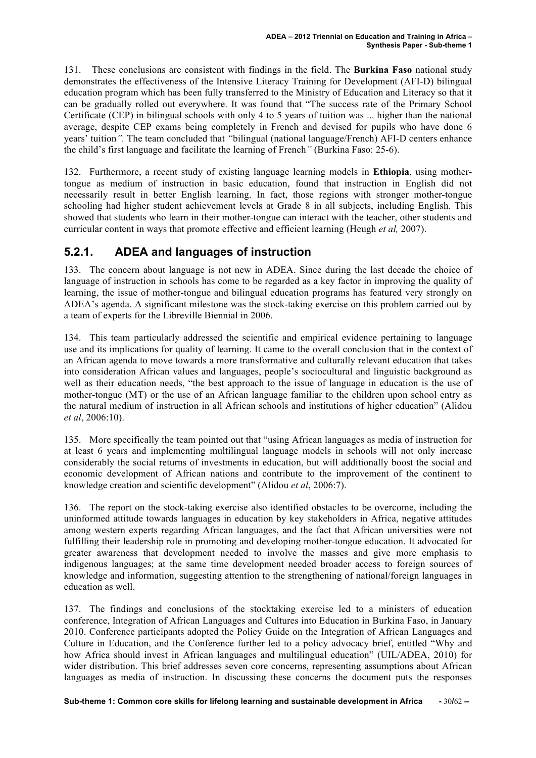131. These conclusions are consistent with findings in the field. The **Burkina Faso** national study demonstrates the effectiveness of the Intensive Literacy Training for Development (AFI-D) bilingual education program which has been fully transferred to the Ministry of Education and Literacy so that it can be gradually rolled out everywhere. It was found that "The success rate of the Primary School Certificate (CEP) in bilingual schools with only 4 to 5 years of tuition was ... higher than the national average, despite CEP exams being completely in French and devised for pupils who have done 6 years' tuition*".* The team concluded that *"*bilingual (national language/French) AFI-D centers enhance the child's first language and facilitate the learning of French*"* (Burkina Faso: 25-6).

132. Furthermore, a recent study of existing language learning models in **Ethiopia**, using mother-tongue as medium of instruction in basic education, found that instruction in English did not necessarily result in better English learning. In fact, those regions with stronger mother-tongue schooling had higher student achievement levels at Grade 8 in all subjects, including English. This showed that students who learn in their mother-tongue can interact with the teacher, other students and curricular content in ways that promote effective and efficient learning (Heugh *et al,* 2007).

### 5.2.1. ADEA and languages of instruction

133. The concern about language is not new in ADEA. Since during the last decade the choice of language of instruction in schools has come to be regarded as a key factor in improving the quality of learning, the issue of mother-tongue and bilingual education programs has featured very strongly on ADEA's agenda. A significant milestone was the stock-taking exercise on this problem carried out by a team of experts for the Libreville Biennial in 2006.

134. This team particularly addressed the scientific and empirical evidence pertaining to language use and its implications for quality of learning. It came to the overall conclusion that in the context of an African agenda to move towards a more transformative and culturally relevant education that takes into consideration African values and languages, people's sociocultural and linguistic background as well as their education needs, "the best approach to the issue of language in education is the use of mother-tongue (MT) or the use of an African language familiar to the children upon school entry as the natural medium of instruction in all African schools and institutions of higher education" (Alidou *et al*, 2006:10).

135. More specifically the team pointed out that "using African languages as media of instruction for at least 6 years and implementing multilingual language models in schools will not only increase considerably the social returns of investments in education, but will additionally boost the social and economic development of African nations and contribute to the improvement of the continent to knowledge creation and scientific development" (Alidou *et al*, 2006:7).

136. The report on the stock-taking exercise also identified obstacles to be overcome, including the uninformed attitude towards languages in education by key stakeholders in Africa, negative attitudes among western experts regarding African languages, and the fact that African universities were not fulfilling their leadership role in promoting and developing mother-tongue education. It advocated for greater awareness that development needed to involve the masses and give more emphasis to indigenous languages; at the same time development needed broader access to foreign sources of knowledge and information, suggesting attention to the strengthening of national/foreign languages in education as well.

137. The findings and conclusions of the stocktaking exercise led to a ministers of education conference, Integration of African Languages and Cultures into Education in Burkina Faso, in January 2010. Conference participants adopted the Policy Guide on the Integration of African Languages and Culture in Education, and the Conference further led to a policy advocacy brief, entitled "Why and how Africa should invest in African languages and multilingual education" (UIL/ADEA, 2010) for wider distribution. This brief addresses seven core concerns, representing assumptions about African languages as media of instruction. In discussing these concerns the document puts the responses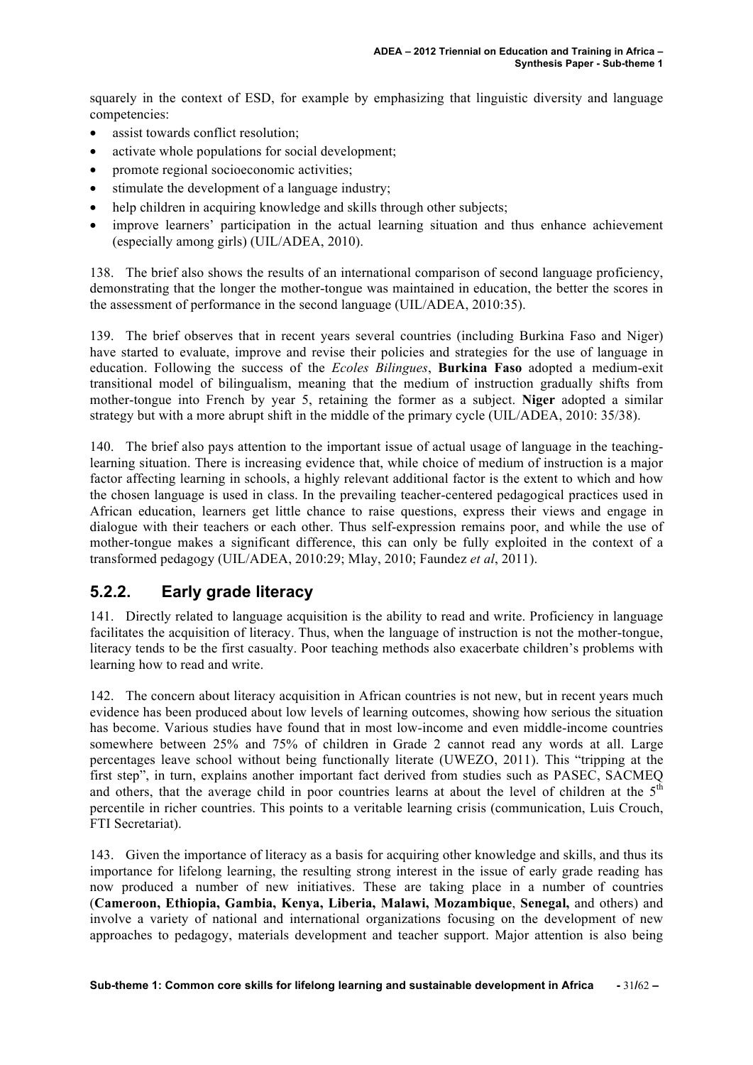squarely in the context of ESD, for example by emphasizing that linguistic diversity and language competencies:

- assist towards conflict resolution;
- activate whole populations for social development;
- promote regional socioeconomic activities;
- stimulate the development of a language industry;
- help children in acquiring knowledge and skills through other subjects;
- improve learners' participation in the actual learning situation and thus enhance achievement (especially among girls) (UIL/ADEA, 2010).

138. The brief also shows the results of an international comparison of second language proficiency, demonstrating that the longer the mother-tongue was maintained in education, the better the scores in the assessment of performance in the second language (UIL/ADEA, 2010:35).

139. The brief observes that in recent years several countries (including Burkina Faso and Niger) have started to evaluate, improve and revise their policies and strategies for the use of language in education. Following the success of the *Ecoles Bilingues*, **Burkina Faso** adopted a medium-exit transitional model of bilingualism, meaning that the medium of instruction gradually shifts from mother-tongue into French by year 5, retaining the former as a subject. **Niger** adopted a similar strategy but with a more abrupt shift in the middle of the primary cycle (UIL/ADEA, 2010: 35/38).

140. The brief also pays attention to the important issue of actual usage of language in the teaching-learning situation. There is increasing evidence that, while choice of medium of instruction is a major factor affecting learning in schools, a highly relevant additional factor is the extent to which and how the chosen language is used in class. In the prevailing teacher-centered pedagogical practices used in African education, learners get little chance to raise questions, express their views and engage in dialogue with their teachers or each other. Thus self-expression remains poor, and while the use of mother-tongue makes a significant difference, this can only be fully exploited in the context of a transformed pedagogy (UIL/ADEA, 2010:29; Mlay, 2010; Faundez *et al*, 2011).

### 5.2.2. Early grade literacy

141. Directly related to language acquisition is the ability to read and write. Proficiency in language facilitates the acquisition of literacy. Thus, when the language of instruction is not the mother-tongue, literacy tends to be the first casualty. Poor teaching methods also exacerbate children's problems with learning how to read and write.

142. The concern about literacy acquisition in African countries is not new, but in recent years much evidence has been produced about low levels of learning outcomes, showing how serious the situation has become. Various studies have found that in most low-income and even middle-income countries somewhere between 25% and 75% of children in Grade 2 cannot read any words at all. Large percentages leave school without being functionally literate (UWEZO, 2011). This "tripping at the first step", in turn, explains another important fact derived from studies such as PASEC, SACMEQ and others, that the average child in poor countries learns at about the level of children at the 5th percentile in richer countries. This points to a veritable learning crisis (communication, Luis Crouch, FTI Secretariat).

143. Given the importance of literacy as a basis for acquiring other knowledge and skills, and thus its importance for lifelong learning, the resulting strong interest in the issue of early grade reading has now produced a number of new initiatives. These are taking place in a number of countries (**Cameroon, Ethiopia, Gambia, Kenya, Liberia, Malawi, Mozambique**, **Senegal,** and others) and involve a variety of national and international organizations focusing on the development of new approaches to pedagogy, materials development and teacher support. Major attention is also being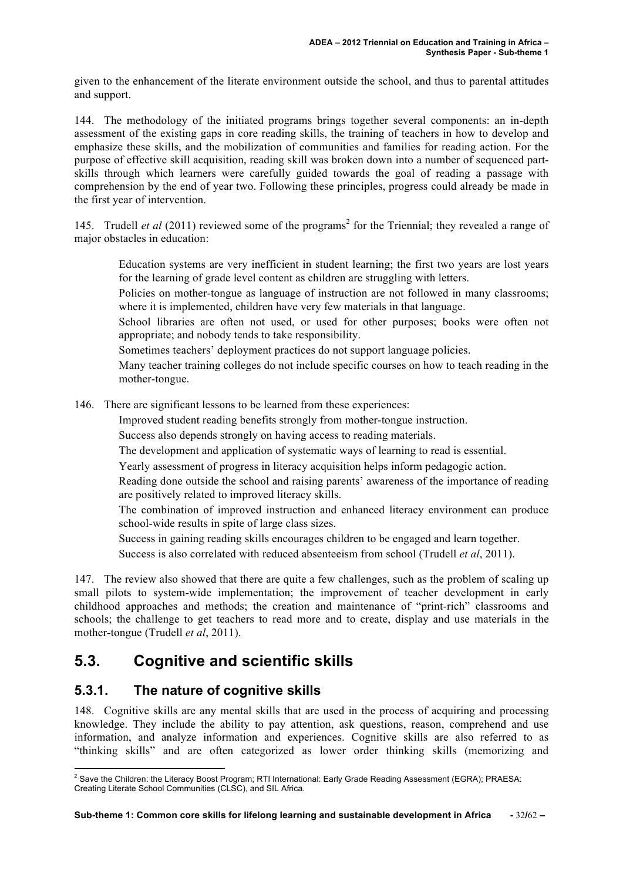given to the enhancement of the literate environment outside the school, and thus to parental attitudes and support.

144. The methodology of the initiated programs brings together several components: an in-depth assessment of the existing gaps in core reading skills, the training of teachers in how to develop and emphasize these skills, and the mobilization of communities and families for reading action. For the purpose of effective skill acquisition, reading skill was broken down into a number of sequenced part-skills through which learners were carefully guided towards the goal of reading a passage with comprehension by the end of year two. Following these principles, progress could already be made in the first year of intervention.

145. Trudell *et al* (2011) reviewed some of the programs[2] for the Triennial; they revealed a range of major obstacles in education:

- Education systems are very inefficient in student learning; the first two years are lost years for the learning of grade level content as children are struggling with letters.
- Policies on mother-tongue as language of instruction are not followed in many classrooms; where it is implemented, children have very few materials in that language.
- School libraries are often not used, or used for other purposes; books were often not appropriate; and nobody tends to take responsibility.
- Sometimes teachers' deployment practices do not support language policies.
- Many teacher training colleges do not include specific courses on how to teach reading in the mother-tongue.

146. There are significant lessons to be learned from these experiences:

- Improved student reading benefits strongly from mother-tongue instruction.
- Success also depends strongly on having access to reading materials.
- The development and application of systematic ways of learning to read is essential.
- Yearly assessment of progress in literacy acquisition helps inform pedagogic action.
- Reading done outside the school and raising parents' awareness of the importance of reading are positively related to improved literacy skills.
- The combination of improved instruction and enhanced literacy environment can produce school-wide results in spite of large class sizes.
- Success in gaining reading skills encourages children to be engaged and learn together.
- Success is also correlated with reduced absenteeism from school (Trudell *et al*, 2011).

147. The review also showed that there are quite a few challenges, such as the problem of scaling up small pilots to system-wide implementation; the improvement of teacher development in early childhood approaches and methods; the creation and maintenance of "print-rich" classrooms and schools; the challenge to get teachers to read more and to create, display and use materials in the mother-tongue (Trudell *et al*, 2011).

## 5.3. Cognitive and scientific skills

### 5.3.1. The nature of cognitive skills

148. Cognitive skills are any mental skills that are used in the process of acquiring and processing knowledge. They include the ability to pay attention, ask questions, reason, comprehend and use information, and analyze information and experiences. Cognitive skills are also referred to as "thinking skills" and are often categorized as lower order thinking skills (memorizing and

---

[2] Save the Children: the Literacy Boost Program; RTI International: Early Grade Reading Assessment (EGRA); PRAESA: Creating Literate School Communities (CLSC), and SIL Africa.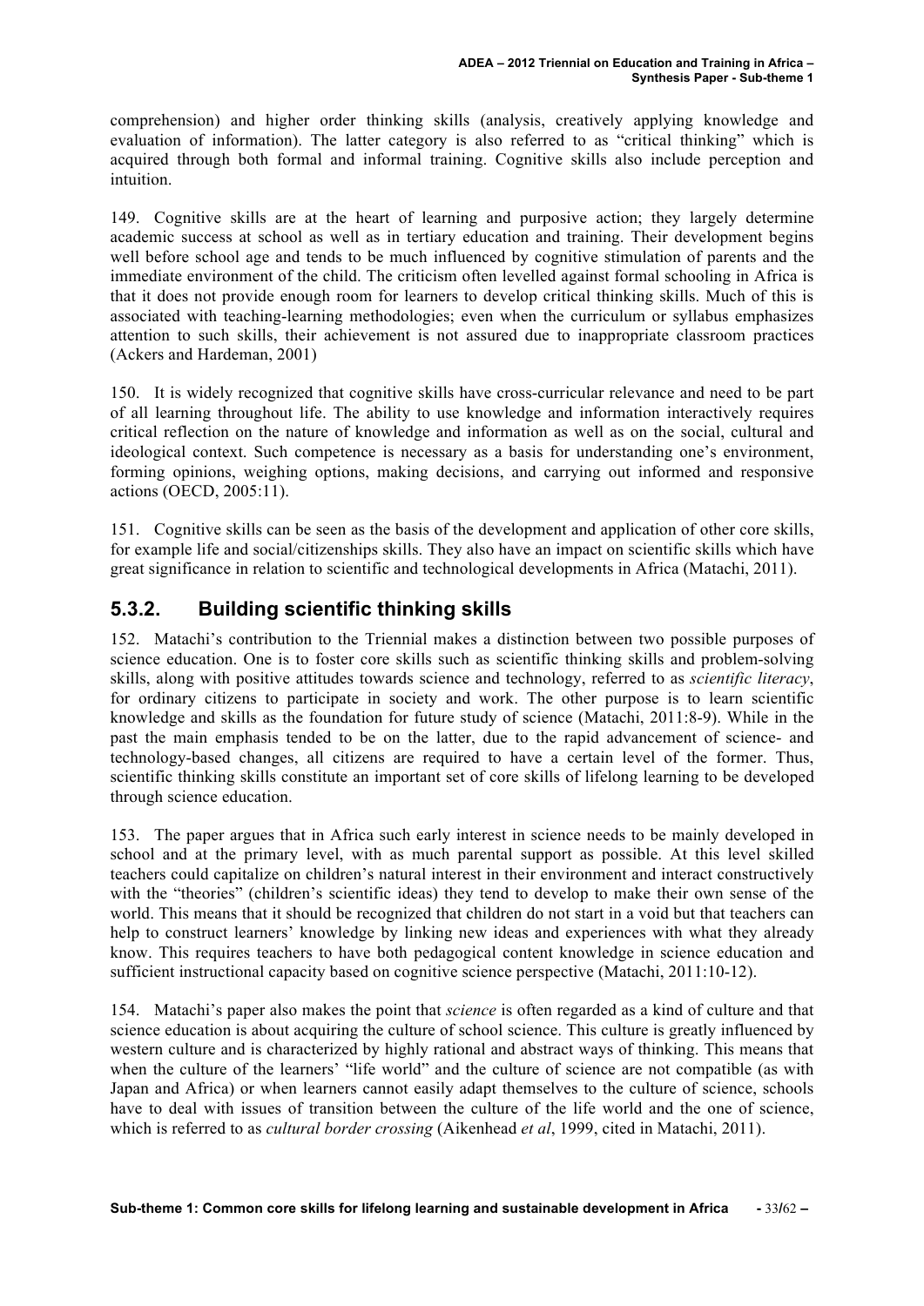comprehension) and higher order thinking skills (analysis, creatively applying knowledge and evaluation of information). The latter category is also referred to as "critical thinking" which is acquired through both formal and informal training. Cognitive skills also include perception and intuition.

149. Cognitive skills are at the heart of learning and purposive action; they largely determine academic success at school as well as in tertiary education and training. Their development begins well before school age and tends to be much influenced by cognitive stimulation of parents and the immediate environment of the child. The criticism often levelled against formal schooling in Africa is that it does not provide enough room for learners to develop critical thinking skills. Much of this is associated with teaching-learning methodologies; even when the curriculum or syllabus emphasizes attention to such skills, their achievement is not assured due to inappropriate classroom practices (Ackers and Hardeman, 2001)

150. It is widely recognized that cognitive skills have cross-curricular relevance and need to be part of all learning throughout life. The ability to use knowledge and information interactively requires critical reflection on the nature of knowledge and information as well as on the social, cultural and ideological context. Such competence is necessary as a basis for understanding one's environment, forming opinions, weighing options, making decisions, and carrying out informed and responsive actions (OECD, 2005:11).

151. Cognitive skills can be seen as the basis of the development and application of other core skills, for example life and social/citizenships skills. They also have an impact on scientific skills which have great significance in relation to scientific and technological developments in Africa (Matachi, 2011).

### 5.3.2. Building scientific thinking skills

152. Matachi's contribution to the Triennial makes a distinction between two possible purposes of science education. One is to foster core skills such as scientific thinking skills and problem-solving skills, along with positive attitudes towards science and technology, referred to as *scientific literacy*, for ordinary citizens to participate in society and work. The other purpose is to learn scientific knowledge and skills as the foundation for future study of science (Matachi, 2011:8-9). While in the past the main emphasis tended to be on the latter, due to the rapid advancement of science- and technology-based changes, all citizens are required to have a certain level of the former. Thus, scientific thinking skills constitute an important set of core skills of lifelong learning to be developed through science education.

153. The paper argues that in Africa such early interest in science needs to be mainly developed in school and at the primary level, with as much parental support as possible. At this level skilled teachers could capitalize on children's natural interest in their environment and interact constructively with the "theories" (children's scientific ideas) they tend to develop to make their own sense of the world. This means that it should be recognized that children do not start in a void but that teachers can help to construct learners' knowledge by linking new ideas and experiences with what they already know. This requires teachers to have both pedagogical content knowledge in science education and sufficient instructional capacity based on cognitive science perspective (Matachi, 2011:10-12).

154. Matachi's paper also makes the point that *science* is often regarded as a kind of culture and that science education is about acquiring the culture of school science. This culture is greatly influenced by western culture and is characterized by highly rational and abstract ways of thinking. This means that when the culture of the learners' "life world" and the culture of science are not compatible (as with Japan and Africa) or when learners cannot easily adapt themselves to the culture of science, schools have to deal with issues of transition between the culture of the life world and the one of science, which is referred to as *cultural border crossing* (Aikenhead *et al*, 1999, cited in Matachi, 2011).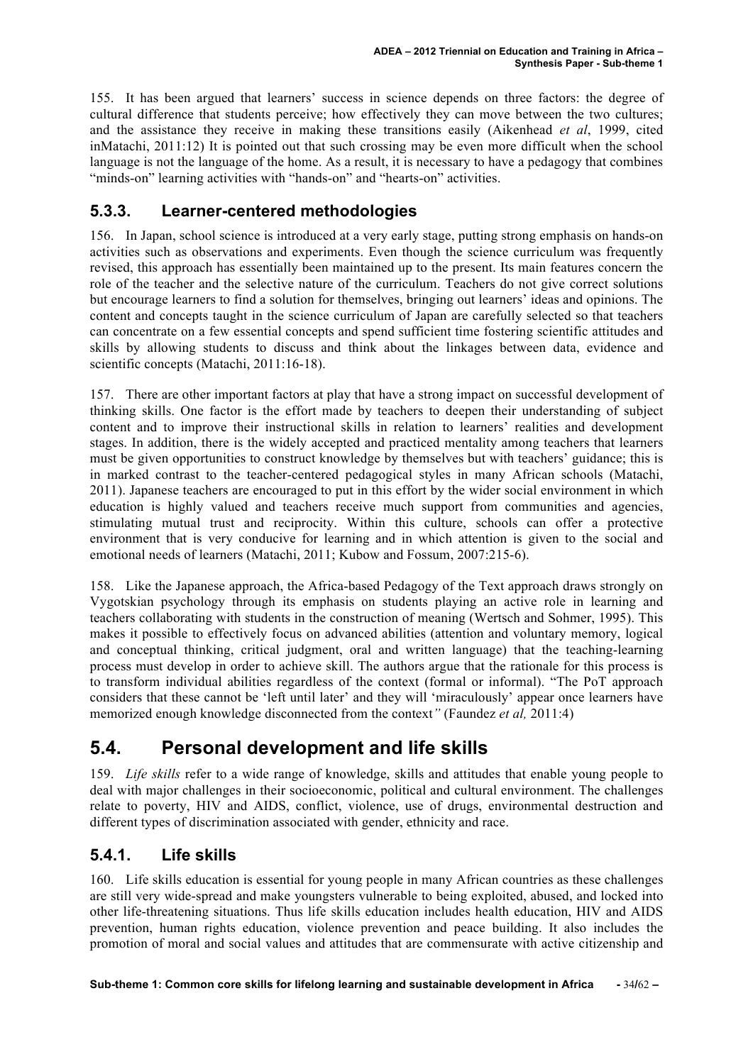155. It has been argued that learners' success in science depends on three factors: the degree of cultural difference that students perceive; how effectively they can move between the two cultures; and the assistance they receive in making these transitions easily (Aikenhead *et al*, 1999, cited inMatachi, 2011:12) It is pointed out that such crossing may be even more difficult when the school language is not the language of the home. As a result, it is necessary to have a pedagogy that combines "minds-on" learning activities with "hands-on" and "hearts-on" activities.

### 5.3.3. Learner-centered methodologies

156. In Japan, school science is introduced at a very early stage, putting strong emphasis on hands-on activities such as observations and experiments. Even though the science curriculum was frequently revised, this approach has essentially been maintained up to the present. Its main features concern the role of the teacher and the selective nature of the curriculum. Teachers do not give correct solutions but encourage learners to find a solution for themselves, bringing out learners' ideas and opinions. The content and concepts taught in the science curriculum of Japan are carefully selected so that teachers can concentrate on a few essential concepts and spend sufficient time fostering scientific attitudes and skills by allowing students to discuss and think about the linkages between data, evidence and scientific concepts (Matachi, 2011:16-18).

157. There are other important factors at play that have a strong impact on successful development of thinking skills. One factor is the effort made by teachers to deepen their understanding of subject content and to improve their instructional skills in relation to learners' realities and development stages. In addition, there is the widely accepted and practiced mentality among teachers that learners must be given opportunities to construct knowledge by themselves but with teachers' guidance; this is in marked contrast to the teacher-centered pedagogical styles in many African schools (Matachi, 2011). Japanese teachers are encouraged to put in this effort by the wider social environment in which education is highly valued and teachers receive much support from communities and agencies, stimulating mutual trust and reciprocity. Within this culture, schools can offer a protective environment that is very conducive for learning and in which attention is given to the social and emotional needs of learners (Matachi, 2011; Kubow and Fossum, 2007:215-6).

158. Like the Japanese approach, the Africa-based Pedagogy of the Text approach draws strongly on Vygotskian psychology through its emphasis on students playing an active role in learning and teachers collaborating with students in the construction of meaning (Wertsch and Sohmer, 1995). This makes it possible to effectively focus on advanced abilities (attention and voluntary memory, logical and conceptual thinking, critical judgment, oral and written language) that the teaching-learning process must develop in order to achieve skill. The authors argue that the rationale for this process is to transform individual abilities regardless of the context (formal or informal). "The PoT approach considers that these cannot be 'left until later' and they will 'miraculously' appear once learners have memorized enough knowledge disconnected from the context" (Faundez *et al,* 2011:4)

## 5.4. Personal development and life skills

159. *Life skills* refer to a wide range of knowledge, skills and attitudes that enable young people to deal with major challenges in their socioeconomic, political and cultural environment. The challenges relate to poverty, HIV and AIDS, conflict, violence, use of drugs, environmental destruction and different types of discrimination associated with gender, ethnicity and race.

### 5.4.1. Life skills

160. Life skills education is essential for young people in many African countries as these challenges are still very wide-spread and make youngsters vulnerable to being exploited, abused, and locked into other life-threatening situations. Thus life skills education includes health education, HIV and AIDS prevention, human rights education, violence prevention and peace building. It also includes the promotion of moral and social values and attitudes that are commensurate with active citizenship and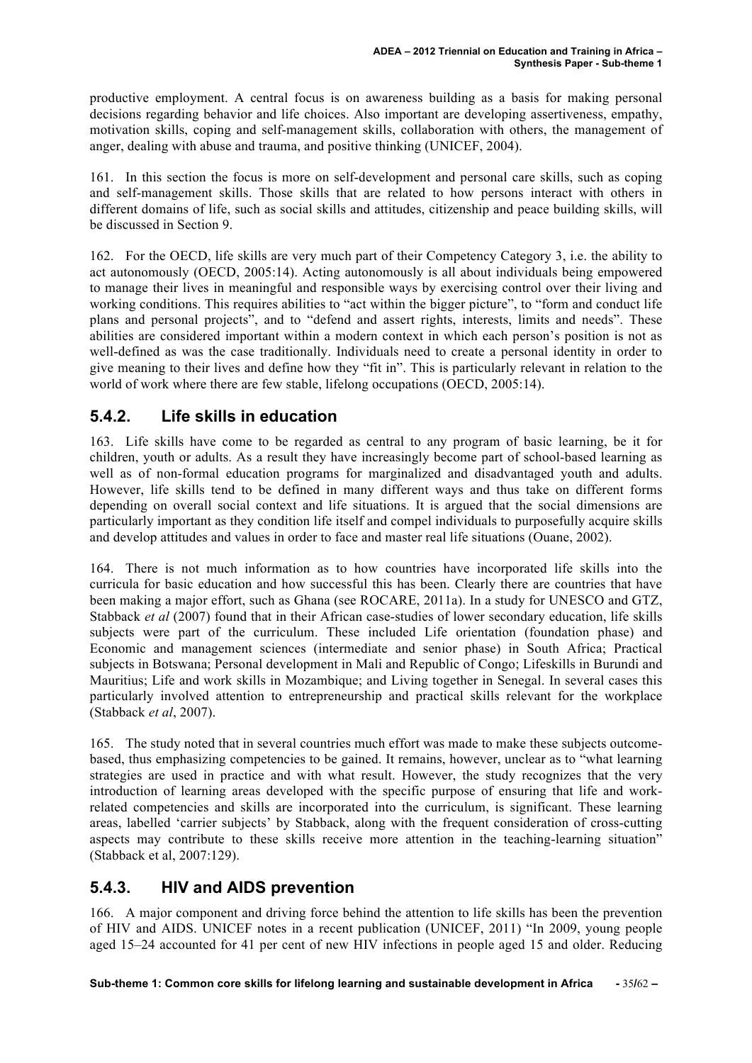productive employment. A central focus is on awareness building as a basis for making personal decisions regarding behavior and life choices. Also important are developing assertiveness, empathy, motivation skills, coping and self-management skills, collaboration with others, the management of anger, dealing with abuse and trauma, and positive thinking (UNICEF, 2004).

161. In this section the focus is more on self-development and personal care skills, such as coping and self-management skills. Those skills that are related to how persons interact with others in different domains of life, such as social skills and attitudes, citizenship and peace building skills, will be discussed in Section 9.

162. For the OECD, life skills are very much part of their Competency Category 3, i.e. the ability to act autonomously (OECD, 2005:14). Acting autonomously is all about individuals being empowered to manage their lives in meaningful and responsible ways by exercising control over their living and working conditions. This requires abilities to "act within the bigger picture", to "form and conduct life plans and personal projects", and to "defend and assert rights, interests, limits and needs". These abilities are considered important within a modern context in which each person's position is not as well-defined as was the case traditionally. Individuals need to create a personal identity in order to give meaning to their lives and define how they "fit in". This is particularly relevant in relation to the world of work where there are few stable, lifelong occupations (OECD, 2005:14).

### 5.4.2. Life skills in education

163. Life skills have come to be regarded as central to any program of basic learning, be it for children, youth or adults. As a result they have increasingly become part of school-based learning as well as of non-formal education programs for marginalized and disadvantaged youth and adults. However, life skills tend to be defined in many different ways and thus take on different forms depending on overall social context and life situations. It is argued that the social dimensions are particularly important as they condition life itself and compel individuals to purposefully acquire skills and develop attitudes and values in order to face and master real life situations (Ouane, 2002).

164. There is not much information as to how countries have incorporated life skills into the curricula for basic education and how successful this has been. Clearly there are countries that have been making a major effort, such as Ghana (see ROCARE, 2011a). In a study for UNESCO and GTZ, Stabback *et al* (2007) found that in their African case-studies of lower secondary education, life skills subjects were part of the curriculum. These included Life orientation (foundation phase) and Economic and management sciences (intermediate and senior phase) in South Africa; Practical subjects in Botswana; Personal development in Mali and Republic of Congo; Lifeskills in Burundi and Mauritius; Life and work skills in Mozambique; and Living together in Senegal. In several cases this particularly involved attention to entrepreneurship and practical skills relevant for the workplace (Stabback *et al*, 2007).

165. The study noted that in several countries much effort was made to make these subjects outcome-based, thus emphasizing competencies to be gained. It remains, however, unclear as to "what learning strategies are used in practice and with what result. However, the study recognizes that the very introduction of learning areas developed with the specific purpose of ensuring that life and work-related competencies and skills are incorporated into the curriculum, is significant. These learning areas, labelled 'carrier subjects' by Stabback, along with the frequent consideration of cross-cutting aspects may contribute to these skills receive more attention in the teaching-learning situation" (Stabback et al, 2007:129).

### 5.4.3. HIV and AIDS prevention

166. A major component and driving force behind the attention to life skills has been the prevention of HIV and AIDS. UNICEF notes in a recent publication (UNICEF, 2011) "In 2009, young people aged 15–24 accounted for 41 per cent of new HIV infections in people aged 15 and older. Reducing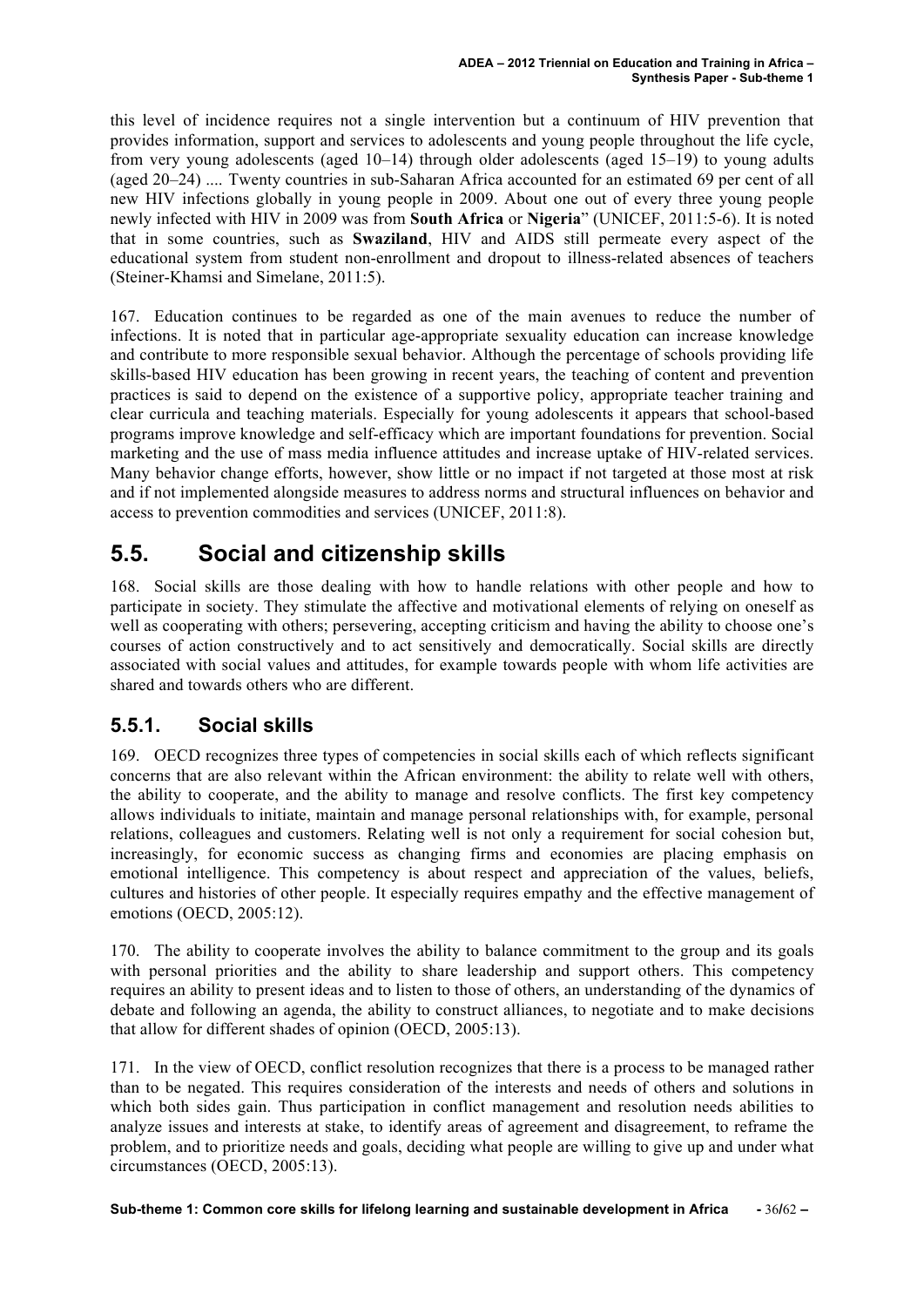this level of incidence requires not a single intervention but a continuum of HIV prevention that provides information, support and services to adolescents and young people throughout the life cycle, from very young adolescents (aged 10–14) through older adolescents (aged 15–19) to young adults (aged 20–24) .... Twenty countries in sub-Saharan Africa accounted for an estimated 69 per cent of all new HIV infections globally in young people in 2009. About one out of every three young people newly infected with HIV in 2009 was from **South Africa** or **Nigeria**" (UNICEF, 2011:5-6). It is noted that in some countries, such as **Swaziland**, HIV and AIDS still permeate every aspect of the educational system from student non-enrollment and dropout to illness-related absences of teachers (Steiner-Khamsi and Simelane, 2011:5).

167. Education continues to be regarded as one of the main avenues to reduce the number of infections. It is noted that in particular age-appropriate sexuality education can increase knowledge and contribute to more responsible sexual behavior. Although the percentage of schools providing life skills-based HIV education has been growing in recent years, the teaching of content and prevention practices is said to depend on the existence of a supportive policy, appropriate teacher training and clear curricula and teaching materials. Especially for young adolescents it appears that school-based programs improve knowledge and self-efficacy which are important foundations for prevention. Social marketing and the use of mass media influence attitudes and increase uptake of HIV-related services. Many behavior change efforts, however, show little or no impact if not targeted at those most at risk and if not implemented alongside measures to address norms and structural influences on behavior and access to prevention commodities and services (UNICEF, 2011:8).

## 5.5. Social and citizenship skills

168. Social skills are those dealing with how to handle relations with other people and how to participate in society. They stimulate the affective and motivational elements of relying on oneself as well as cooperating with others; persevering, accepting criticism and having the ability to choose one's courses of action constructively and to act sensitively and democratically. Social skills are directly associated with social values and attitudes, for example towards people with whom life activities are shared and towards others who are different.

### 5.5.1. Social skills

169. OECD recognizes three types of competencies in social skills each of which reflects significant concerns that are also relevant within the African environment: the ability to relate well with others, the ability to cooperate, and the ability to manage and resolve conflicts. The first key competency allows individuals to initiate, maintain and manage personal relationships with, for example, personal relations, colleagues and customers. Relating well is not only a requirement for social cohesion but, increasingly, for economic success as changing firms and economies are placing emphasis on emotional intelligence. This competency is about respect and appreciation of the values, beliefs, cultures and histories of other people. It especially requires empathy and the effective management of emotions (OECD, 2005:12).

170. The ability to cooperate involves the ability to balance commitment to the group and its goals with personal priorities and the ability to share leadership and support others. This competency requires an ability to present ideas and to listen to those of others, an understanding of the dynamics of debate and following an agenda, the ability to construct alliances, to negotiate and to make decisions that allow for different shades of opinion (OECD, 2005:13).

171. In the view of OECD, conflict resolution recognizes that there is a process to be managed rather than to be negated. This requires consideration of the interests and needs of others and solutions in which both sides gain. Thus participation in conflict management and resolution needs abilities to analyze issues and interests at stake, to identify areas of agreement and disagreement, to reframe the problem, and to prioritize needs and goals, deciding what people are willing to give up and under what circumstances (OECD, 2005:13).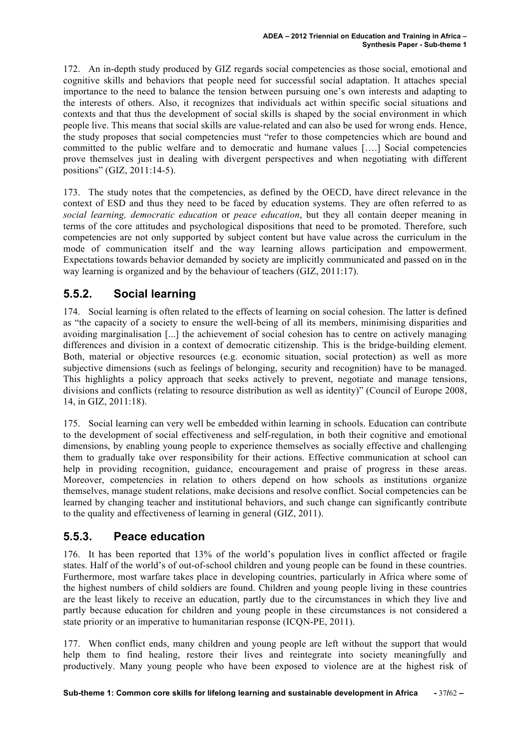172. An in-depth study produced by GIZ regards social competencies as those social, emotional and cognitive skills and behaviors that people need for successful social adaptation. It attaches special importance to the need to balance the tension between pursuing one's own interests and adapting to the interests of others. Also, it recognizes that individuals act within specific social situations and contexts and that thus the development of social skills is shaped by the social environment in which people live. This means that social skills are value-related and can also be used for wrong ends. Hence, the study proposes that social competencies must "refer to those competencies which are bound and committed to the public welfare and to democratic and humane values [….] Social competencies prove themselves just in dealing with divergent perspectives and when negotiating with different positions" (GIZ, 2011:14-5).

173. The study notes that the competencies, as defined by the OECD, have direct relevance in the context of ESD and thus they need to be faced by education systems. They are often referred to as *social learning, democratic education* or *peace education*, but they all contain deeper meaning in terms of the core attitudes and psychological dispositions that need to be promoted. Therefore, such competencies are not only supported by subject content but have value across the curriculum in the mode of communication itself and the way learning allows participation and empowerment. Expectations towards behavior demanded by society are implicitly communicated and passed on in the way learning is organized and by the behaviour of teachers (GIZ, 2011:17).

### 5.5.2. Social learning

174. Social learning is often related to the effects of learning on social cohesion. The latter is defined as "the capacity of a society to ensure the well-being of all its members, minimising disparities and avoiding marginalisation [...] the achievement of social cohesion has to centre on actively managing differences and division in a context of democratic citizenship. This is the bridge-building element. Both, material or objective resources (e.g. economic situation, social protection) as well as more subjective dimensions (such as feelings of belonging, security and recognition) have to be managed. This highlights a policy approach that seeks actively to prevent, negotiate and manage tensions, divisions and conflicts (relating to resource distribution as well as identity)" (Council of Europe 2008, 14, in GIZ, 2011:18).

175. Social learning can very well be embedded within learning in schools. Education can contribute to the development of social effectiveness and self-regulation, in both their cognitive and emotional dimensions, by enabling young people to experience themselves as socially effective and challenging them to gradually take over responsibility for their actions. Effective communication at school can help in providing recognition, guidance, encouragement and praise of progress in these areas. Moreover, competencies in relation to others depend on how schools as institutions organize themselves, manage student relations, make decisions and resolve conflict. Social competencies can be learned by changing teacher and institutional behaviors, and such change can significantly contribute to the quality and effectiveness of learning in general (GIZ, 2011).

### 5.5.3. Peace education

176. It has been reported that 13% of the world's population lives in conflict affected or fragile states. Half of the world's of out-of-school children and young people can be found in these countries. Furthermore, most warfare takes place in developing countries, particularly in Africa where some of the highest numbers of child soldiers are found. Children and young people living in these countries are the least likely to receive an education, partly due to the circumstances in which they live and partly because education for children and young people in these circumstances is not considered a state priority or an imperative to humanitarian response (ICQN-PE, 2011).

177. When conflict ends, many children and young people are left without the support that would help them to find healing, restore their lives and reintegrate into society meaningfully and productively. Many young people who have been exposed to violence are at the highest risk of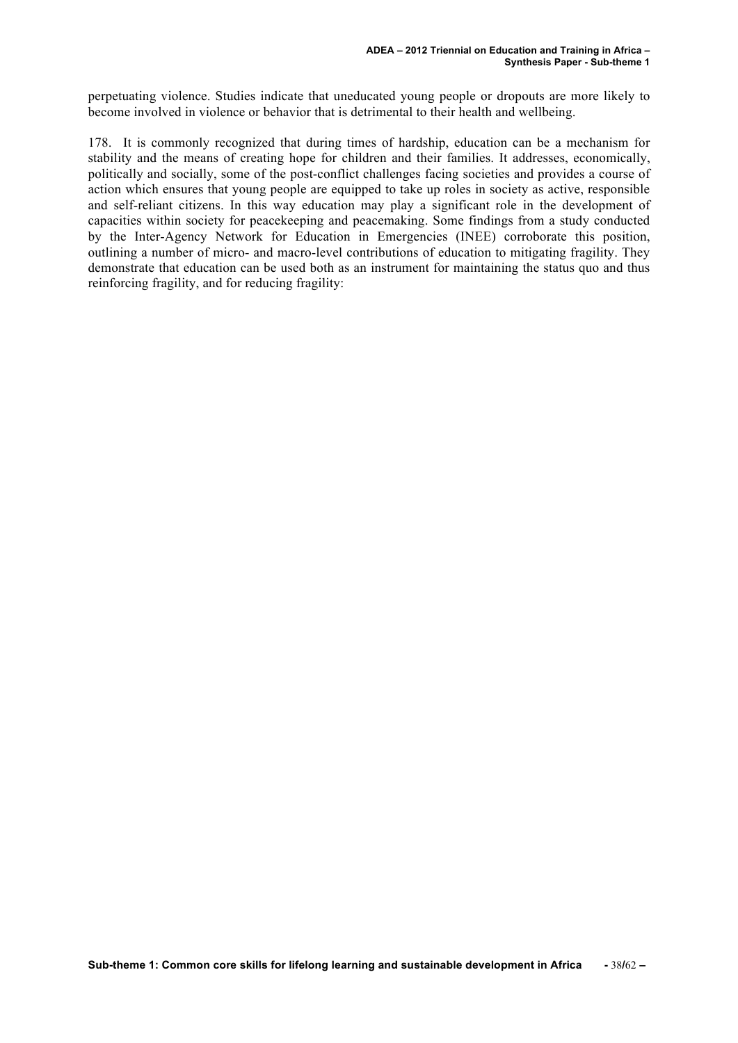perpetuating violence. Studies indicate that uneducated young people or dropouts are more likely to become involved in violence or behavior that is detrimental to their health and wellbeing.

178. It is commonly recognized that during times of hardship, education can be a mechanism for stability and the means of creating hope for children and their families. It addresses, economically, politically and socially, some of the post-conflict challenges facing societies and provides a course of action which ensures that young people are equipped to take up roles in society as active, responsible and self-reliant citizens. In this way education may play a significant role in the development of capacities within society for peacekeeping and peacemaking. Some findings from a study conducted by the Inter-Agency Network for Education in Emergencies (INEE) corroborate this position, outlining a number of micro- and macro-level contributions of education to mitigating fragility. They demonstrate that education can be used both as an instrument for maintaining the status quo and thus reinforcing fragility, and for reducing fragility: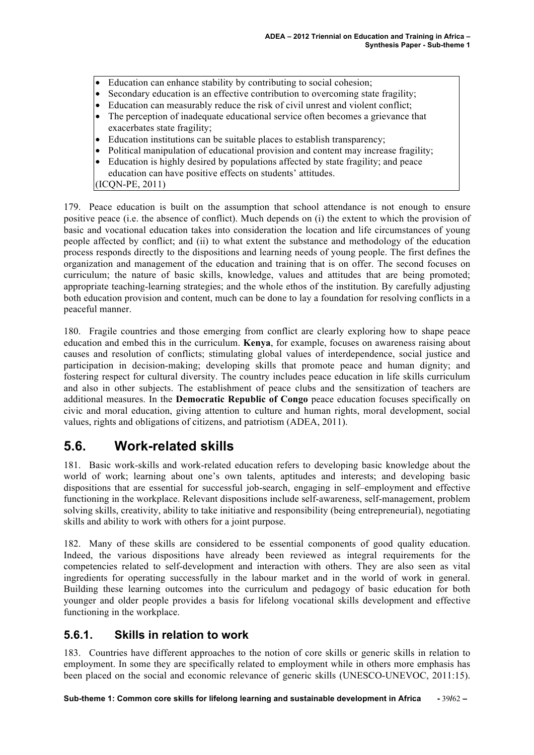- Education can enhance stability by contributing to social cohesion;
- Secondary education is an effective contribution to overcoming state fragility;
- Education can measurably reduce the risk of civil unrest and violent conflict;
- The perception of inadequate educational service often becomes a grievance that exacerbates state fragility;
- Education institutions can be suitable places to establish transparency;
- Political manipulation of educational provision and content may increase fragility;
- Education is highly desired by populations affected by state fragility; and peace education can have positive effects on students' attitudes.

(ICQN-PE, 2011)

179. Peace education is built on the assumption that school attendance is not enough to ensure positive peace (i.e. the absence of conflict). Much depends on (i) the extent to which the provision of basic and vocational education takes into consideration the location and life circumstances of young people affected by conflict; and (ii) to what extent the substance and methodology of the education process responds directly to the dispositions and learning needs of young people. The first defines the organization and management of the education and training that is on offer. The second focuses on curriculum; the nature of basic skills, knowledge, values and attitudes that are being promoted; appropriate teaching-learning strategies; and the whole ethos of the institution. By carefully adjusting both education provision and content, much can be done to lay a foundation for resolving conflicts in a peaceful manner.

180. Fragile countries and those emerging from conflict are clearly exploring how to shape peace education and embed this in the curriculum. **Kenya**, for example, focuses on awareness raising about causes and resolution of conflicts; stimulating global values of interdependence, social justice and participation in decision-making; developing skills that promote peace and human dignity; and fostering respect for cultural diversity. The country includes peace education in life skills curriculum and also in other subjects. The establishment of peace clubs and the sensitization of teachers are additional measures. In the **Democratic Republic of Congo** peace education focuses specifically on civic and moral education, giving attention to culture and human rights, moral development, social values, rights and obligations of citizens, and patriotism (ADEA, 2011).

## 5.6. Work-related skills

181. Basic work-skills and work-related education refers to developing basic knowledge about the world of work; learning about one's own talents, aptitudes and interests; and developing basic dispositions that are essential for successful job-search, engaging in self–employment and effective functioning in the workplace. Relevant dispositions include self-awareness, self-management, problem solving skills, creativity, ability to take initiative and responsibility (being entrepreneurial), negotiating skills and ability to work with others for a joint purpose.

182. Many of these skills are considered to be essential components of good quality education. Indeed, the various dispositions have already been reviewed as integral requirements for the competencies related to self-development and interaction with others. They are also seen as vital ingredients for operating successfully in the labour market and in the world of work in general. Building these learning outcomes into the curriculum and pedagogy of basic education for both younger and older people provides a basis for lifelong vocational skills development and effective functioning in the workplace.

### 5.6.1. Skills in relation to work

183. Countries have different approaches to the notion of core skills or generic skills in relation to employment. In some they are specifically related to employment while in others more emphasis has been placed on the social and economic relevance of generic skills (UNESCO-UNEVOC, 2011:15).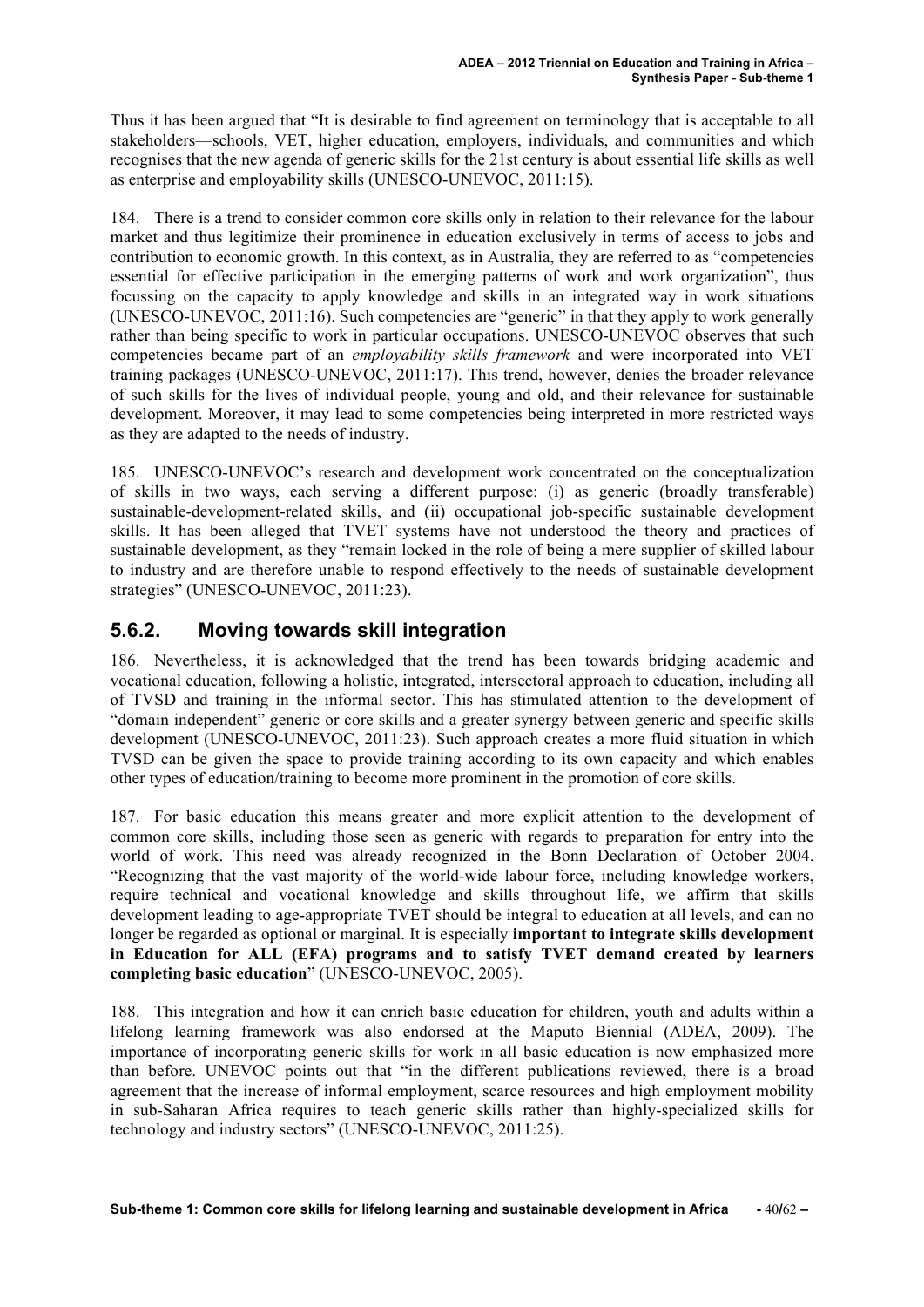Thus it has been argued that "It is desirable to find agreement on terminology that is acceptable to all stakeholders—schools, VET, higher education, employers, individuals, and communities and which recognises that the new agenda of generic skills for the 21st century is about essential life skills as well as enterprise and employability skills (UNESCO-UNEVOC, 2011:15).

184. There is a trend to consider common core skills only in relation to their relevance for the labour market and thus legitimize their prominence in education exclusively in terms of access to jobs and contribution to economic growth. In this context, as in Australia, they are referred to as "competencies essential for effective participation in the emerging patterns of work and work organization", thus focussing on the capacity to apply knowledge and skills in an integrated way in work situations (UNESCO-UNEVOC, 2011:16). Such competencies are "generic" in that they apply to work generally rather than being specific to work in particular occupations. UNESCO-UNEVOC observes that such competencies became part of an *employability skills framework* and were incorporated into VET training packages (UNESCO-UNEVOC, 2011:17). This trend, however, denies the broader relevance of such skills for the lives of individual people, young and old, and their relevance for sustainable development. Moreover, it may lead to some competencies being interpreted in more restricted ways as they are adapted to the needs of industry.

185. UNESCO-UNEVOC's research and development work concentrated on the conceptualization of skills in two ways, each serving a different purpose: (i) as generic (broadly transferable) sustainable-development-related skills, and (ii) occupational job-specific sustainable development skills. It has been alleged that TVET systems have not understood the theory and practices of sustainable development, as they "remain locked in the role of being a mere supplier of skilled labour to industry and are therefore unable to respond effectively to the needs of sustainable development strategies" (UNESCO-UNEVOC, 2011:23).

### 5.6.2. Moving towards skill integration

186. Nevertheless, it is acknowledged that the trend has been towards bridging academic and vocational education, following a holistic, integrated, intersectoral approach to education, including all of TVSD and training in the informal sector. This has stimulated attention to the development of "domain independent" generic or core skills and a greater synergy between generic and specific skills development (UNESCO-UNEVOC, 2011:23). Such approach creates a more fluid situation in which TVSD can be given the space to provide training according to its own capacity and which enables other types of education/training to become more prominent in the promotion of core skills.

187. For basic education this means greater and more explicit attention to the development of common core skills, including those seen as generic with regards to preparation for entry into the world of work. This need was already recognized in the Bonn Declaration of October 2004. "Recognizing that the vast majority of the world-wide labour force, including knowledge workers, require technical and vocational knowledge and skills throughout life, we affirm that skills development leading to age-appropriate TVET should be integral to education at all levels, and can no longer be regarded as optional or marginal. It is especially **important to integrate skills development in Education for ALL (EFA) programs and to satisfy TVET demand created by learners completing basic education**" (UNESCO-UNEVOC, 2005).

188. This integration and how it can enrich basic education for children, youth and adults within a lifelong learning framework was also endorsed at the Maputo Biennial (ADEA, 2009). The importance of incorporating generic skills for work in all basic education is now emphasized more than before. UNEVOC points out that "in the different publications reviewed, there is a broad agreement that the increase of informal employment, scarce resources and high employment mobility in sub-Saharan Africa requires to teach generic skills rather than highly-specialized skills for technology and industry sectors" (UNESCO-UNEVOC, 2011:25).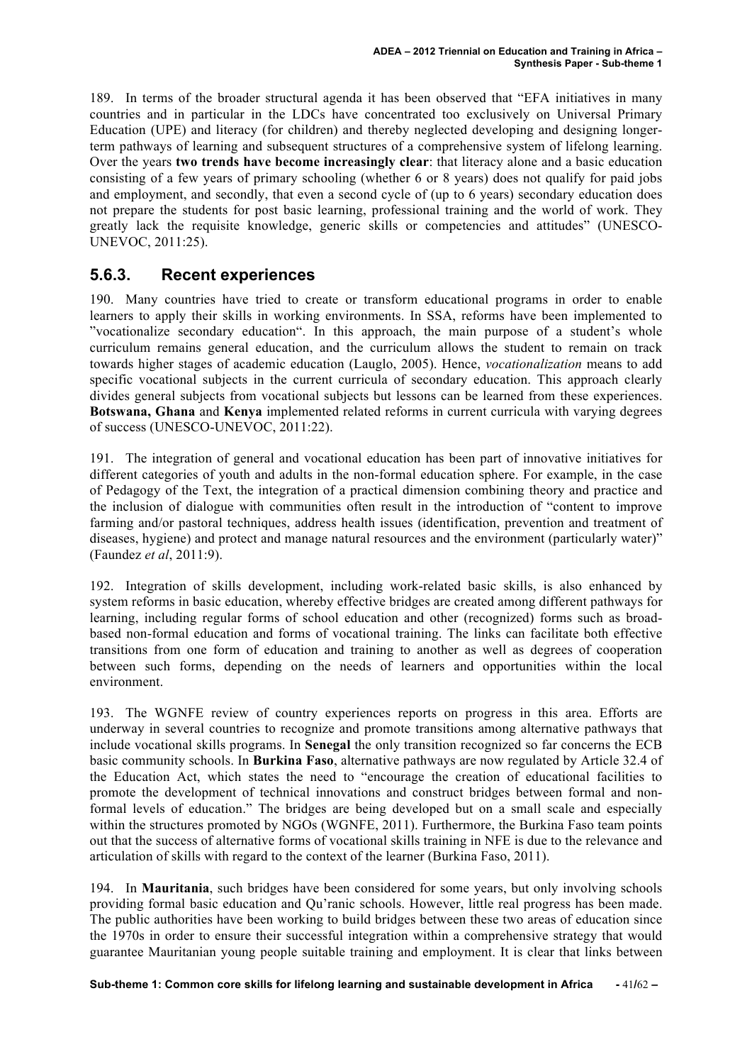189. In terms of the broader structural agenda it has been observed that "EFA initiatives in many countries and in particular in the LDCs have concentrated too exclusively on Universal Primary Education (UPE) and literacy (for children) and thereby neglected developing and designing longer-term pathways of learning and subsequent structures of a comprehensive system of lifelong learning. Over the years **two trends have become increasingly clear**: that literacy alone and a basic education consisting of a few years of primary schooling (whether 6 or 8 years) does not qualify for paid jobs and employment, and secondly, that even a second cycle of (up to 6 years) secondary education does not prepare the students for post basic learning, professional training and the world of work. They greatly lack the requisite knowledge, generic skills or competencies and attitudes" (UNESCO-UNEVOC, 2011:25).

### 5.6.3. Recent experiences

190. Many countries have tried to create or transform educational programs in order to enable learners to apply their skills in working environments. In SSA, reforms have been implemented to "vocationalize secondary education". In this approach, the main purpose of a student's whole curriculum remains general education, and the curriculum allows the student to remain on track towards higher stages of academic education (Lauglo, 2005). Hence, *vocationalization* means to add specific vocational subjects in the current curricula of secondary education. This approach clearly divides general subjects from vocational subjects but lessons can be learned from these experiences. **Botswana, Ghana** and **Kenya** implemented related reforms in current curricula with varying degrees of success (UNESCO-UNEVOC, 2011:22).

191. The integration of general and vocational education has been part of innovative initiatives for different categories of youth and adults in the non-formal education sphere. For example, in the case of Pedagogy of the Text, the integration of a practical dimension combining theory and practice and the inclusion of dialogue with communities often result in the introduction of "content to improve farming and/or pastoral techniques, address health issues (identification, prevention and treatment of diseases, hygiene) and protect and manage natural resources and the environment (particularly water)" (Faundez *et al*, 2011:9).

192. Integration of skills development, including work-related basic skills, is also enhanced by system reforms in basic education, whereby effective bridges are created among different pathways for learning, including regular forms of school education and other (recognized) forms such as broad-based non-formal education and forms of vocational training. The links can facilitate both effective transitions from one form of education and training to another as well as degrees of cooperation between such forms, depending on the needs of learners and opportunities within the local environment.

193. The WGNFE review of country experiences reports on progress in this area. Efforts are underway in several countries to recognize and promote transitions among alternative pathways that include vocational skills programs. In **Senegal** the only transition recognized so far concerns the ECB basic community schools. In **Burkina Faso**, alternative pathways are now regulated by Article 32.4 of the Education Act, which states the need to "encourage the creation of educational facilities to promote the development of technical innovations and construct bridges between formal and non-formal levels of education." The bridges are being developed but on a small scale and especially within the structures promoted by NGOs (WGNFE, 2011). Furthermore, the Burkina Faso team points out that the success of alternative forms of vocational skills training in NFE is due to the relevance and articulation of skills with regard to the context of the learner (Burkina Faso, 2011).

194. In **Mauritania**, such bridges have been considered for some years, but only involving schools providing formal basic education and Qu'ranic schools. However, little real progress has been made. The public authorities have been working to build bridges between these two areas of education since the 1970s in order to ensure their successful integration within a comprehensive strategy that would guarantee Mauritanian young people suitable training and employment. It is clear that links between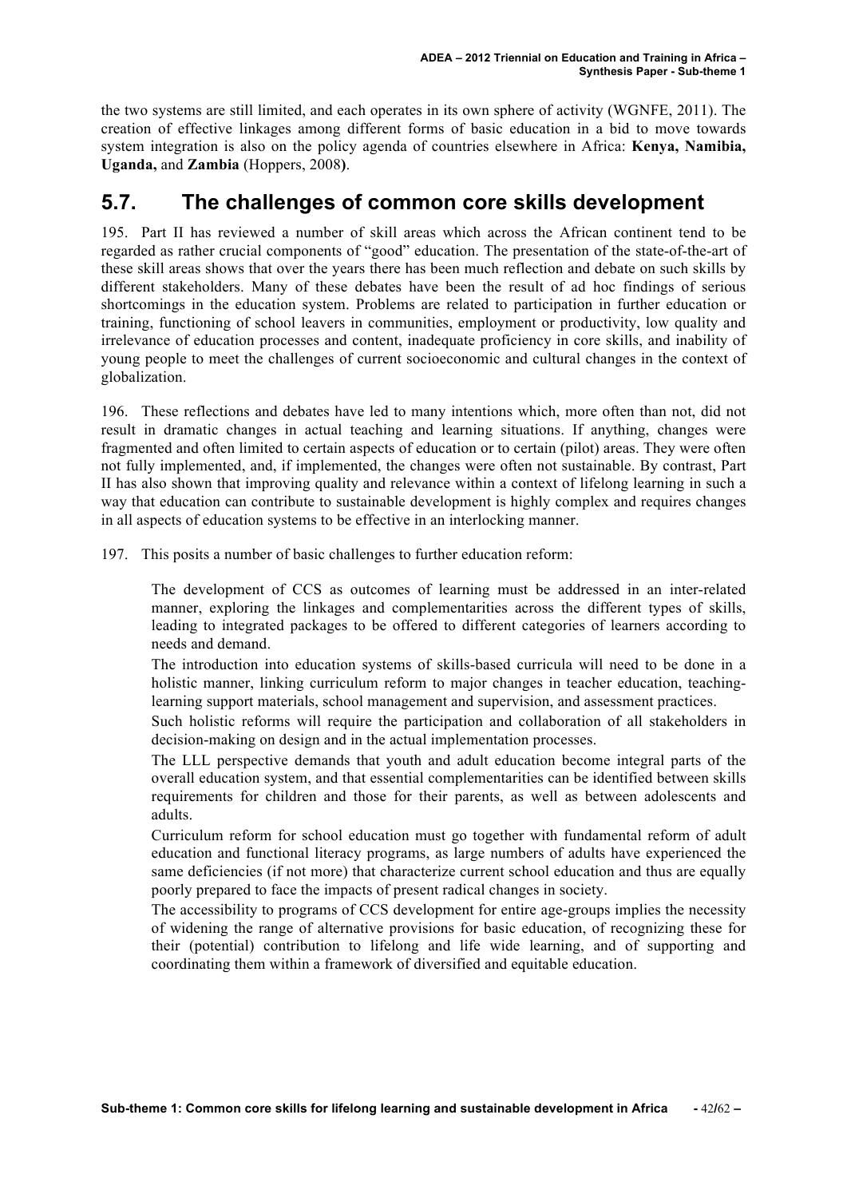the two systems are still limited, and each operates in its own sphere of activity (WGNFE, 2011). The creation of effective linkages among different forms of basic education in a bid to move towards system integration is also on the policy agenda of countries elsewhere in Africa: **Kenya, Namibia, Uganda,** and **Zambia** (Hoppers, 2008**)**.

## 5.7. The challenges of common core skills development

195. Part II has reviewed a number of skill areas which across the African continent tend to be regarded as rather crucial components of "good" education. The presentation of the state-of-the-art of these skill areas shows that over the years there has been much reflection and debate on such skills by different stakeholders. Many of these debates have been the result of ad hoc findings of serious shortcomings in the education system. Problems are related to participation in further education or training, functioning of school leavers in communities, employment or productivity, low quality and irrelevance of education processes and content, inadequate proficiency in core skills, and inability of young people to meet the challenges of current socioeconomic and cultural changes in the context of globalization.

196. These reflections and debates have led to many intentions which, more often than not, did not result in dramatic changes in actual teaching and learning situations. If anything, changes were fragmented and often limited to certain aspects of education or to certain (pilot) areas. They were often not fully implemented, and, if implemented, the changes were often not sustainable. By contrast, Part II has also shown that improving quality and relevance within a context of lifelong learning in such a way that education can contribute to sustainable development is highly complex and requires changes in all aspects of education systems to be effective in an interlocking manner.

197. This posits a number of basic challenges to further education reform:

- The development of CCS as outcomes of learning must be addressed in an inter-related manner, exploring the linkages and complementarities across the different types of skills, leading to integrated packages to be offered to different categories of learners according to needs and demand.
- The introduction into education systems of skills-based curricula will need to be done in a holistic manner, linking curriculum reform to major changes in teacher education, teaching-learning support materials, school management and supervision, and assessment practices.
- Such holistic reforms will require the participation and collaboration of all stakeholders in decision-making on design and in the actual implementation processes.
- The LLL perspective demands that youth and adult education become integral parts of the overall education system, and that essential complementarities can be identified between skills requirements for children and those for their parents, as well as between adolescents and adults.
- Curriculum reform for school education must go together with fundamental reform of adult education and functional literacy programs, as large numbers of adults have experienced the same deficiencies (if not more) that characterize current school education and thus are equally poorly prepared to face the impacts of present radical changes in society.
- The accessibility to programs of CCS development for entire age-groups implies the necessity of widening the range of alternative provisions for basic education, of recognizing these for their (potential) contribution to lifelong and life wide learning, and of supporting and coordinating them within a framework of diversified and equitable education.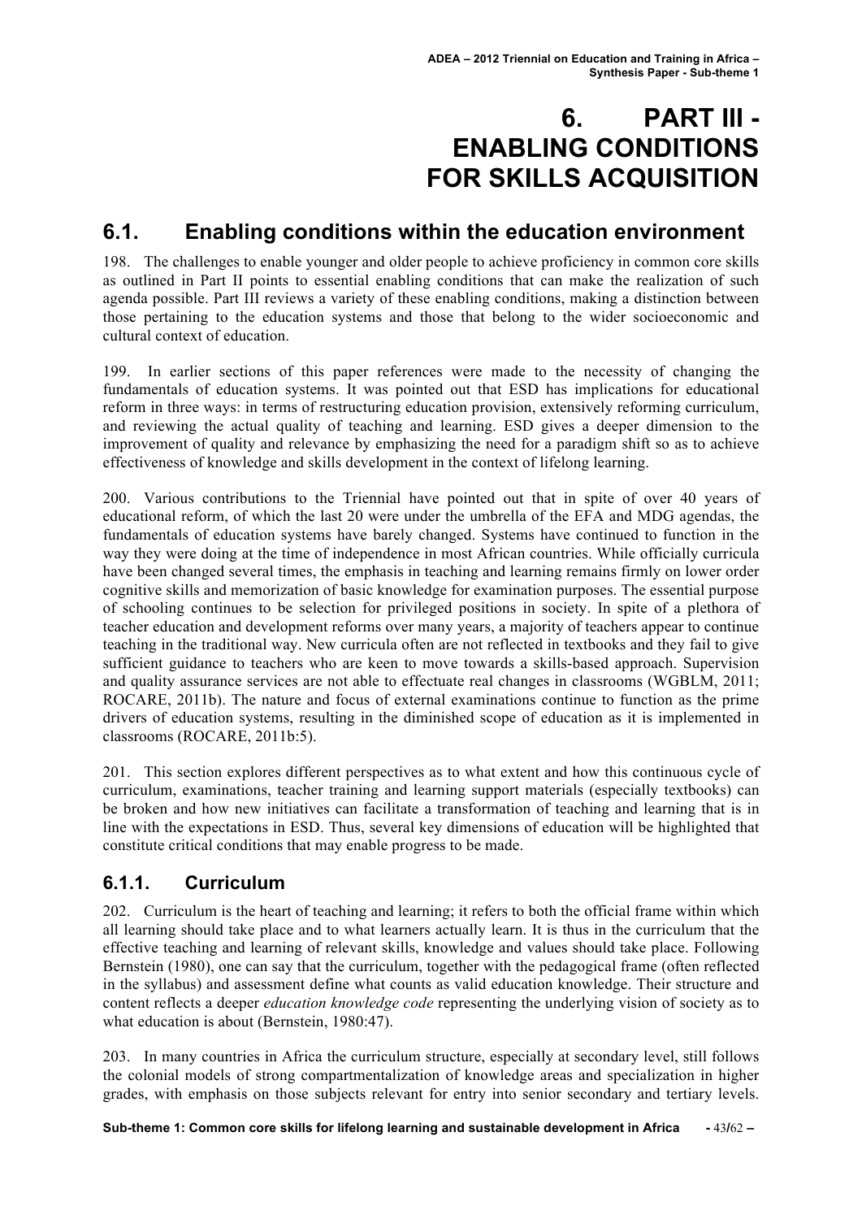# 6. PART III - ENABLING CONDITIONS FOR SKILLS ACQUISITION

## 6.1. Enabling conditions within the education environment

198. The challenges to enable younger and older people to achieve proficiency in common core skills as outlined in Part II points to essential enabling conditions that can make the realization of such agenda possible. Part III reviews a variety of these enabling conditions, making a distinction between those pertaining to the education systems and those that belong to the wider socioeconomic and cultural context of education.

199. In earlier sections of this paper references were made to the necessity of changing the fundamentals of education systems. It was pointed out that ESD has implications for educational reform in three ways: in terms of restructuring education provision, extensively reforming curriculum, and reviewing the actual quality of teaching and learning. ESD gives a deeper dimension to the improvement of quality and relevance by emphasizing the need for a paradigm shift so as to achieve effectiveness of knowledge and skills development in the context of lifelong learning.

200. Various contributions to the Triennial have pointed out that in spite of over 40 years of educational reform, of which the last 20 were under the umbrella of the EFA and MDG agendas, the fundamentals of education systems have barely changed. Systems have continued to function in the way they were doing at the time of independence in most African countries. While officially curricula have been changed several times, the emphasis in teaching and learning remains firmly on lower order cognitive skills and memorization of basic knowledge for examination purposes. The essential purpose of schooling continues to be selection for privileged positions in society. In spite of a plethora of teacher education and development reforms over many years, a majority of teachers appear to continue teaching in the traditional way. New curricula often are not reflected in textbooks and they fail to give sufficient guidance to teachers who are keen to move towards a skills-based approach. Supervision and quality assurance services are not able to effectuate real changes in classrooms (WGBLM, 2011; ROCARE, 2011b). The nature and focus of external examinations continue to function as the prime drivers of education systems, resulting in the diminished scope of education as it is implemented in classrooms (ROCARE, 2011b:5).

201. This section explores different perspectives as to what extent and how this continuous cycle of curriculum, examinations, teacher training and learning support materials (especially textbooks) can be broken and how new initiatives can facilitate a transformation of teaching and learning that is in line with the expectations in ESD. Thus, several key dimensions of education will be highlighted that constitute critical conditions that may enable progress to be made.

### 6.1.1. Curriculum

202. Curriculum is the heart of teaching and learning; it refers to both the official frame within which all learning should take place and to what learners actually learn. It is thus in the curriculum that the effective teaching and learning of relevant skills, knowledge and values should take place. Following Bernstein (1980), one can say that the curriculum, together with the pedagogical frame (often reflected in the syllabus) and assessment define what counts as valid education knowledge. Their structure and content reflects a deeper *education knowledge code* representing the underlying vision of society as to what education is about (Bernstein, 1980:47).

203. In many countries in Africa the curriculum structure, especially at secondary level, still follows the colonial models of strong compartmentalization of knowledge areas and specialization in higher grades, with emphasis on those subjects relevant for entry into senior secondary and tertiary levels.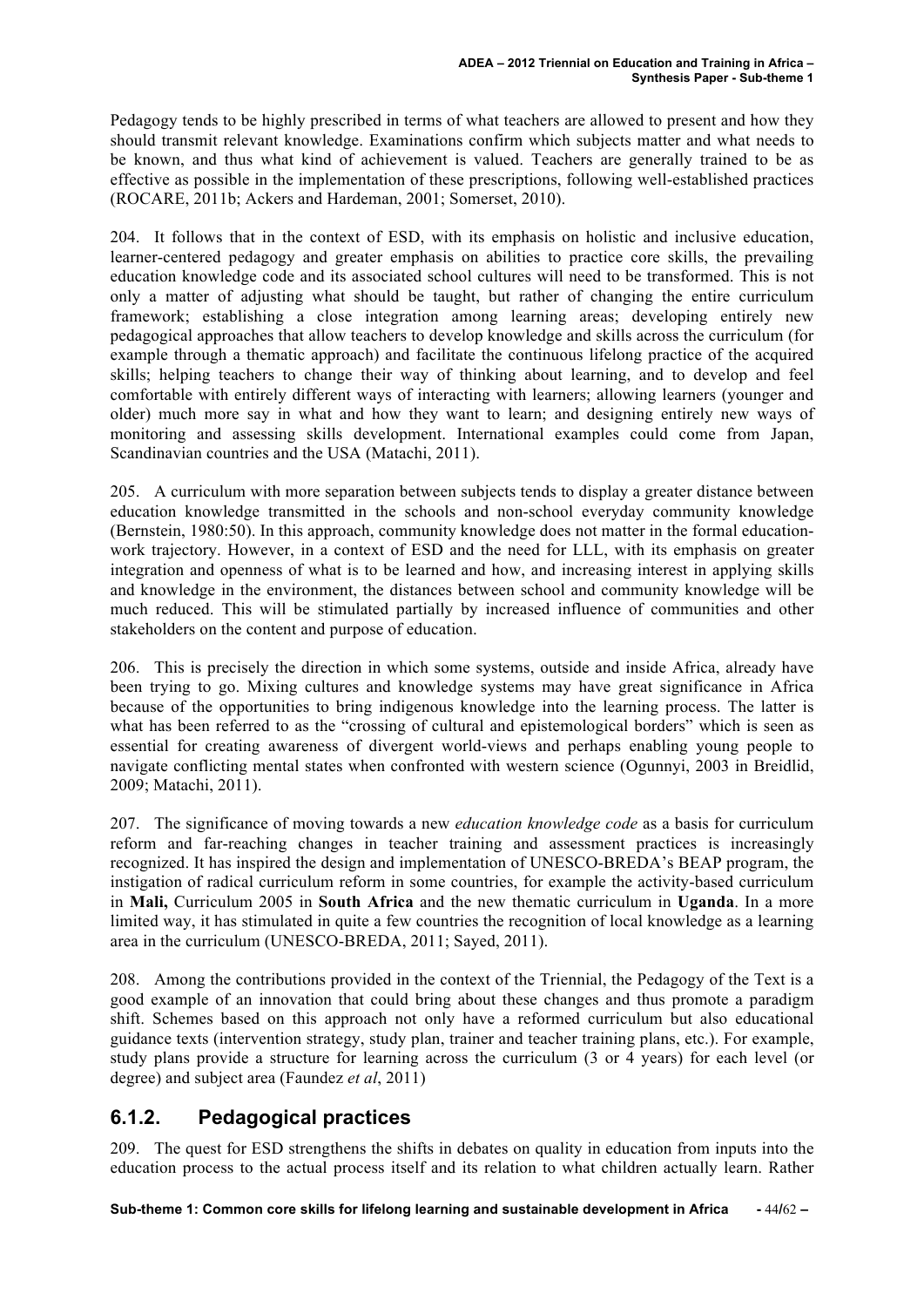Pedagogy tends to be highly prescribed in terms of what teachers are allowed to present and how they should transmit relevant knowledge. Examinations confirm which subjects matter and what needs to be known, and thus what kind of achievement is valued. Teachers are generally trained to be as effective as possible in the implementation of these prescriptions, following well-established practices (ROCARE, 2011b; Ackers and Hardeman, 2001; Somerset, 2010).

204. It follows that in the context of ESD, with its emphasis on holistic and inclusive education, learner-centered pedagogy and greater emphasis on abilities to practice core skills, the prevailing education knowledge code and its associated school cultures will need to be transformed. This is not only a matter of adjusting what should be taught, but rather of changing the entire curriculum framework; establishing a close integration among learning areas; developing entirely new pedagogical approaches that allow teachers to develop knowledge and skills across the curriculum (for example through a thematic approach) and facilitate the continuous lifelong practice of the acquired skills; helping teachers to change their way of thinking about learning, and to develop and feel comfortable with entirely different ways of interacting with learners; allowing learners (younger and older) much more say in what and how they want to learn; and designing entirely new ways of monitoring and assessing skills development. International examples could come from Japan, Scandinavian countries and the USA (Matachi, 2011).

205. A curriculum with more separation between subjects tends to display a greater distance between education knowledge transmitted in the schools and non-school everyday community knowledge (Bernstein, 1980:50). In this approach, community knowledge does not matter in the formal education-work trajectory. However, in a context of ESD and the need for LLL, with its emphasis on greater integration and openness of what is to be learned and how, and increasing interest in applying skills and knowledge in the environment, the distances between school and community knowledge will be much reduced. This will be stimulated partially by increased influence of communities and other stakeholders on the content and purpose of education.

206. This is precisely the direction in which some systems, outside and inside Africa, already have been trying to go. Mixing cultures and knowledge systems may have great significance in Africa because of the opportunities to bring indigenous knowledge into the learning process. The latter is what has been referred to as the "crossing of cultural and epistemological borders" which is seen as essential for creating awareness of divergent world-views and perhaps enabling young people to navigate conflicting mental states when confronted with western science (Ogunnyi, 2003 in Breidlid, 2009; Matachi, 2011).

207. The significance of moving towards a new *education knowledge code* as a basis for curriculum reform and far-reaching changes in teacher training and assessment practices is increasingly recognized. It has inspired the design and implementation of UNESCO-BREDA's BEAP program, the instigation of radical curriculum reform in some countries, for example the activity-based curriculum in **Mali,** Curriculum 2005 in **South Africa** and the new thematic curriculum in **Uganda**. In a more limited way, it has stimulated in quite a few countries the recognition of local knowledge as a learning area in the curriculum (UNESCO-BREDA, 2011; Sayed, 2011).

208. Among the contributions provided in the context of the Triennial, the Pedagogy of the Text is a good example of an innovation that could bring about these changes and thus promote a paradigm shift. Schemes based on this approach not only have a reformed curriculum but also educational guidance texts (intervention strategy, study plan, trainer and teacher training plans, etc.). For example, study plans provide a structure for learning across the curriculum (3 or 4 years) for each level (or degree) and subject area (Faundez *et al*, 2011)

### 6.1.2. Pedagogical practices

209. The quest for ESD strengthens the shifts in debates on quality in education from inputs into the education process to the actual process itself and its relation to what children actually learn. Rather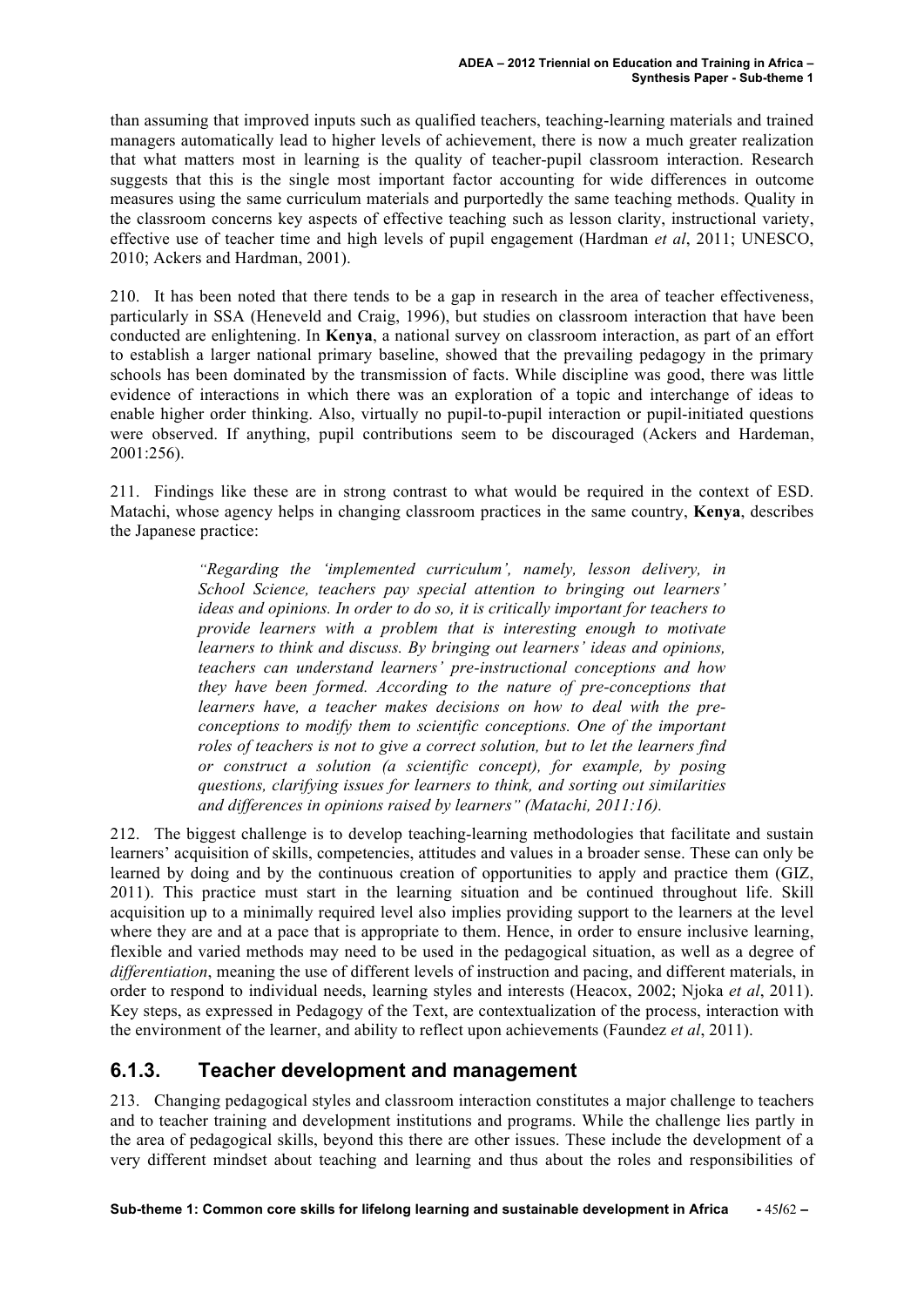than assuming that improved inputs such as qualified teachers, teaching-learning materials and trained managers automatically lead to higher levels of achievement, there is now a much greater realization that what matters most in learning is the quality of teacher-pupil classroom interaction. Research suggests that this is the single most important factor accounting for wide differences in outcome measures using the same curriculum materials and purportedly the same teaching methods. Quality in the classroom concerns key aspects of effective teaching such as lesson clarity, instructional variety, effective use of teacher time and high levels of pupil engagement (Hardman *et al*, 2011; UNESCO, 2010; Ackers and Hardman, 2001).

210. It has been noted that there tends to be a gap in research in the area of teacher effectiveness, particularly in SSA (Heneveld and Craig, 1996), but studies on classroom interaction that have been conducted are enlightening. In **Kenya**, a national survey on classroom interaction, as part of an effort to establish a larger national primary baseline, showed that the prevailing pedagogy in the primary schools has been dominated by the transmission of facts. While discipline was good, there was little evidence of interactions in which there was an exploration of a topic and interchange of ideas to enable higher order thinking. Also, virtually no pupil-to-pupil interaction or pupil-initiated questions were observed. If anything, pupil contributions seem to be discouraged (Ackers and Hardeman, 2001:256).

211. Findings like these are in strong contrast to what would be required in the context of ESD. Matachi, whose agency helps in changing classroom practices in the same country, **Kenya**, describes the Japanese practice:

> *"Regarding the 'implemented curriculum', namely, lesson delivery, in School Science, teachers pay special attention to bringing out learners' ideas and opinions. In order to do so, it is critically important for teachers to provide learners with a problem that is interesting enough to motivate learners to think and discuss. By bringing out learners' ideas and opinions, teachers can understand learners' pre-instructional conceptions and how they have been formed. According to the nature of pre-conceptions that learners have, a teacher makes decisions on how to deal with the pre-conceptions to modify them to scientific conceptions. One of the important roles of teachers is not to give a correct solution, but to let the learners find or construct a solution (a scientific concept), for example, by posing questions, clarifying issues for learners to think, and sorting out similarities and differences in opinions raised by learners" (Matachi, 2011:16).*

212. The biggest challenge is to develop teaching-learning methodologies that facilitate and sustain learners' acquisition of skills, competencies, attitudes and values in a broader sense. These can only be learned by doing and by the continuous creation of opportunities to apply and practice them (GIZ, 2011). This practice must start in the learning situation and be continued throughout life. Skill acquisition up to a minimally required level also implies providing support to the learners at the level where they are and at a pace that is appropriate to them. Hence, in order to ensure inclusive learning, flexible and varied methods may need to be used in the pedagogical situation, as well as a degree of *differentiation*, meaning the use of different levels of instruction and pacing, and different materials, in order to respond to individual needs, learning styles and interests (Heacox, 2002; Njoka *et al*, 2011). Key steps, as expressed in Pedagogy of the Text, are contextualization of the process, interaction with the environment of the learner, and ability to reflect upon achievements (Faundez *et al*, 2011).

### 6.1.3. Teacher development and management

213. Changing pedagogical styles and classroom interaction constitutes a major challenge to teachers and to teacher training and development institutions and programs. While the challenge lies partly in the area of pedagogical skills, beyond this there are other issues. These include the development of a very different mindset about teaching and learning and thus about the roles and responsibilities of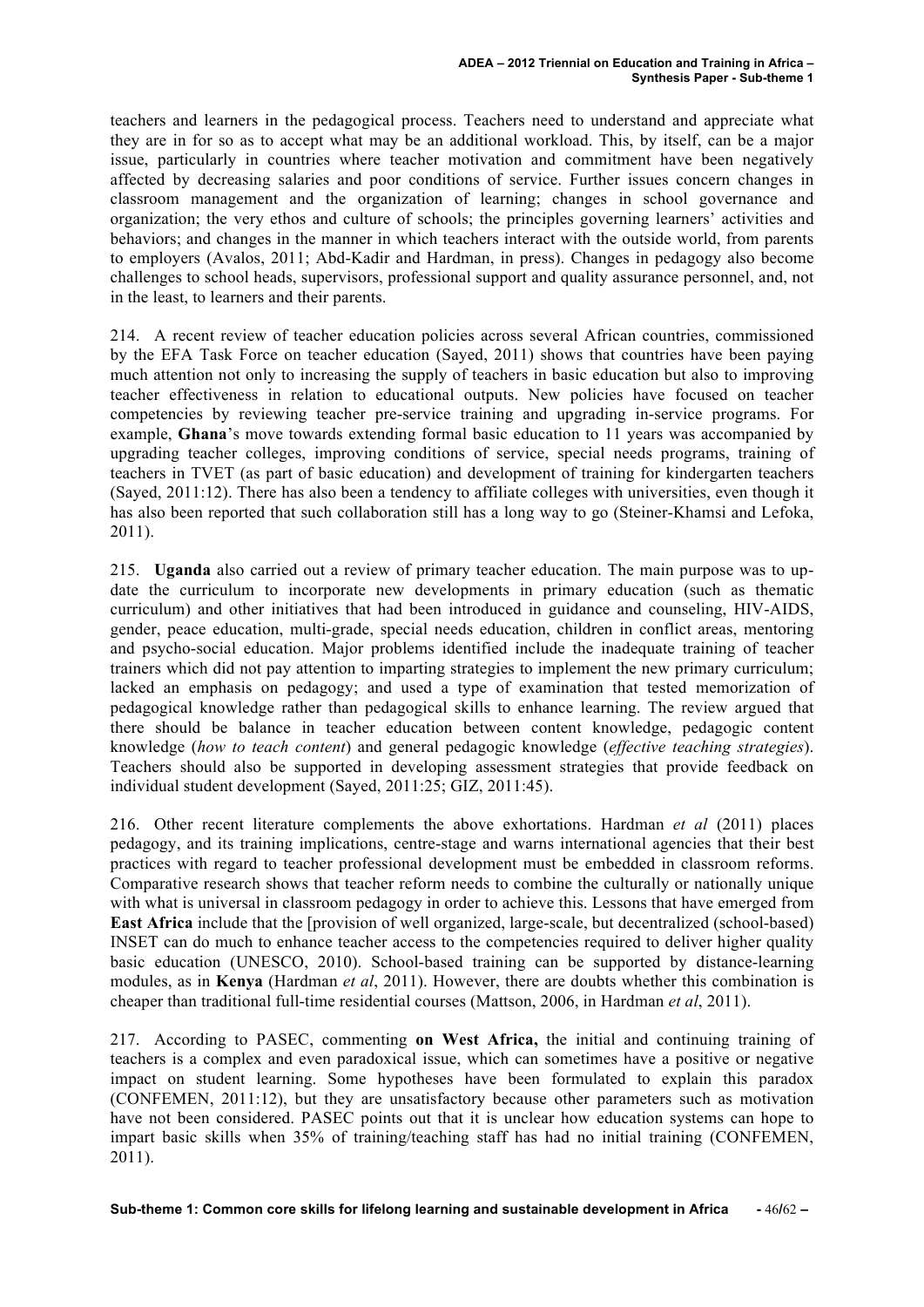teachers and learners in the pedagogical process. Teachers need to understand and appreciate what they are in for so as to accept what may be an additional workload. This, by itself, can be a major issue, particularly in countries where teacher motivation and commitment have been negatively affected by decreasing salaries and poor conditions of service. Further issues concern changes in classroom management and the organization of learning; changes in school governance and organization; the very ethos and culture of schools; the principles governing learners' activities and behaviors; and changes in the manner in which teachers interact with the outside world, from parents to employers (Avalos, 2011; Abd-Kadir and Hardman, in press). Changes in pedagogy also become challenges to school heads, supervisors, professional support and quality assurance personnel, and, not in the least, to learners and their parents.

214. A recent review of teacher education policies across several African countries, commissioned by the EFA Task Force on teacher education (Sayed, 2011) shows that countries have been paying much attention not only to increasing the supply of teachers in basic education but also to improving teacher effectiveness in relation to educational outputs. New policies have focused on teacher competencies by reviewing teacher pre-service training and upgrading in-service programs. For example, **Ghana**'s move towards extending formal basic education to 11 years was accompanied by upgrading teacher colleges, improving conditions of service, special needs programs, training of teachers in TVET (as part of basic education) and development of training for kindergarten teachers (Sayed, 2011:12). There has also been a tendency to affiliate colleges with universities, even though it has also been reported that such collaboration still has a long way to go (Steiner-Khamsi and Lefoka, 2011).

215. **Uganda** also carried out a review of primary teacher education. The main purpose was to update the curriculum to incorporate new developments in primary education (such as thematic curriculum) and other initiatives that had been introduced in guidance and counseling, HIV-AIDS, gender, peace education, multi-grade, special needs education, children in conflict areas, mentoring and psycho-social education. Major problems identified include the inadequate training of teacher trainers which did not pay attention to imparting strategies to implement the new primary curriculum; lacked an emphasis on pedagogy; and used a type of examination that tested memorization of pedagogical knowledge rather than pedagogical skills to enhance learning. The review argued that there should be balance in teacher education between content knowledge, pedagogic content knowledge (*how to teach content*) and general pedagogic knowledge (*effective teaching strategies*). Teachers should also be supported in developing assessment strategies that provide feedback on individual student development (Sayed, 2011:25; GIZ, 2011:45).

216. Other recent literature complements the above exhortations. Hardman *et al* (2011) places pedagogy, and its training implications, centre-stage and warns international agencies that their best practices with regard to teacher professional development must be embedded in classroom reforms. Comparative research shows that teacher reform needs to combine the culturally or nationally unique with what is universal in classroom pedagogy in order to achieve this. Lessons that have emerged from **East Africa** include that the [provision of well organized, large-scale, but decentralized (school-based) INSET can do much to enhance teacher access to the competencies required to deliver higher quality basic education (UNESCO, 2010). School-based training can be supported by distance-learning modules, as in **Kenya** (Hardman *et al*, 2011). However, there are doubts whether this combination is cheaper than traditional full-time residential courses (Mattson, 2006, in Hardman *et al*, 2011).

217. According to PASEC, commenting **on West Africa,** the initial and continuing training of teachers is a complex and even paradoxical issue, which can sometimes have a positive or negative impact on student learning. Some hypotheses have been formulated to explain this paradox (CONFEMEN, 2011:12), but they are unsatisfactory because other parameters such as motivation have not been considered. PASEC points out that it is unclear how education systems can hope to impart basic skills when 35% of training/teaching staff has had no initial training (CONFEMEN, 2011).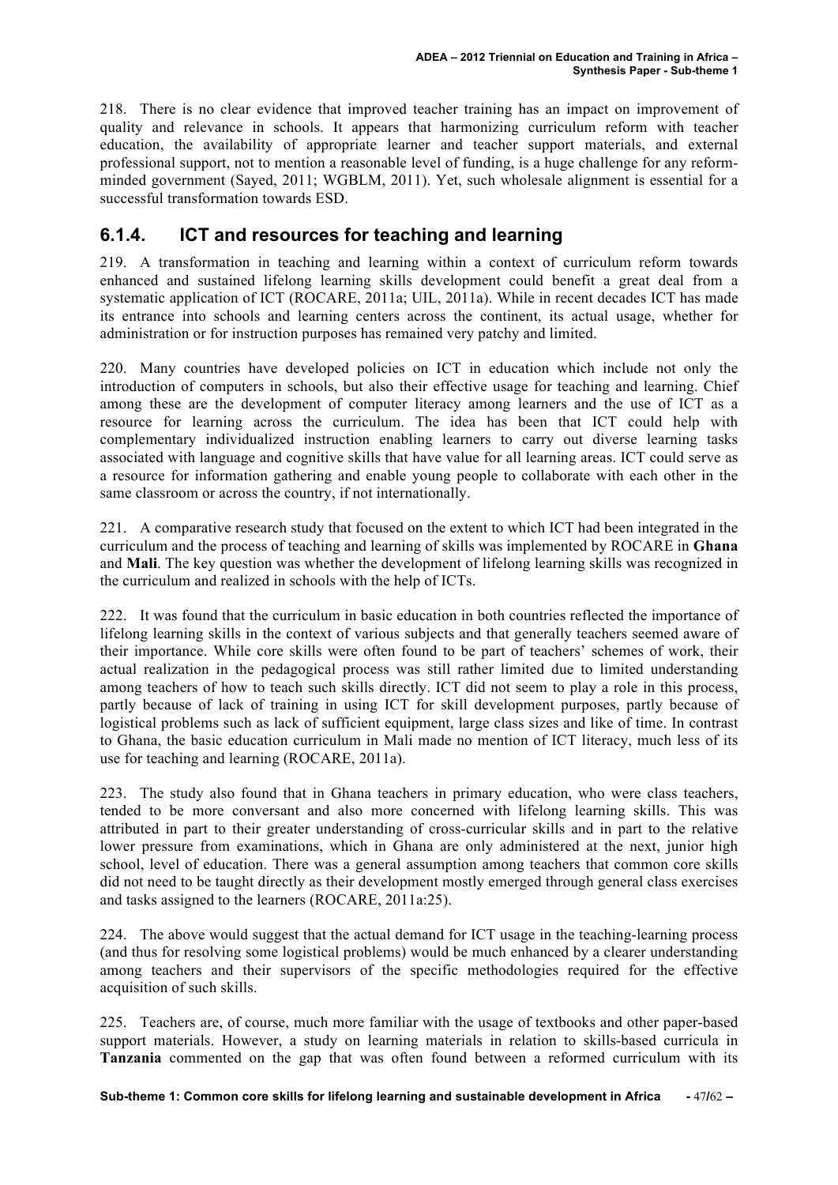218. There is no clear evidence that improved teacher training has an impact on improvement of quality and relevance in schools. It appears that harmonizing curriculum reform with teacher education, the availability of appropriate learner and teacher support materials, and external professional support, not to mention a reasonable level of funding, is a huge challenge for any reform-minded government (Sayed, 2011; WGBLM, 2011). Yet, such wholesale alignment is essential for a successful transformation towards ESD.

### 6.1.4. ICT and resources for teaching and learning

219. A transformation in teaching and learning within a context of curriculum reform towards enhanced and sustained lifelong learning skills development could benefit a great deal from a systematic application of ICT (ROCARE, 2011a; UIL, 2011a). While in recent decades ICT has made its entrance into schools and learning centers across the continent, its actual usage, whether for administration or for instruction purposes has remained very patchy and limited.

220. Many countries have developed policies on ICT in education which include not only the introduction of computers in schools, but also their effective usage for teaching and learning. Chief among these are the development of computer literacy among learners and the use of ICT as a resource for learning across the curriculum. The idea has been that ICT could help with complementary individualized instruction enabling learners to carry out diverse learning tasks associated with language and cognitive skills that have value for all learning areas. ICT could serve as a resource for information gathering and enable young people to collaborate with each other in the same classroom or across the country, if not internationally.

221. A comparative research study that focused on the extent to which ICT had been integrated in the curriculum and the process of teaching and learning of skills was implemented by ROCARE in **Ghana** and **Mali**. The key question was whether the development of lifelong learning skills was recognized in the curriculum and realized in schools with the help of ICTs.

222. It was found that the curriculum in basic education in both countries reflected the importance of lifelong learning skills in the context of various subjects and that generally teachers seemed aware of their importance. While core skills were often found to be part of teachers' schemes of work, their actual realization in the pedagogical process was still rather limited due to limited understanding among teachers of how to teach such skills directly. ICT did not seem to play a role in this process, partly because of lack of training in using ICT for skill development purposes, partly because of logistical problems such as lack of sufficient equipment, large class sizes and like of time. In contrast to Ghana, the basic education curriculum in Mali made no mention of ICT literacy, much less of its use for teaching and learning (ROCARE, 2011a).

223. The study also found that in Ghana teachers in primary education, who were class teachers, tended to be more conversant and also more concerned with lifelong learning skills. This was attributed in part to their greater understanding of cross-curricular skills and in part to the relative lower pressure from examinations, which in Ghana are only administered at the next, junior high school, level of education. There was a general assumption among teachers that common core skills did not need to be taught directly as their development mostly emerged through general class exercises and tasks assigned to the learners (ROCARE, 2011a:25).

224. The above would suggest that the actual demand for ICT usage in the teaching-learning process (and thus for resolving some logistical problems) would be much enhanced by a clearer understanding among teachers and their supervisors of the specific methodologies required for the effective acquisition of such skills.

225. Teachers are, of course, much more familiar with the usage of textbooks and other paper-based support materials. However, a study on learning materials in relation to skills-based curricula in **Tanzania** commented on the gap that was often found between a reformed curriculum with its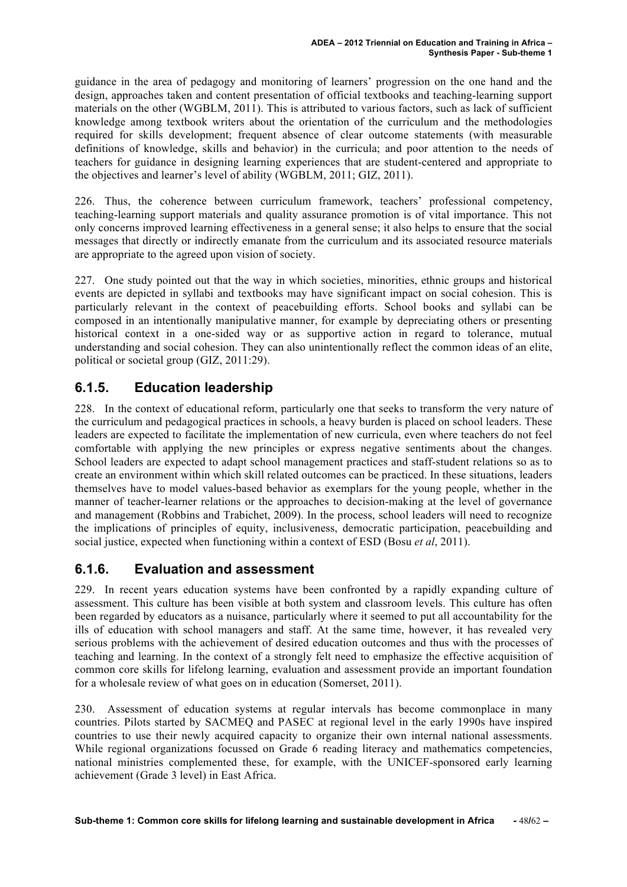guidance in the area of pedagogy and monitoring of learners' progression on the one hand and the design, approaches taken and content presentation of official textbooks and teaching-learning support materials on the other (WGBLM, 2011). This is attributed to various factors, such as lack of sufficient knowledge among textbook writers about the orientation of the curriculum and the methodologies required for skills development; frequent absence of clear outcome statements (with measurable definitions of knowledge, skills and behavior) in the curricula; and poor attention to the needs of teachers for guidance in designing learning experiences that are student-centered and appropriate to the objectives and learner's level of ability (WGBLM, 2011; GIZ, 2011).

226. Thus, the coherence between curriculum framework, teachers' professional competency, teaching-learning support materials and quality assurance promotion is of vital importance. This not only concerns improved learning effectiveness in a general sense; it also helps to ensure that the social messages that directly or indirectly emanate from the curriculum and its associated resource materials are appropriate to the agreed upon vision of society.

227. One study pointed out that the way in which societies, minorities, ethnic groups and historical events are depicted in syllabi and textbooks may have significant impact on social cohesion. This is particularly relevant in the context of peacebuilding efforts. School books and syllabi can be composed in an intentionally manipulative manner, for example by depreciating others or presenting historical context in a one-sided way or as supportive action in regard to tolerance, mutual understanding and social cohesion. They can also unintentionally reflect the common ideas of an elite, political or societal group (GIZ, 2011:29).

### 6.1.5. Education leadership

228. In the context of educational reform, particularly one that seeks to transform the very nature of the curriculum and pedagogical practices in schools, a heavy burden is placed on school leaders. These leaders are expected to facilitate the implementation of new curricula, even where teachers do not feel comfortable with applying the new principles or express negative sentiments about the changes. School leaders are expected to adapt school management practices and staff-student relations so as to create an environment within which skill related outcomes can be practiced. In these situations, leaders themselves have to model values-based behavior as exemplars for the young people, whether in the manner of teacher-learner relations or the approaches to decision-making at the level of governance and management (Robbins and Trabichet, 2009). In the process, school leaders will need to recognize the implications of principles of equity, inclusiveness, democratic participation, peacebuilding and social justice, expected when functioning within a context of ESD (Bosu *et al*, 2011).

### 6.1.6. Evaluation and assessment

229. In recent years education systems have been confronted by a rapidly expanding culture of assessment. This culture has been visible at both system and classroom levels. This culture has often been regarded by educators as a nuisance, particularly where it seemed to put all accountability for the ills of education with school managers and staff. At the same time, however, it has revealed very serious problems with the achievement of desired education outcomes and thus with the processes of teaching and learning. In the context of a strongly felt need to emphasize the effective acquisition of common core skills for lifelong learning, evaluation and assessment provide an important foundation for a wholesale review of what goes on in education (Somerset, 2011).

230. Assessment of education systems at regular intervals has become commonplace in many countries. Pilots started by SACMEQ and PASEC at regional level in the early 1990s have inspired countries to use their newly acquired capacity to organize their own internal national assessments. While regional organizations focussed on Grade 6 reading literacy and mathematics competencies, national ministries complemented these, for example, with the UNICEF-sponsored early learning achievement (Grade 3 level) in East Africa.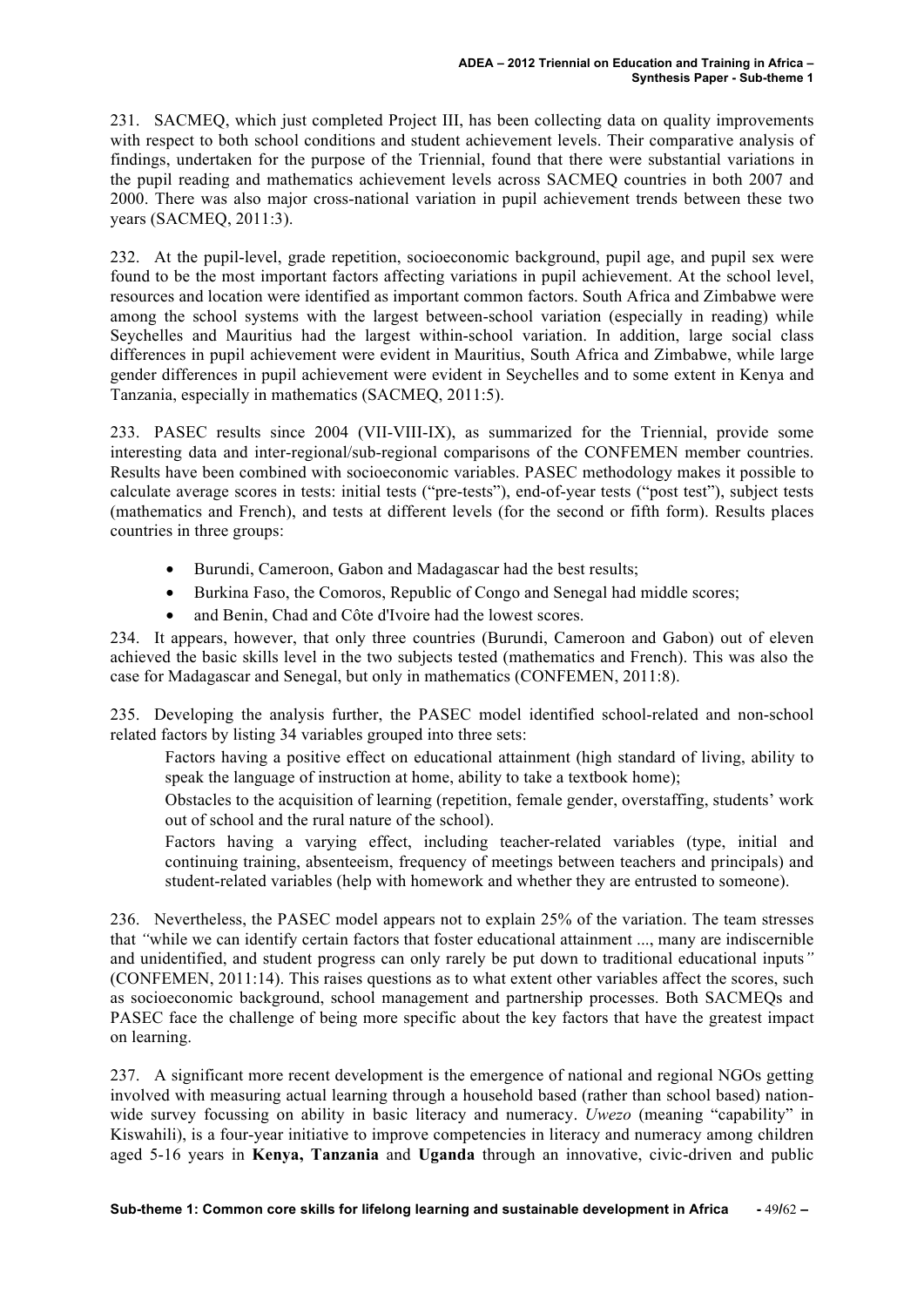231. SACMEQ, which just completed Project III, has been collecting data on quality improvements with respect to both school conditions and student achievement levels. Their comparative analysis of findings, undertaken for the purpose of the Triennial, found that there were substantial variations in the pupil reading and mathematics achievement levels across SACMEQ countries in both 2007 and 2000. There was also major cross-national variation in pupil achievement trends between these two years (SACMEQ, 2011:3).

232. At the pupil-level, grade repetition, socioeconomic background, pupil age, and pupil sex were found to be the most important factors affecting variations in pupil achievement. At the school level, resources and location were identified as important common factors. South Africa and Zimbabwe were among the school systems with the largest between-school variation (especially in reading) while Seychelles and Mauritius had the largest within-school variation. In addition, large social class differences in pupil achievement were evident in Mauritius, South Africa and Zimbabwe, while large gender differences in pupil achievement were evident in Seychelles and to some extent in Kenya and Tanzania, especially in mathematics (SACMEQ, 2011:5).

233. PASEC results since 2004 (VII-VIII-IX), as summarized for the Triennial, provide some interesting data and inter-regional/sub-regional comparisons of the CONFEMEN member countries. Results have been combined with socioeconomic variables. PASEC methodology makes it possible to calculate average scores in tests: initial tests ("pre-tests"), end-of-year tests ("post test"), subject tests (mathematics and French), and tests at different levels (for the second or fifth form). Results places countries in three groups:

- Burundi, Cameroon, Gabon and Madagascar had the best results;
- Burkina Faso, the Comoros, Republic of Congo and Senegal had middle scores;
- and Benin, Chad and Côte d'Ivoire had the lowest scores.

234. It appears, however, that only three countries (Burundi, Cameroon and Gabon) out of eleven achieved the basic skills level in the two subjects tested (mathematics and French). This was also the case for Madagascar and Senegal, but only in mathematics (CONFEMEN, 2011:8).

235. Developing the analysis further, the PASEC model identified school-related and non-school related factors by listing 34 variables grouped into three sets:

Factors having a positive effect on educational attainment (high standard of living, ability to speak the language of instruction at home, ability to take a textbook home);

Obstacles to the acquisition of learning (repetition, female gender, overstaffing, students' work out of school and the rural nature of the school).

Factors having a varying effect, including teacher-related variables (type, initial and continuing training, absenteeism, frequency of meetings between teachers and principals) and student-related variables (help with homework and whether they are entrusted to someone).

236. Nevertheless, the PASEC model appears not to explain 25% of the variation. The team stresses that *"while we can identify certain factors that foster educational attainment ..., many are indiscernible and unidentified, and student progress can only rarely be put down to traditional educational inputs"* (CONFEMEN, 2011:14). This raises questions as to what extent other variables affect the scores, such as socioeconomic background, school management and partnership processes. Both SACMEQs and PASEC face the challenge of being more specific about the key factors that have the greatest impact on learning.

237. A significant more recent development is the emergence of national and regional NGOs getting involved with measuring actual learning through a household based (rather than school based) nation-wide survey focussing on ability in basic literacy and numeracy. *Uwezo* (meaning "capability" in Kiswahili), is a four-year initiative to improve competencies in literacy and numeracy among children aged 5-16 years in **Kenya, Tanzania** and **Uganda** through an innovative, civic-driven and public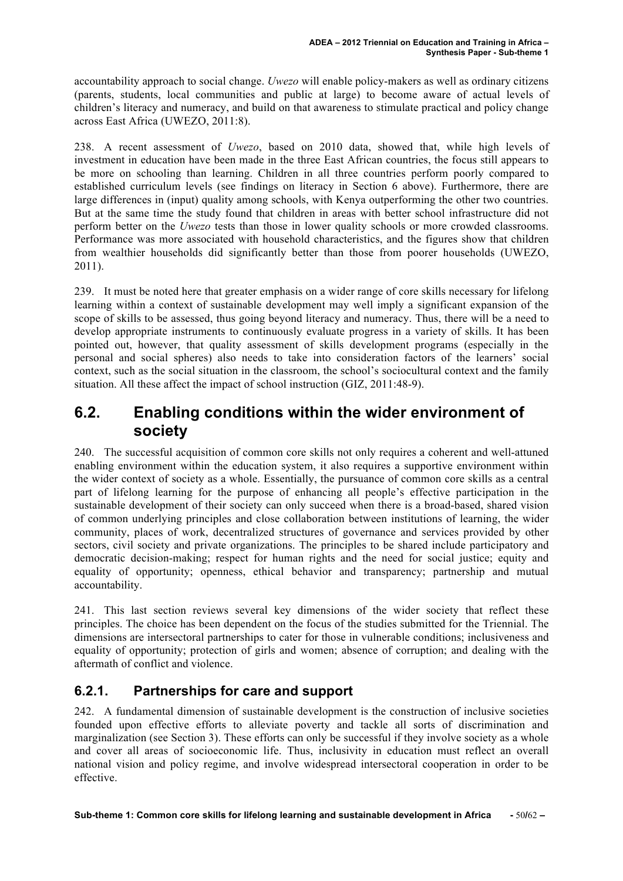accountability approach to social change. *Uwezo* will enable policy-makers as well as ordinary citizens (parents, students, local communities and public at large) to become aware of actual levels of children's literacy and numeracy, and build on that awareness to stimulate practical and policy change across East Africa (UWEZO, 2011:8).

238. A recent assessment of *Uwezo*, based on 2010 data, showed that, while high levels of investment in education have been made in the three East African countries, the focus still appears to be more on schooling than learning. Children in all three countries perform poorly compared to established curriculum levels (see findings on literacy in Section 6 above). Furthermore, there are large differences in (input) quality among schools, with Kenya outperforming the other two countries. But at the same time the study found that children in areas with better school infrastructure did not perform better on the *Uwezo* tests than those in lower quality schools or more crowded classrooms. Performance was more associated with household characteristics, and the figures show that children from wealthier households did significantly better than those from poorer households (UWEZO, 2011).

239. It must be noted here that greater emphasis on a wider range of core skills necessary for lifelong learning within a context of sustainable development may well imply a significant expansion of the scope of skills to be assessed, thus going beyond literacy and numeracy. Thus, there will be a need to develop appropriate instruments to continuously evaluate progress in a variety of skills. It has been pointed out, however, that quality assessment of skills development programs (especially in the personal and social spheres) also needs to take into consideration factors of the learners' social context, such as the social situation in the classroom, the school's sociocultural context and the family situation. All these affect the impact of school instruction (GIZ, 2011:48-9).

## 6.2. Enabling conditions within the wider environment of society

240. The successful acquisition of common core skills not only requires a coherent and well-attuned enabling environment within the education system, it also requires a supportive environment within the wider context of society as a whole. Essentially, the pursuance of common core skills as a central part of lifelong learning for the purpose of enhancing all people's effective participation in the sustainable development of their society can only succeed when there is a broad-based, shared vision of common underlying principles and close collaboration between institutions of learning, the wider community, places of work, decentralized structures of governance and services provided by other sectors, civil society and private organizations. The principles to be shared include participatory and democratic decision-making; respect for human rights and the need for social justice; equity and equality of opportunity; openness, ethical behavior and transparency; partnership and mutual accountability.

241. This last section reviews several key dimensions of the wider society that reflect these principles. The choice has been dependent on the focus of the studies submitted for the Triennial. The dimensions are intersectoral partnerships to cater for those in vulnerable conditions; inclusiveness and equality of opportunity; protection of girls and women; absence of corruption; and dealing with the aftermath of conflict and violence.

### 6.2.1. Partnerships for care and support

242. A fundamental dimension of sustainable development is the construction of inclusive societies founded upon effective efforts to alleviate poverty and tackle all sorts of discrimination and marginalization (see Section 3). These efforts can only be successful if they involve society as a whole and cover all areas of socioeconomic life. Thus, inclusivity in education must reflect an overall national vision and policy regime, and involve widespread intersectoral cooperation in order to be effective.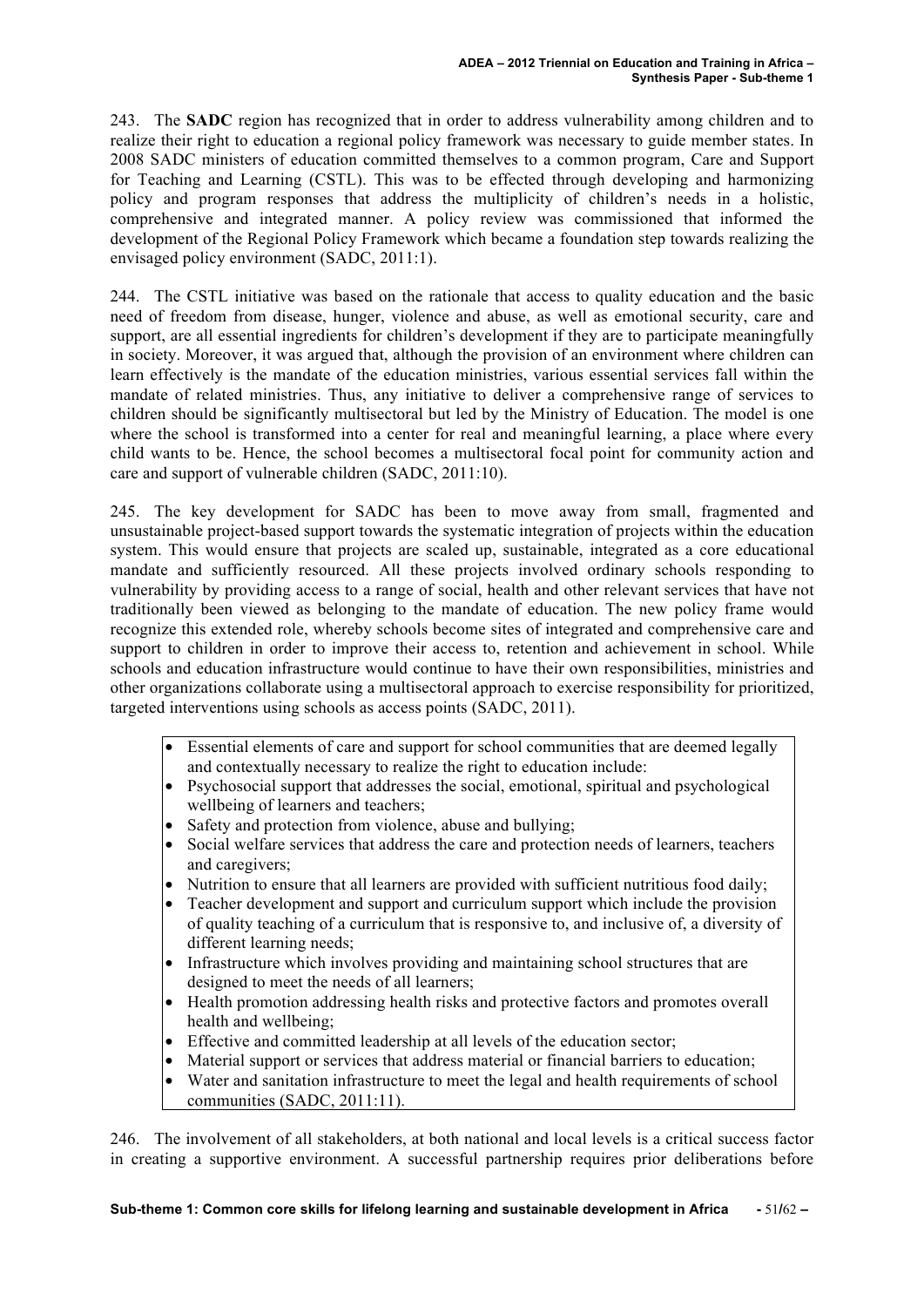243. The **SADC** region has recognized that in order to address vulnerability among children and to realize their right to education a regional policy framework was necessary to guide member states. In 2008 SADC ministers of education committed themselves to a common program, Care and Support for Teaching and Learning (CSTL). This was to be effected through developing and harmonizing policy and program responses that address the multiplicity of children's needs in a holistic, comprehensive and integrated manner. A policy review was commissioned that informed the development of the Regional Policy Framework which became a foundation step towards realizing the envisaged policy environment (SADC, 2011:1).

244. The CSTL initiative was based on the rationale that access to quality education and the basic need of freedom from disease, hunger, violence and abuse, as well as emotional security, care and support, are all essential ingredients for children's development if they are to participate meaningfully in society. Moreover, it was argued that, although the provision of an environment where children can learn effectively is the mandate of the education ministries, various essential services fall within the mandate of related ministries. Thus, any initiative to deliver a comprehensive range of services to children should be significantly multisectoral but led by the Ministry of Education. The model is one where the school is transformed into a center for real and meaningful learning, a place where every child wants to be. Hence, the school becomes a multisectoral focal point for community action and care and support of vulnerable children (SADC, 2011:10).

245. The key development for SADC has been to move away from small, fragmented and unsustainable project-based support towards the systematic integration of projects within the education system. This would ensure that projects are scaled up, sustainable, integrated as a core educational mandate and sufficiently resourced. All these projects involved ordinary schools responding to vulnerability by providing access to a range of social, health and other relevant services that have not traditionally been viewed as belonging to the mandate of education. The new policy frame would recognize this extended role, whereby schools become sites of integrated and comprehensive care and support to children in order to improve their access to, retention and achievement in school. While schools and education infrastructure would continue to have their own responsibilities, ministries and other organizations collaborate using a multisectoral approach to exercise responsibility for prioritized, targeted interventions using schools as access points (SADC, 2011).

- Essential elements of care and support for school communities that are deemed legally and contextually necessary to realize the right to education include:
- Psychosocial support that addresses the social, emotional, spiritual and psychological wellbeing of learners and teachers;
- Safety and protection from violence, abuse and bullying;
- Social welfare services that address the care and protection needs of learners, teachers and caregivers;
- Nutrition to ensure that all learners are provided with sufficient nutritious food daily;
- Teacher development and support and curriculum support which include the provision of quality teaching of a curriculum that is responsive to, and inclusive of, a diversity of different learning needs;
- Infrastructure which involves providing and maintaining school structures that are designed to meet the needs of all learners;
- Health promotion addressing health risks and protective factors and promotes overall health and wellbeing;
- Effective and committed leadership at all levels of the education sector;
- Material support or services that address material or financial barriers to education;
- Water and sanitation infrastructure to meet the legal and health requirements of school communities (SADC, 2011:11).

246. The involvement of all stakeholders, at both national and local levels is a critical success factor in creating a supportive environment. A successful partnership requires prior deliberations before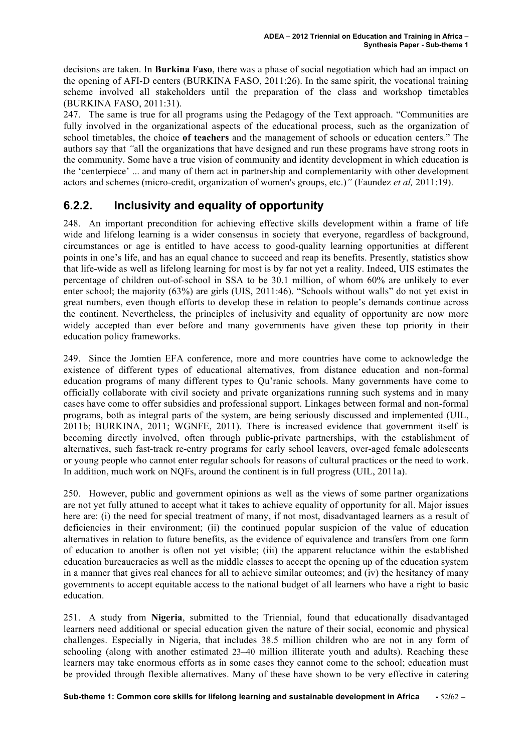decisions are taken. In **Burkina Faso**, there was a phase of social negotiation which had an impact on the opening of AFI-D centers (BURKINA FASO, 2011:26). In the same spirit, the vocational training scheme involved all stakeholders until the preparation of the class and workshop timetables (BURKINA FASO, 2011:31).

247. The same is true for all programs using the Pedagogy of the Text approach. "Communities are fully involved in the organizational aspects of the educational process, such as the organization of school timetables, the choice **of teachers** and the management of schools or education centers." The authors say that *"*all the organizations that have designed and run these programs have strong roots in the community. Some have a true vision of community and identity development in which education is the 'centerpiece' ... and many of them act in partnership and complementarity with other development actors and schemes (micro-credit, organization of women's groups, etc.)*"* (Faundez *et al,* 2011:19).

### 6.2.2. Inclusivity and equality of opportunity

248. An important precondition for achieving effective skills development within a frame of life wide and lifelong learning is a wider consensus in society that everyone, regardless of background, circumstances or age is entitled to have access to good-quality learning opportunities at different points in one's life, and has an equal chance to succeed and reap its benefits. Presently, statistics show that life-wide as well as lifelong learning for most is by far not yet a reality. Indeed, UIS estimates the percentage of children out-of-school in SSA to be 30.1 million, of whom 60% are unlikely to ever enter school; the majority (63%) are girls (UIS, 2011:46). "Schools without walls" do not yet exist in great numbers, even though efforts to develop these in relation to people's demands continue across the continent. Nevertheless, the principles of inclusivity and equality of opportunity are now more widely accepted than ever before and many governments have given these top priority in their education policy frameworks.

249. Since the Jomtien EFA conference, more and more countries have come to acknowledge the existence of different types of educational alternatives, from distance education and non-formal education programs of many different types to Qu'ranic schools. Many governments have come to officially collaborate with civil society and private organizations running such systems and in many cases have come to offer subsidies and professional support. Linkages between formal and non-formal programs, both as integral parts of the system, are being seriously discussed and implemented (UIL, 2011b; BURKINA, 2011; WGNFE, 2011). There is increased evidence that government itself is becoming directly involved, often through public-private partnerships, with the establishment of alternatives, such fast-track re-entry programs for early school leavers, over-aged female adolescents or young people who cannot enter regular schools for reasons of cultural practices or the need to work. In addition, much work on NQFs, around the continent is in full progress (UIL, 2011a).

250. However, public and government opinions as well as the views of some partner organizations are not yet fully attuned to accept what it takes to achieve equality of opportunity for all. Major issues here are: (i) the need for special treatment of many, if not most, disadvantaged learners as a result of deficiencies in their environment; (ii) the continued popular suspicion of the value of education alternatives in relation to future benefits, as the evidence of equivalence and transfers from one form of education to another is often not yet visible; (iii) the apparent reluctance within the established education bureaucracies as well as the middle classes to accept the opening up of the education system in a manner that gives real chances for all to achieve similar outcomes; and (iv) the hesitancy of many governments to accept equitable access to the national budget of all learners who have a right to basic education.

251. A study from **Nigeria**, submitted to the Triennial, found that educationally disadvantaged learners need additional or special education given the nature of their social, economic and physical challenges. Especially in Nigeria, that includes 38.5 million children who are not in any form of schooling (along with another estimated 23–40 million illiterate youth and adults). Reaching these learners may take enormous efforts as in some cases they cannot come to the school; education must be provided through flexible alternatives. Many of these have shown to be very effective in catering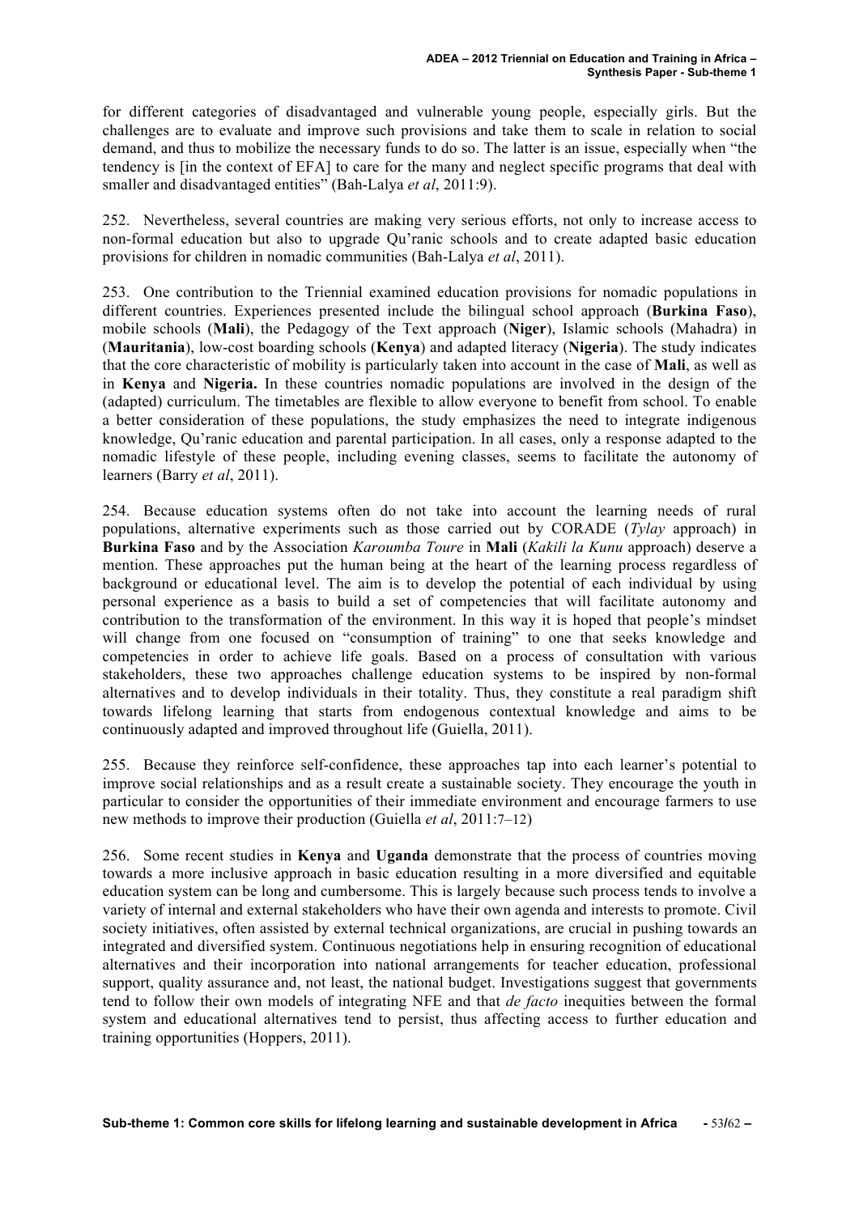for different categories of disadvantaged and vulnerable young people, especially girls. But the challenges are to evaluate and improve such provisions and take them to scale in relation to social demand, and thus to mobilize the necessary funds to do so. The latter is an issue, especially when "the tendency is [in the context of EFA] to care for the many and neglect specific programs that deal with smaller and disadvantaged entities" (Bah-Lalya *et al*, 2011:9).

252. Nevertheless, several countries are making very serious efforts, not only to increase access to non-formal education but also to upgrade Qu'ranic schools and to create adapted basic education provisions for children in nomadic communities (Bah-Lalya *et al*, 2011).

253. One contribution to the Triennial examined education provisions for nomadic populations in different countries. Experiences presented include the bilingual school approach (**Burkina Faso**), mobile schools (**Mali**), the Pedagogy of the Text approach (**Niger**), Islamic schools (Mahadra) in (**Mauritania**), low-cost boarding schools (**Kenya**) and adapted literacy (**Nigeria**). The study indicates that the core characteristic of mobility is particularly taken into account in the case of **Mali**, as well as in **Kenya** and **Nigeria.** In these countries nomadic populations are involved in the design of the (adapted) curriculum. The timetables are flexible to allow everyone to benefit from school. To enable a better consideration of these populations, the study emphasizes the need to integrate indigenous knowledge, Qu'ranic education and parental participation. In all cases, only a response adapted to the nomadic lifestyle of these people, including evening classes, seems to facilitate the autonomy of learners (Barry *et al*, 2011).

254. Because education systems often do not take into account the learning needs of rural populations, alternative experiments such as those carried out by CORADE (*Tylay* approach) in **Burkina Faso** and by the Association *Karoumba Toure* in **Mali** (*Kakili la Kunu* approach) deserve a mention. These approaches put the human being at the heart of the learning process regardless of background or educational level. The aim is to develop the potential of each individual by using personal experience as a basis to build a set of competencies that will facilitate autonomy and contribution to the transformation of the environment. In this way it is hoped that people's mindset will change from one focused on "consumption of training" to one that seeks knowledge and competencies in order to achieve life goals. Based on a process of consultation with various stakeholders, these two approaches challenge education systems to be inspired by non-formal alternatives and to develop individuals in their totality. Thus, they constitute a real paradigm shift towards lifelong learning that starts from endogenous contextual knowledge and aims to be continuously adapted and improved throughout life (Guiella, 2011).

255. Because they reinforce self-confidence, these approaches tap into each learner's potential to improve social relationships and as a result create a sustainable society. They encourage the youth in particular to consider the opportunities of their immediate environment and encourage farmers to use new methods to improve their production (Guiella *et al*, 2011:7–12)

256. Some recent studies in **Kenya** and **Uganda** demonstrate that the process of countries moving towards a more inclusive approach in basic education resulting in a more diversified and equitable education system can be long and cumbersome. This is largely because such process tends to involve a variety of internal and external stakeholders who have their own agenda and interests to promote. Civil society initiatives, often assisted by external technical organizations, are crucial in pushing towards an integrated and diversified system. Continuous negotiations help in ensuring recognition of educational alternatives and their incorporation into national arrangements for teacher education, professional support, quality assurance and, not least, the national budget. Investigations suggest that governments tend to follow their own models of integrating NFE and that *de facto* inequities between the formal system and educational alternatives tend to persist, thus affecting access to further education and training opportunities (Hoppers, 2011).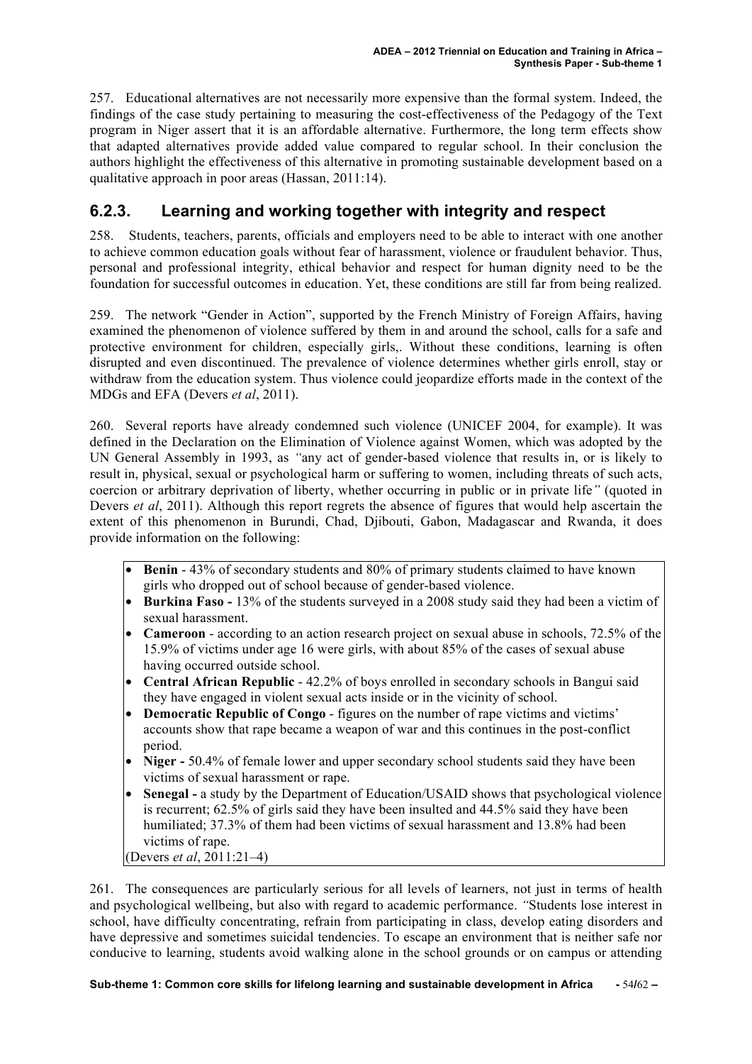257. Educational alternatives are not necessarily more expensive than the formal system. Indeed, the findings of the case study pertaining to measuring the cost-effectiveness of the Pedagogy of the Text program in Niger assert that it is an affordable alternative. Furthermore, the long term effects show that adapted alternatives provide added value compared to regular school. In their conclusion the authors highlight the effectiveness of this alternative in promoting sustainable development based on a qualitative approach in poor areas (Hassan, 2011:14).

### 6.2.3. Learning and working together with integrity and respect

258. Students, teachers, parents, officials and employers need to be able to interact with one another to achieve common education goals without fear of harassment, violence or fraudulent behavior. Thus, personal and professional integrity, ethical behavior and respect for human dignity need to be the foundation for successful outcomes in education. Yet, these conditions are still far from being realized.

259. The network "Gender in Action", supported by the French Ministry of Foreign Affairs, having examined the phenomenon of violence suffered by them in and around the school, calls for a safe and protective environment for children, especially girls,. Without these conditions, learning is often disrupted and even discontinued. The prevalence of violence determines whether girls enroll, stay or withdraw from the education system. Thus violence could jeopardize efforts made in the context of the MDGs and EFA (Devers *et al*, 2011).

260. Several reports have already condemned such violence (UNICEF 2004, for example). It was defined in the Declaration on the Elimination of Violence against Women, which was adopted by the UN General Assembly in 1993, as *"*any act of gender-based violence that results in, or is likely to result in, physical, sexual or psychological harm or suffering to women, including threats of such acts, coercion or arbitrary deprivation of liberty, whether occurring in public or in private life*"* (quoted in Devers *et al*, 2011). Although this report regrets the absence of figures that would help ascertain the extent of this phenomenon in Burundi, Chad, Djibouti, Gabon, Madagascar and Rwanda, it does provide information on the following:

- **Benin** - 43% of secondary students and 80% of primary students claimed to have known girls who dropped out of school because of gender-based violence.
- **Burkina Faso -** 13% of the students surveyed in a 2008 study said they had been a victim of sexual harassment.
- **Cameroon** - according to an action research project on sexual abuse in schools, 72.5% of the 15.9% of victims under age 16 were girls, with about 85% of the cases of sexual abuse having occurred outside school.
- **Central African Republic** - 42.2% of boys enrolled in secondary schools in Bangui said they have engaged in violent sexual acts inside or in the vicinity of school.
- **Democratic Republic of Congo** - figures on the number of rape victims and victims' accounts show that rape became a weapon of war and this continues in the post-conflict period.
- **Niger -** 50.4% of female lower and upper secondary school students said they have been victims of sexual harassment or rape.
- **Senegal -** a study by the Department of Education/USAID shows that psychological violence is recurrent; 62.5% of girls said they have been insulted and 44.5% said they have been humiliated; 37.3% of them had been victims of sexual harassment and 13.8% had been victims of rape.

(Devers *et al*, 2011:21–4)

261. The consequences are particularly serious for all levels of learners, not just in terms of health and psychological wellbeing, but also with regard to academic performance. *"*Students lose interest in school, have difficulty concentrating, refrain from participating in class, develop eating disorders and have depressive and sometimes suicidal tendencies. To escape an environment that is neither safe nor conducive to learning, students avoid walking alone in the school grounds or on campus or attending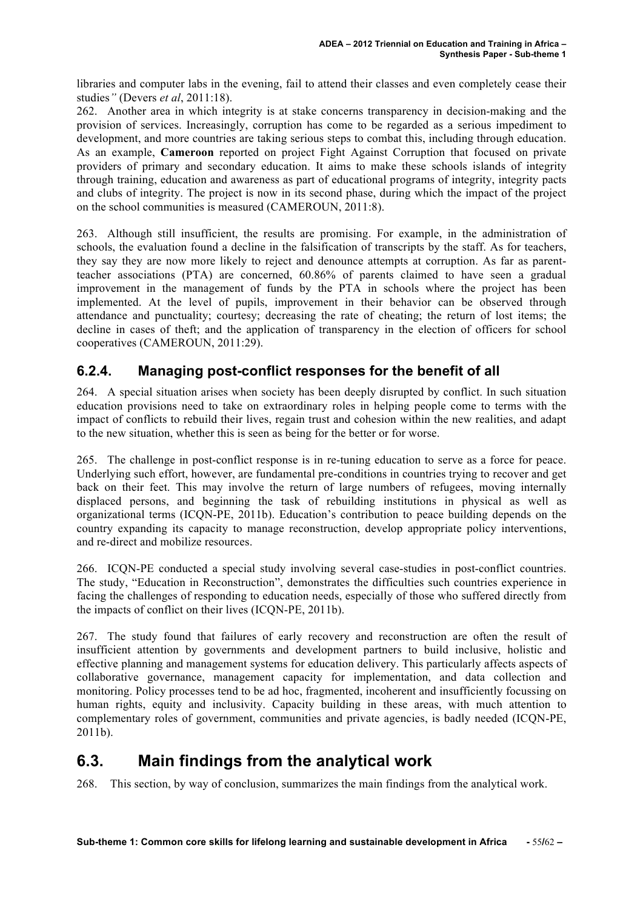libraries and computer labs in the evening, fail to attend their classes and even completely cease their studies*"* (Devers *et al*, 2011:18).

262. Another area in which integrity is at stake concerns transparency in decision-making and the provision of services. Increasingly, corruption has come to be regarded as a serious impediment to development, and more countries are taking serious steps to combat this, including through education. As an example, **Cameroon** reported on project Fight Against Corruption that focused on private providers of primary and secondary education. It aims to make these schools islands of integrity through training, education and awareness as part of educational programs of integrity, integrity pacts and clubs of integrity. The project is now in its second phase, during which the impact of the project on the school communities is measured (CAMEROUN, 2011:8).

263. Although still insufficient, the results are promising. For example, in the administration of schools, the evaluation found a decline in the falsification of transcripts by the staff. As for teachers, they say they are now more likely to reject and denounce attempts at corruption. As far as parent-teacher associations (PTA) are concerned, 60.86% of parents claimed to have seen a gradual improvement in the management of funds by the PTA in schools where the project has been implemented. At the level of pupils, improvement in their behavior can be observed through attendance and punctuality; courtesy; decreasing the rate of cheating; the return of lost items; the decline in cases of theft; and the application of transparency in the election of officers for school cooperatives (CAMEROUN, 2011:29).

### 6.2.4. Managing post-conflict responses for the benefit of all

264. A special situation arises when society has been deeply disrupted by conflict. In such situation education provisions need to take on extraordinary roles in helping people come to terms with the impact of conflicts to rebuild their lives, regain trust and cohesion within the new realities, and adapt to the new situation, whether this is seen as being for the better or for worse.

265. The challenge in post-conflict response is in re-tuning education to serve as a force for peace. Underlying such effort, however, are fundamental pre-conditions in countries trying to recover and get back on their feet. This may involve the return of large numbers of refugees, moving internally displaced persons, and beginning the task of rebuilding institutions in physical as well as organizational terms (ICQN-PE, 2011b). Education's contribution to peace building depends on the country expanding its capacity to manage reconstruction, develop appropriate policy interventions, and re-direct and mobilize resources.

266. ICQN-PE conducted a special study involving several case-studies in post-conflict countries. The study, "Education in Reconstruction", demonstrates the difficulties such countries experience in facing the challenges of responding to education needs, especially of those who suffered directly from the impacts of conflict on their lives (ICQN-PE, 2011b).

267. The study found that failures of early recovery and reconstruction are often the result of insufficient attention by governments and development partners to build inclusive, holistic and effective planning and management systems for education delivery. This particularly affects aspects of collaborative governance, management capacity for implementation, and data collection and monitoring. Policy processes tend to be ad hoc, fragmented, incoherent and insufficiently focussing on human rights, equity and inclusivity. Capacity building in these areas, with much attention to complementary roles of government, communities and private agencies, is badly needed (ICQN-PE, 2011b).

## 6.3. Main findings from the analytical work

268. This section, by way of conclusion, summarizes the main findings from the analytical work.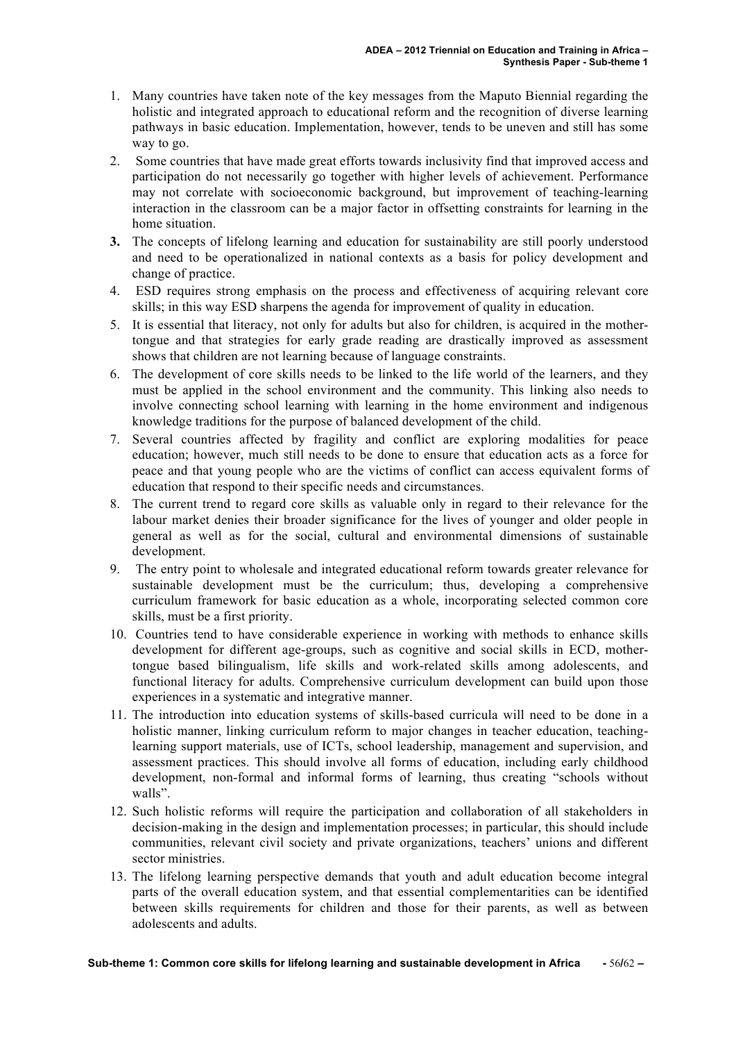1. Many countries have taken note of the key messages from the Maputo Biennial regarding the holistic and integrated approach to educational reform and the recognition of diverse learning pathways in basic education. Implementation, however, tends to be uneven and still has some way to go.
2. Some countries that have made great efforts towards inclusivity find that improved access and participation do not necessarily go together with higher levels of achievement. Performance may not correlate with socioeconomic background, but improvement of teaching-learning interaction in the classroom can be a major factor in offsetting constraints for learning in the home situation.
3. The concepts of lifelong learning and education for sustainability are still poorly understood and need to be operationalized in national contexts as a basis for policy development and change of practice.
4. ESD requires strong emphasis on the process and effectiveness of acquiring relevant core skills; in this way ESD sharpens the agenda for improvement of quality in education.
5. It is essential that literacy, not only for adults but also for children, is acquired in the mother-tongue and that strategies for early grade reading are drastically improved as assessment shows that children are not learning because of language constraints.
6. The development of core skills needs to be linked to the life world of the learners, and they must be applied in the school environment and the community. This linking also needs to involve connecting school learning with learning in the home environment and indigenous knowledge traditions for the purpose of balanced development of the child.
7. Several countries affected by fragility and conflict are exploring modalities for peace education; however, much still needs to be done to ensure that education acts as a force for peace and that young people who are the victims of conflict can access equivalent forms of education that respond to their specific needs and circumstances.
8. The current trend to regard core skills as valuable only in regard to their relevance for the labour market denies their broader significance for the lives of younger and older people in general as well as for the social, cultural and environmental dimensions of sustainable development.
9. The entry point to wholesale and integrated educational reform towards greater relevance for sustainable development must be the curriculum; thus, developing a comprehensive curriculum framework for basic education as a whole, incorporating selected common core skills, must be a first priority.
10. Countries tend to have considerable experience in working with methods to enhance skills development for different age-groups, such as cognitive and social skills in ECD, mother-tongue based bilingualism, life skills and work-related skills among adolescents, and functional literacy for adults. Comprehensive curriculum development can build upon those experiences in a systematic and integrative manner.
11. The introduction into education systems of skills-based curricula will need to be done in a holistic manner, linking curriculum reform to major changes in teacher education, teaching-learning support materials, use of ICTs, school leadership, management and supervision, and assessment practices. This should involve all forms of education, including early childhood development, non-formal and informal forms of learning, thus creating "schools without walls".
12. Such holistic reforms will require the participation and collaboration of all stakeholders in decision-making in the design and implementation processes; in particular, this should include communities, relevant civil society and private organizations, teachers' unions and different sector ministries.
13. The lifelong learning perspective demands that youth and adult education become integral parts of the overall education system, and that essential complementarities can be identified between skills requirements for children and those for their parents, as well as between adolescents and adults.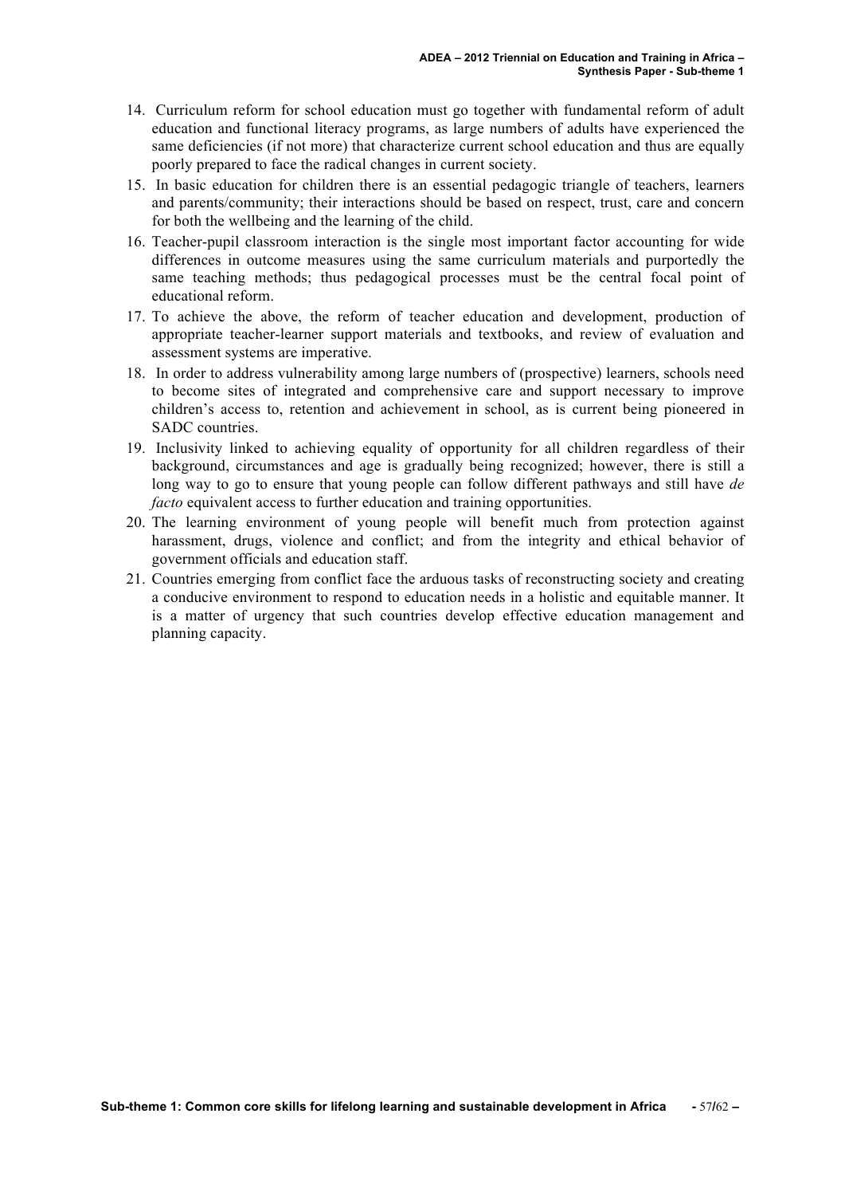14. Curriculum reform for school education must go together with fundamental reform of adult education and functional literacy programs, as large numbers of adults have experienced the same deficiencies (if not more) that characterize current school education and thus are equally poorly prepared to face the radical changes in current society.
15. In basic education for children there is an essential pedagogic triangle of teachers, learners and parents/community; their interactions should be based on respect, trust, care and concern for both the wellbeing and the learning of the child.
16. Teacher-pupil classroom interaction is the single most important factor accounting for wide differences in outcome measures using the same curriculum materials and purportedly the same teaching methods; thus pedagogical processes must be the central focal point of educational reform.
17. To achieve the above, the reform of teacher education and development, production of appropriate teacher-learner support materials and textbooks, and review of evaluation and assessment systems are imperative.
18. In order to address vulnerability among large numbers of (prospective) learners, schools need to become sites of integrated and comprehensive care and support necessary to improve children's access to, retention and achievement in school, as is current being pioneered in SADC countries.
19. Inclusivity linked to achieving equality of opportunity for all children regardless of their background, circumstances and age is gradually being recognized; however, there is still a long way to go to ensure that young people can follow different pathways and still have *de facto* equivalent access to further education and training opportunities.
20. The learning environment of young people will benefit much from protection against harassment, drugs, violence and conflict; and from the integrity and ethical behavior of government officials and education staff.
21. Countries emerging from conflict face the arduous tasks of reconstructing society and creating a conducive environment to respond to education needs in a holistic and equitable manner. It is a matter of urgency that such countries develop effective education management and planning capacity.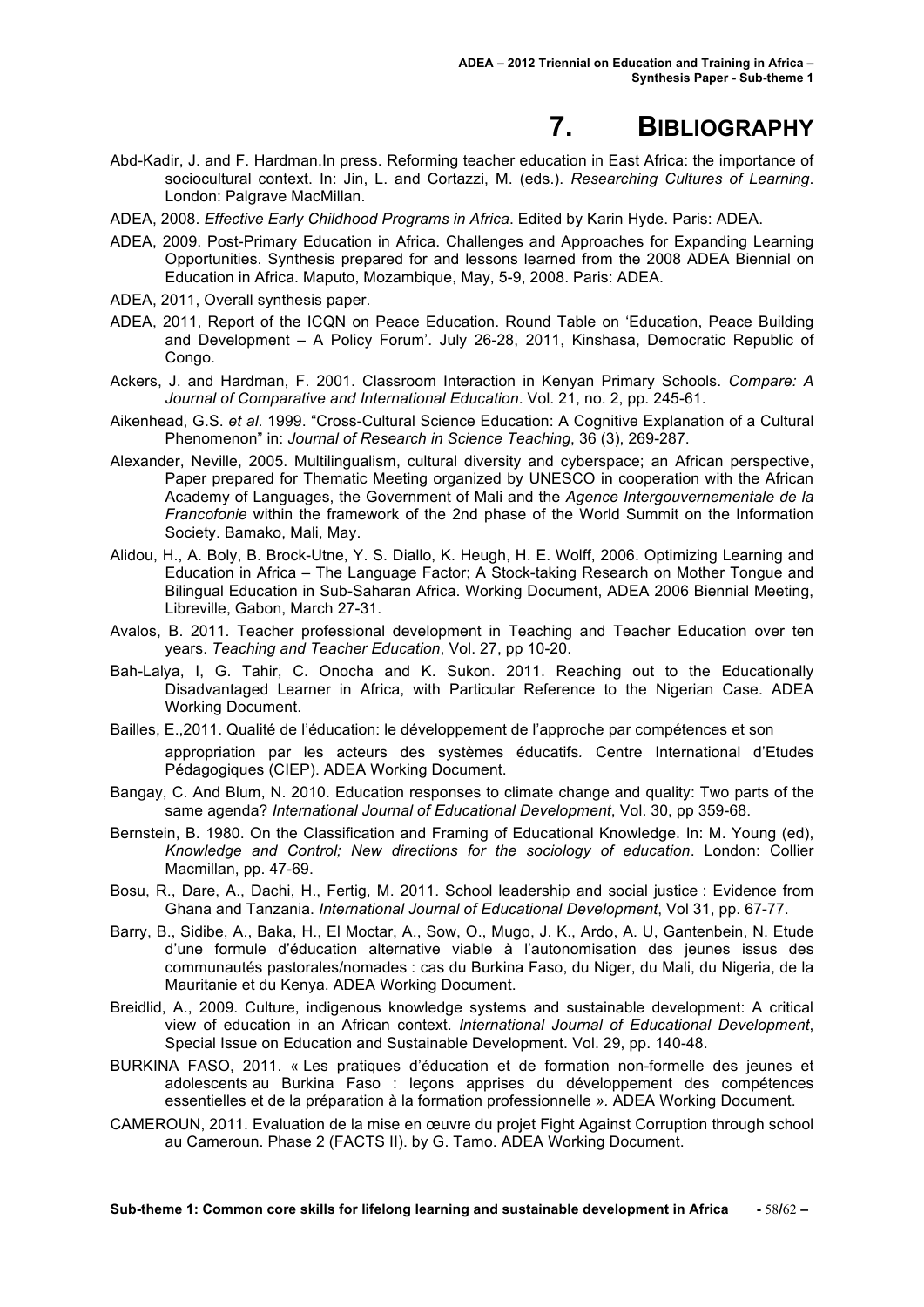# 7. BIBLIOGRAPHY

Abd-Kadir, J. and F. Hardman.In press. Reforming teacher education in East Africa: the importance of sociocultural context. In: Jin, L. and Cortazzi, M. (eds.). *Researching Cultures of Learning*. London: Palgrave MacMillan.

ADEA, 2008. *Effective Early Childhood Programs in Africa*. Edited by Karin Hyde. Paris: ADEA.

ADEA, 2009. Post-Primary Education in Africa. Challenges and Approaches for Expanding Learning Opportunities. Synthesis prepared for and lessons learned from the 2008 ADEA Biennial on Education in Africa. Maputo, Mozambique, May, 5-9, 2008. Paris: ADEA.

ADEA, 2011, Overall synthesis paper.

ADEA, 2011, Report of the ICQN on Peace Education. Round Table on 'Education, Peace Building and Development – A Policy Forum'. July 26-28, 2011, Kinshasa, Democratic Republic of Congo.

Ackers, J. and Hardman, F. 2001. Classroom Interaction in Kenyan Primary Schools. *Compare: A Journal of Comparative and International Education*. Vol. 21, no. 2, pp. 245-61.

Aikenhead, G.S. *et al*. 1999. "Cross-Cultural Science Education: A Cognitive Explanation of a Cultural Phenomenon" in: *Journal of Research in Science Teaching*, 36 (3), 269-287.

Alexander, Neville, 2005. Multilingualism, cultural diversity and cyberspace; an African perspective, Paper prepared for Thematic Meeting organized by UNESCO in cooperation with the African Academy of Languages, the Government of Mali and the *Agence Intergouvernementale de la Francofonie* within the framework of the 2nd phase of the World Summit on the Information Society. Bamako, Mali, May.

Alidou, H., A. Boly, B. Brock-Utne, Y. S. Diallo, K. Heugh, H. E. Wolff, 2006. Optimizing Learning and Education in Africa – The Language Factor; A Stock-taking Research on Mother Tongue and Bilingual Education in Sub-Saharan Africa. Working Document, ADEA 2006 Biennial Meeting, Libreville, Gabon, March 27-31.

Avalos, B. 2011. Teacher professional development in Teaching and Teacher Education over ten years. *Teaching and Teacher Education*, Vol. 27, pp 10-20.

Bah-Lalya, I, G. Tahir, C. Onocha and K. Sukon. 2011. Reaching out to the Educationally Disadvantaged Learner in Africa, with Particular Reference to the Nigerian Case. ADEA Working Document.

Bailles, E.,2011. Qualité de l'éducation: le développement de l'approche par compétences et son appropriation par les acteurs des systèmes éducatifs*.* Centre International d'Etudes Pédagogiques (CIEP). ADEA Working Document.

Bangay, C. And Blum, N. 2010. Education responses to climate change and quality: Two parts of the same agenda? *International Journal of Educational Development*, Vol. 30, pp 359-68.

Bernstein, B. 1980. On the Classification and Framing of Educational Knowledge. In: M. Young (ed), *Knowledge and Control; New directions for the sociology of education*. London: Collier Macmillan, pp. 47-69.

Bosu, R., Dare, A., Dachi, H., Fertig, M. 2011. School leadership and social justice : Evidence from Ghana and Tanzania. *International Journal of Educational Development*, Vol 31, pp. 67-77.

Barry, B., Sidibe, A., Baka, H., El Moctar, A., Sow, O., Mugo, J. K., Ardo, A. U, Gantenbein, N. Etude d'une formule d'éducation alternative viable à l'autonomisation des jeunes issus des communautés pastorales/nomades : cas du Burkina Faso, du Niger, du Mali, du Nigeria, de la Mauritanie et du Kenya. ADEA Working Document.

Breidlid, A., 2009. Culture, indigenous knowledge systems and sustainable development: A critical view of education in an African context. *International Journal of Educational Development*, Special Issue on Education and Sustainable Development. Vol. 29, pp. 140-48.

BURKINA FASO, 2011. « Les pratiques d'éducation et de formation non-formelle des jeunes et adolescents au Burkina Faso : leçons apprises du développement des compétences essentielles et de la préparation à la formation professionnelle ». ADEA Working Document.

CAMEROUN, 2011. Evaluation de la mise en œuvre du projet Fight Against Corruption through school au Cameroun. Phase 2 (FACTS II). by G. Tamo. ADEA Working Document.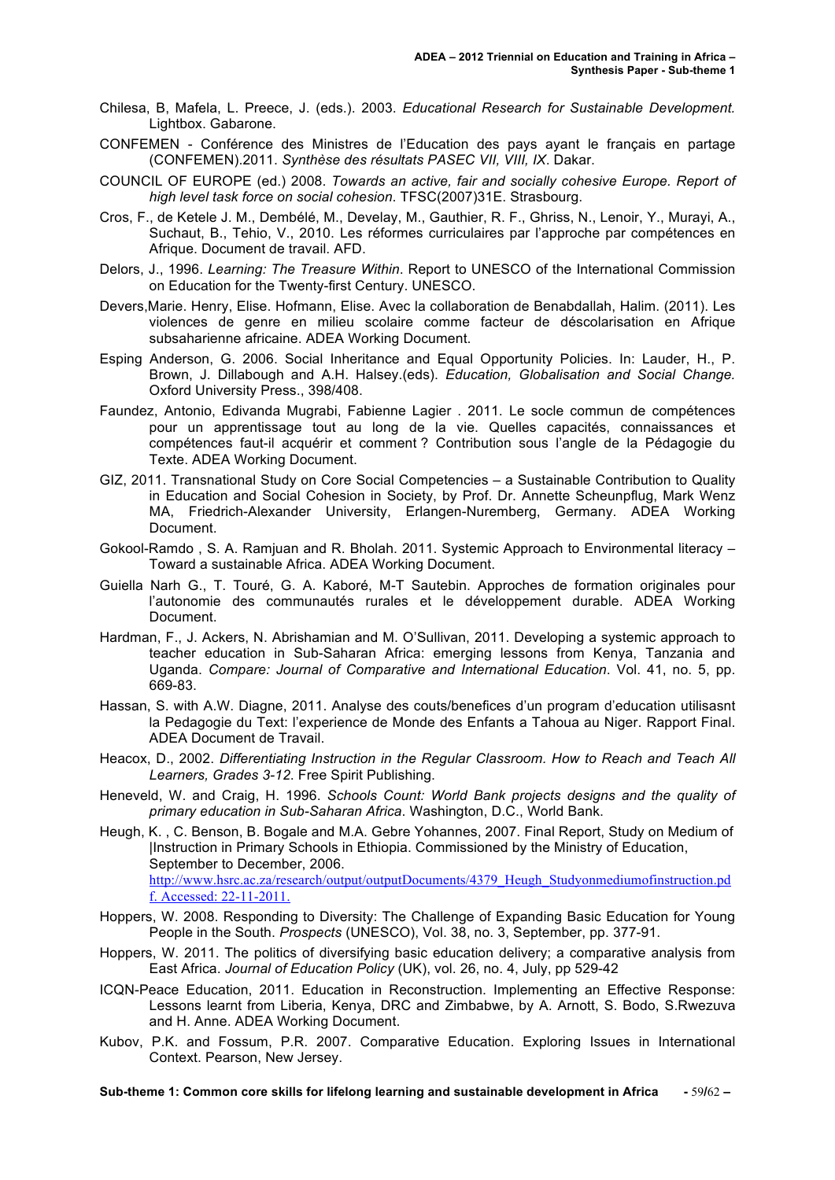Chilesa, B, Mafela, L. Preece, J. (eds.). 2003. *Educational Research for Sustainable Development.* Lightbox. Gabarone.

CONFEMEN - Conférence des Ministres de l'Education des pays ayant le français en partage (CONFEMEN).2011. *Synthèse des résultats PASEC VII, VIII, IX*. Dakar.

COUNCIL OF EUROPE (ed.) 2008. *Towards an active, fair and socially cohesive Europe. Report of high level task force on social cohesion*. TFSC(2007)31E. Strasbourg.

Cros, F., de Ketele J. M., Dembélé, M., Develay, M., Gauthier, R. F., Ghriss, N., Lenoir, Y., Murayi, A., Suchaut, B., Tehio, V., 2010. Les réformes curriculaires par l'approche par compétences en Afrique. Document de travail. AFD.

Delors, J., 1996. *Learning: The Treasure Within*. Report to UNESCO of the International Commission on Education for the Twenty-first Century. UNESCO.

Devers,Marie. Henry, Elise. Hofmann, Elise. Avec la collaboration de Benabdallah, Halim. (2011). Les violences de genre en milieu scolaire comme facteur de déscolarisation en Afrique subsaharienne africaine. ADEA Working Document.

Esping Anderson, G. 2006. Social Inheritance and Equal Opportunity Policies. In: Lauder, H., P. Brown, J. Dillabough and A.H. Halsey.(eds). *Education, Globalisation and Social Change.* Oxford University Press., 398/408.

Faundez, Antonio, Edivanda Mugrabi, Fabienne Lagier . 2011. Le socle commun de compétences pour un apprentissage tout au long de la vie. Quelles capacités, connaissances et compétences faut-il acquérir et comment ? Contribution sous l'angle de la Pédagogie du Texte. ADEA Working Document.

GIZ, 2011. Transnational Study on Core Social Competencies – a Sustainable Contribution to Quality in Education and Social Cohesion in Society, by Prof. Dr. Annette Scheunpflug, Mark Wenz MA, Friedrich-Alexander University, Erlangen-Nuremberg, Germany. ADEA Working Document.

Gokool-Ramdo , S. A. Ramjuan and R. Bholah. 2011. Systemic Approach to Environmental literacy – Toward a sustainable Africa. ADEA Working Document.

Guiella Narh G., T. Touré, G. A. Kaboré, M-T Sautebin. Approches de formation originales pour l'autonomie des communautés rurales et le développement durable. ADEA Working Document.

Hardman, F., J. Ackers, N. Abrishamian and M. O'Sullivan, 2011. Developing a systemic approach to teacher education in Sub-Saharan Africa: emerging lessons from Kenya, Tanzania and Uganda. *Compare: Journal of Comparative and International Education*. Vol. 41, no. 5, pp. 669-83.

Hassan, S. with A.W. Diagne, 2011. Analyse des couts/benefices d'un program d'education utilisasnt la Pedagogie du Text: l'experience de Monde des Enfants a Tahoua au Niger. Rapport Final. ADEA Document de Travail.

Heacox, D., 2002. *Differentiating Instruction in the Regular Classroom. How to Reach and Teach All Learners, Grades 3-12.* Free Spirit Publishing.

Heneveld, W. and Craig, H. 1996. *Schools Count: World Bank projects designs and the quality of primary education in Sub-Saharan Africa*. Washington, D.C., World Bank.

Heugh, K. , C. Benson, B. Bogale and M.A. Gebre Yohannes, 2007. Final Report, Study on Medium of |Instruction in Primary Schools in Ethiopia. Commissioned by the Ministry of Education, September to December, 2006. http://www.hsrc.ac.za/research/output/outputDocuments/4379_Heugh_Studyonmediumofinstruction.pdf. Accessed: 22-11-2011.

Hoppers, W. 2008. Responding to Diversity: The Challenge of Expanding Basic Education for Young People in the South. *Prospects* (UNESCO), Vol. 38, no. 3, September, pp. 377-91.

Hoppers, W. 2011. The politics of diversifying basic education delivery; a comparative analysis from East Africa. *Journal of Education Policy* (UK), vol. 26, no. 4, July, pp 529-42

ICQN-Peace Education, 2011. Education in Reconstruction. Implementing an Effective Response: Lessons learnt from Liberia, Kenya, DRC and Zimbabwe, by A. Arnott, S. Bodo, S.Rwezuva and H. Anne. ADEA Working Document.

Kubov, P.K. and Fossum, P.R. 2007. Comparative Education. Exploring Issues in International Context. Pearson, New Jersey.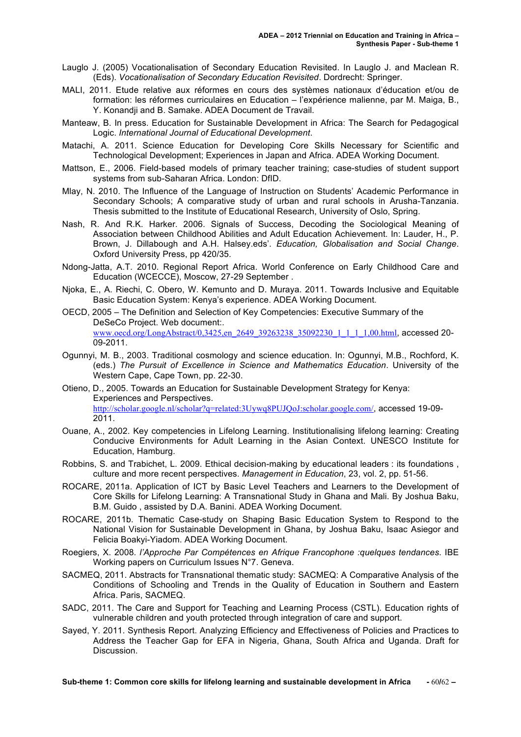Lauglo J. (2005) Vocationalisation of Secondary Education Revisited. In Lauglo J. and Maclean R. (Eds). *Vocationalisation of Secondary Education Revisited*. Dordrecht: Springer.

MALI, 2011. Etude relative aux réformes en cours des systèmes nationaux d'éducation et/ou de formation: les réformes curriculaires en Education – l'expérience malienne, par M. Maiga, B., Y. Konandji and B. Samake. ADEA Document de Travail.

Manteaw, B. In press. Education for Sustainable Development in Africa: The Search for Pedagogical Logic. *International Journal of Educational Development*.

Matachi, A. 2011. Science Education for Developing Core Skills Necessary for Scientific and Technological Development; Experiences in Japan and Africa. ADEA Working Document.

Mattson, E., 2006. Field-based models of primary teacher training; case-studies of student support systems from sub-Saharan Africa. London: DfID.

Mlay, N. 2010. The Influence of the Language of Instruction on Students' Academic Performance in Secondary Schools; A comparative study of urban and rural schools in Arusha-Tanzania. Thesis submitted to the Institute of Educational Research, University of Oslo, Spring.

Nash, R. And R.K. Harker. 2006. Signals of Success, Decoding the Sociological Meaning of Association between Childhood Abilities and Adult Education Achievement. In: Lauder, H., P. Brown, J. Dillabough and A.H. Halsey.eds'. *Education, Globalisation and Social Change*. Oxford University Press, pp 420/35.

Ndong-Jatta, A.T. 2010. Regional Report Africa. World Conference on Early Childhood Care and Education (WCECCE), Moscow, 27-29 September .

Njoka, E., A. Riechi, C. Obero, W. Kemunto and D. Muraya. 2011. Towards Inclusive and Equitable Basic Education System: Kenya's experience. ADEA Working Document.

OECD, 2005 – The Definition and Selection of Key Competencies: Executive Summary of the DeSeCo Project. Web document:. www.oecd.org/LongAbstract/0,3425,en_2649_39263238_35092230_1_1_1_1,00.html, accessed 20-09-2011.

Ogunnyi, M. B., 2003. Traditional cosmology and science education. In: Ogunnyi, M.B., Rochford, K. (eds.) *The Pursuit of Excellence in Science and Mathematics Education*. University of the Western Cape, Cape Town, pp. 22-30.

Otieno, D., 2005. Towards an Education for Sustainable Development Strategy for Kenya: Experiences and Perspectives. http://scholar.google.nl/scholar?q=related:3Uywq8PUJQoJ:scholar.google.com/, accessed 19-09-2011.

Ouane, A., 2002. Key competencies in Lifelong Learning. Institutionalising lifelong learning: Creating Conducive Environments for Adult Learning in the Asian Context. UNESCO Institute for Education, Hamburg.

Robbins, S. and Trabichet, L. 2009. Ethical decision-making by educational leaders : its foundations , culture and more recent perspectives. *Management in Education*, 23, vol. 2, pp. 51-56.

ROCARE, 2011a. Application of ICT by Basic Level Teachers and Learners to the Development of Core Skills for Lifelong Learning: A Transnational Study in Ghana and Mali. By Joshua Baku, B.M. Guido , assisted by D.A. Banini. ADEA Working Document.

ROCARE, 2011b. Thematic Case-study on Shaping Basic Education System to Respond to the National Vision for Sustainable Development in Ghana, by Joshua Baku, Isaac Asiegor and Felicia Boakyi-Yiadom. ADEA Working Document.

Roegiers, X. 2008. *l'Approche Par Compétences en Afrique Francophone :quelques tendances*. IBE Working papers on Curriculum Issues N°7. Geneva.

SACMEQ, 2011. Abstracts for Transnational thematic study: SACMEQ: A Comparative Analysis of the Conditions of Schooling and Trends in the Quality of Education in Southern and Eastern Africa. Paris, SACMEQ.

SADC, 2011. The Care and Support for Teaching and Learning Process (CSTL). Education rights of vulnerable children and youth protected through integration of care and support.

Sayed, Y. 2011. Synthesis Report. Analyzing Efficiency and Effectiveness of Policies and Practices to Address the Teacher Gap for EFA in Nigeria, Ghana, South Africa and Uganda. Draft for Discussion.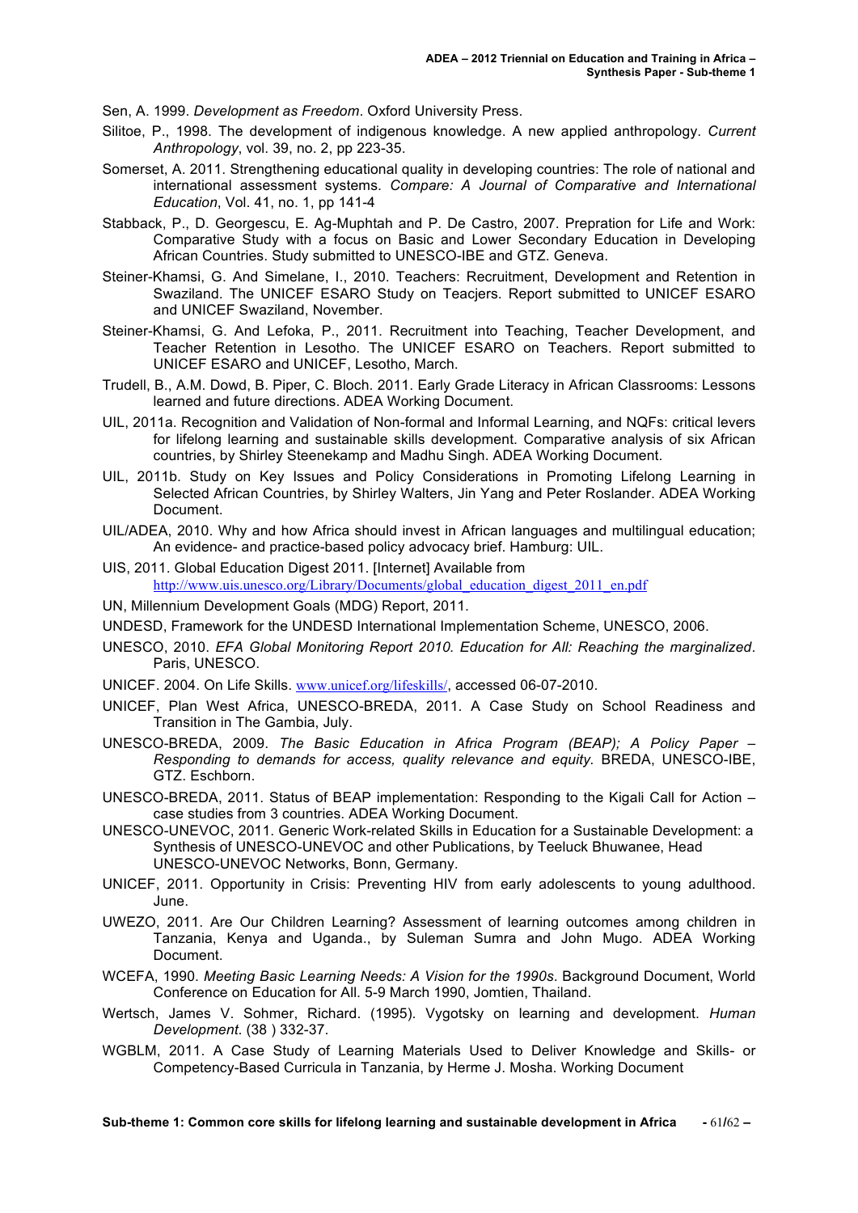Sen, A. 1999. *Development as Freedom*. Oxford University Press.

Silitoe, P., 1998. The development of indigenous knowledge. A new applied anthropology. *Current Anthropology*, vol. 39, no. 2, pp 223-35.

Somerset, A. 2011. Strengthening educational quality in developing countries: The role of national and international assessment systems. *Compare: A Journal of Comparative and International Education*, Vol. 41, no. 1, pp 141-4

Stabback, P., D. Georgescu, E. Ag-Muphtah and P. De Castro, 2007. Prepration for Life and Work: Comparative Study with a focus on Basic and Lower Secondary Education in Developing African Countries. Study submitted to UNESCO-IBE and GTZ. Geneva.

Steiner-Khamsi, G. And Simelane, I., 2010. Teachers: Recruitment, Development and Retention in Swaziland. The UNICEF ESARO Study on Teacjers. Report submitted to UNICEF ESARO and UNICEF Swaziland, November.

Steiner-Khamsi, G. And Lefoka, P., 2011. Recruitment into Teaching, Teacher Development, and Teacher Retention in Lesotho. The UNICEF ESARO on Teachers. Report submitted to UNICEF ESARO and UNICEF, Lesotho, March.

Trudell, B., A.M. Dowd, B. Piper, C. Bloch. 2011. Early Grade Literacy in African Classrooms: Lessons learned and future directions. ADEA Working Document.

UIL, 2011a. Recognition and Validation of Non-formal and Informal Learning, and NQFs: critical levers for lifelong learning and sustainable skills development. Comparative analysis of six African countries, by Shirley Steenekamp and Madhu Singh. ADEA Working Document.

UIL, 2011b. Study on Key Issues and Policy Considerations in Promoting Lifelong Learning in Selected African Countries, by Shirley Walters, Jin Yang and Peter Roslander. ADEA Working Document.

UIL/ADEA, 2010. Why and how Africa should invest in African languages and multilingual education; An evidence- and practice-based policy advocacy brief. Hamburg: UIL.

UIS, 2011. Global Education Digest 2011. [Internet] Available from http://www.uis.unesco.org/Library/Documents/global_education_digest_2011_en.pdf

UN, Millennium Development Goals (MDG) Report, 2011.

UNDESD, Framework for the UNDESD International Implementation Scheme, UNESCO, 2006.

UNESCO, 2010. *EFA Global Monitoring Report 2010. Education for All: Reaching the marginalized*. Paris, UNESCO.

UNICEF. 2004. On Life Skills. www.unicef.org/lifeskills/, accessed 06-07-2010.

UNICEF, Plan West Africa, UNESCO-BREDA, 2011. A Case Study on School Readiness and Transition in The Gambia, July.

UNESCO-BREDA, 2009. *The Basic Education in Africa Program (BEAP); A Policy Paper – Responding to demands for access, quality relevance and equity.* BREDA, UNESCO-IBE, GTZ. Eschborn.

UNESCO-BREDA, 2011. Status of BEAP implementation: Responding to the Kigali Call for Action – case studies from 3 countries. ADEA Working Document.

UNESCO-UNEVOC, 2011. Generic Work-related Skills in Education for a Sustainable Development: a Synthesis of UNESCO-UNEVOC and other Publications, by Teeluck Bhuwanee, Head UNESCO-UNEVOC Networks, Bonn, Germany.

UNICEF, 2011. Opportunity in Crisis: Preventing HIV from early adolescents to young adulthood. June.

UWEZO, 2011. Are Our Children Learning? Assessment of learning outcomes among children in Tanzania, Kenya and Uganda., by Suleman Sumra and John Mugo. ADEA Working Document.

WCEFA, 1990. *Meeting Basic Learning Needs: A Vision for the 1990s*. Background Document, World Conference on Education for All. 5-9 March 1990, Jomtien, Thailand.

Wertsch, James V. Sohmer, Richard. (1995). Vygotsky on learning and development. *Human Development.* (38 ) 332-37.

WGBLM, 2011. A Case Study of Learning Materials Used to Deliver Knowledge and Skills- or Competency-Based Curricula in Tanzania, by Herme J. Mosha. Working Document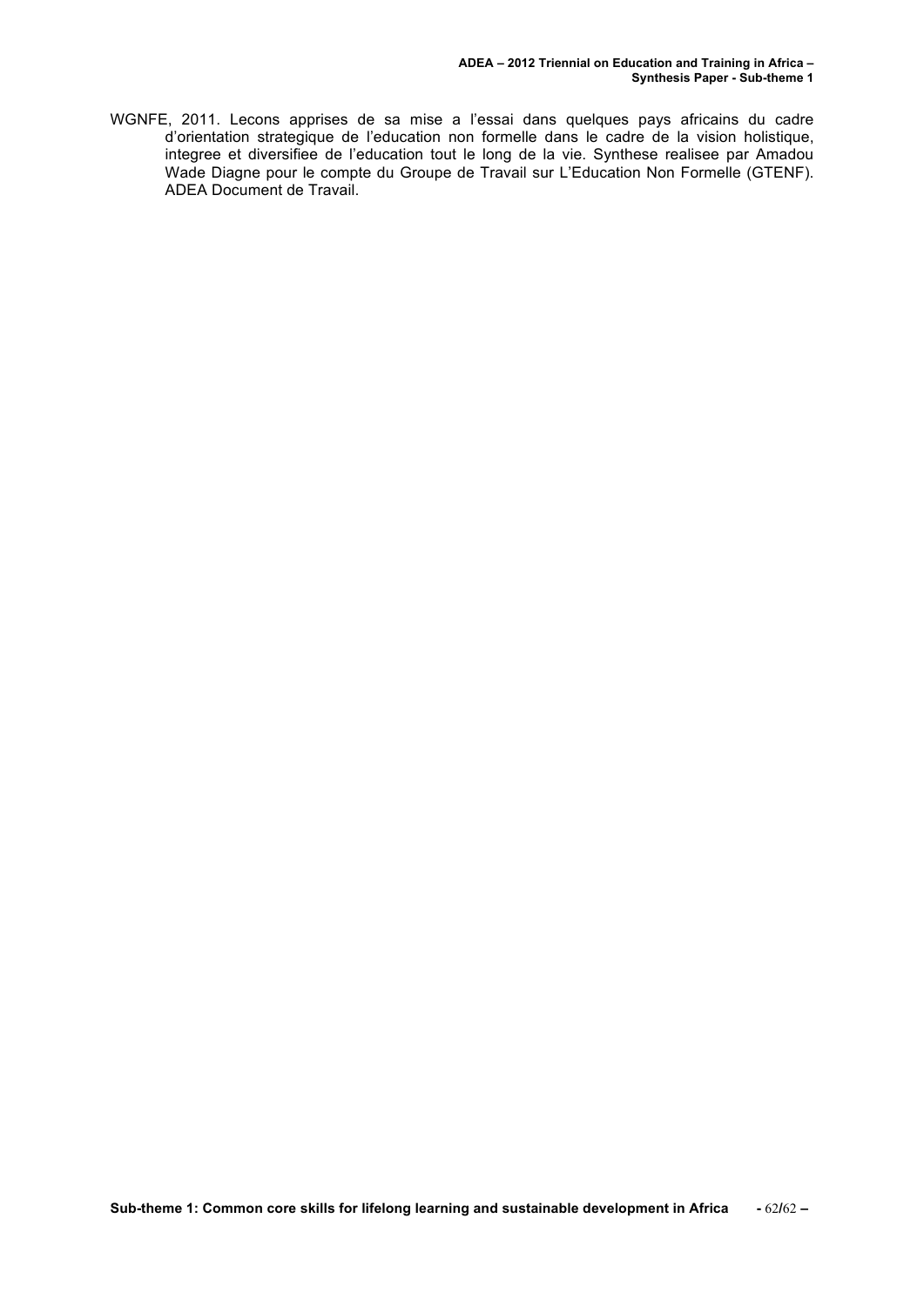WGNFE, 2011. Lecons apprises de sa mise a l'essai dans quelques pays africains du cadre d'orientation strategique de l'education non formelle dans le cadre de la vision holistique, integree et diversifiee de l'education tout le long de la vie. Synthese realisee par Amadou Wade Diagne pour le compte du Groupe de Travail sur L'Education Non Formelle (GTENF). ADEA Document de Travail.